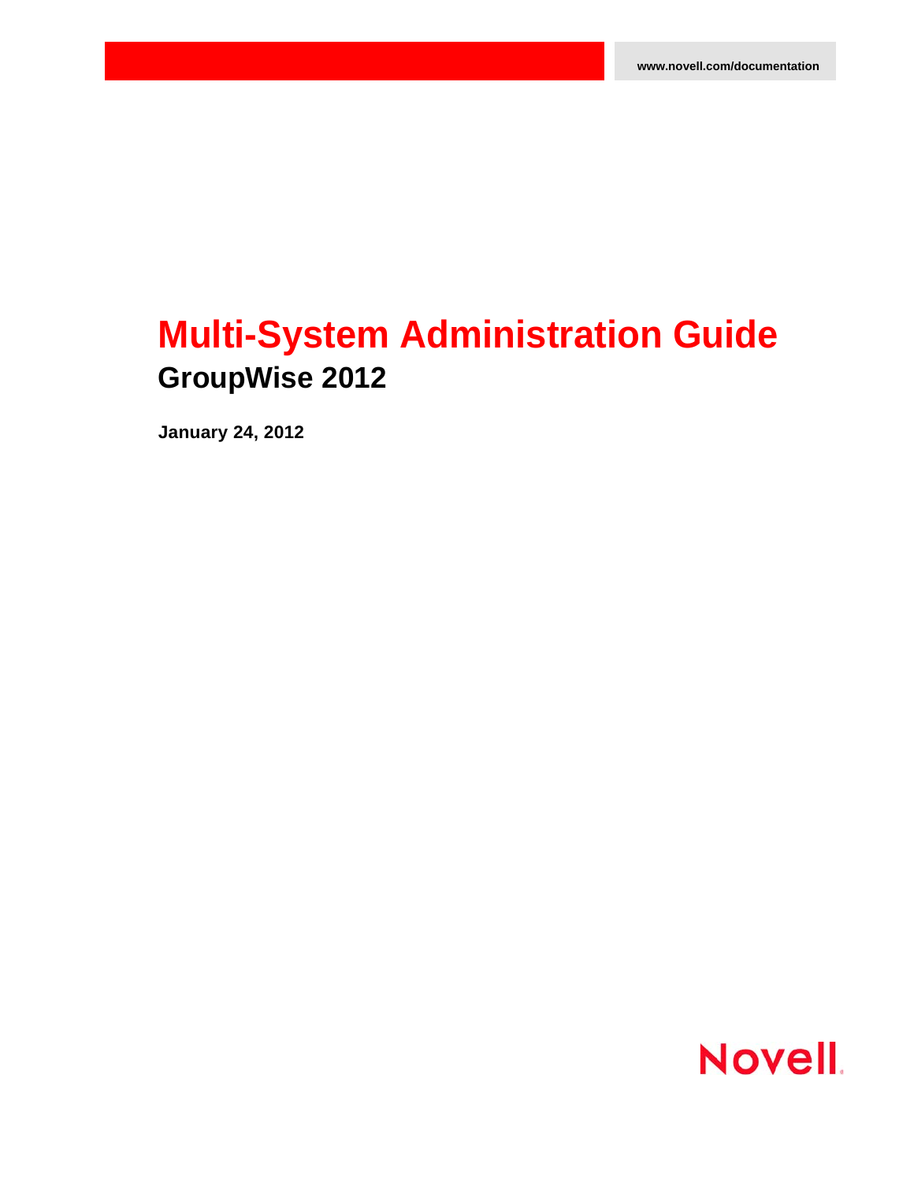www.novell.com/documentation

# Multi-System Administration Guide

## GroupWise 2012

**January 24, 2012**

Novell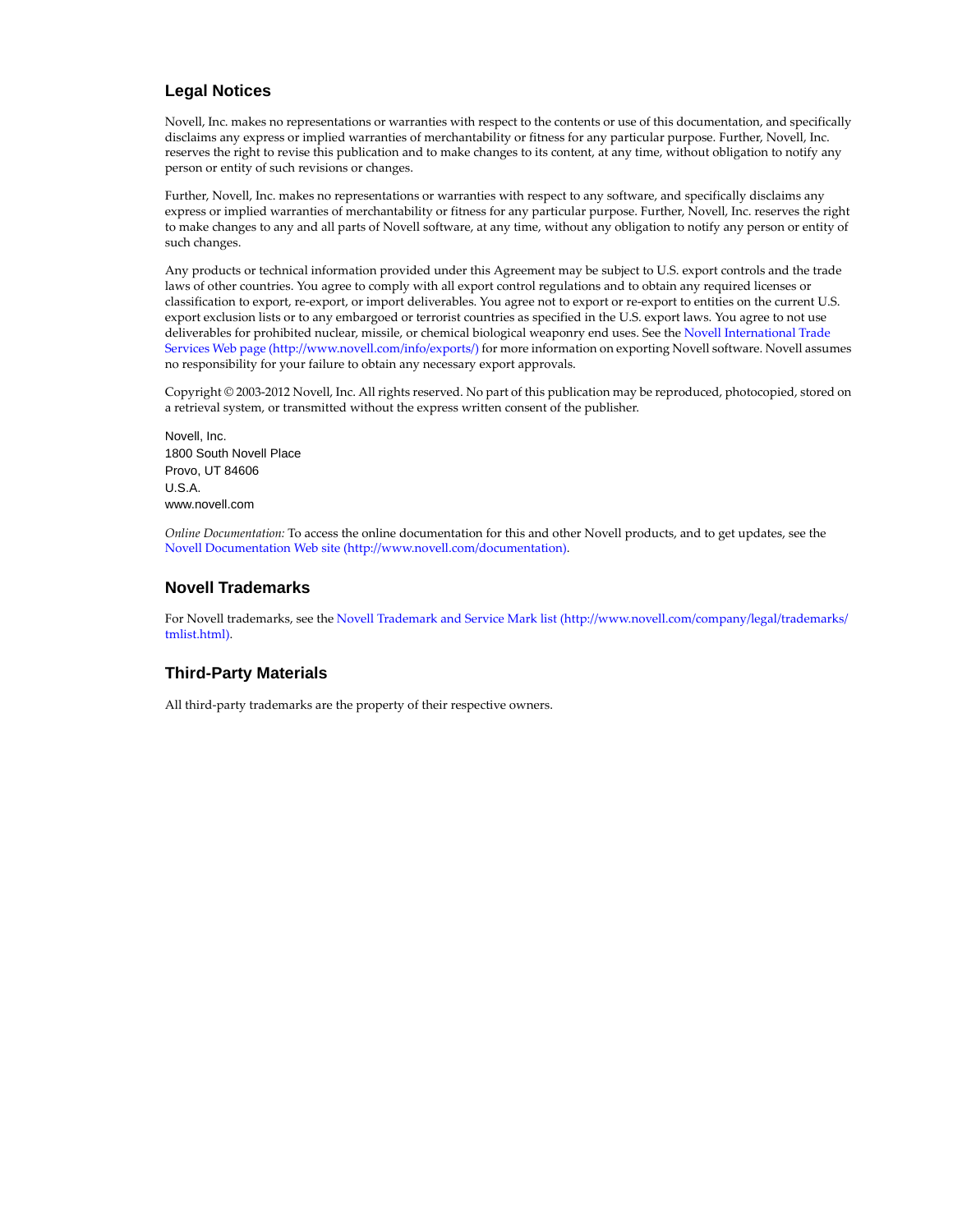## Legal Notices

Novell, Inc. makes no representations or warranties with respect to the contents or use of this documentation, and specifically disclaims any express or implied warranties of merchantability or fitness for any particular purpose. Further, Novell, Inc. reserves the right to revise this publication and to make changes to its content, at any time, without obligation to notify any person or entity of such revisions or changes.

Further, Novell, Inc. makes no representations or warranties with respect to any software, and specifically disclaims any express or implied warranties of merchantability or fitness for any particular purpose. Further, Novell, Inc. reserves the right to make changes to any and all parts of Novell software, at any time, without any obligation to notify any person or entity of such changes.

Any products or technical information provided under this Agreement may be subject to U.S. export controls and the trade laws of other countries. You agree to comply with all export control regulations and to obtain any required licenses or classification to export, re-export, or import deliverables. You agree not to export or re-export to entities on the current U.S. export exclusion lists or to any embargoed or terrorist countries as specified in the U.S. export laws. You agree to not use deliverables for prohibited nuclear, missile, or chemical biological weaponry end uses. See the Novell International Trade Services Web page (http://www.novell.com/info/exports/) for more information on exporting Novell software. Novell assumes no responsibility for your failure to obtain any necessary export approvals.

Copyright © 2003-2012 Novell, Inc. All rights reserved. No part of this publication may be reproduced, photocopied, stored on a retrieval system, or transmitted without the express written consent of the publisher.

Novell, Inc.
1800 South Novell Place
Provo, UT 84606
U.S.A.
www.novell.com

*Online Documentation:* To access the online documentation for this and other Novell products, and to get updates, see the Novell Documentation Web site (http://www.novell.com/documentation).

## Novell Trademarks

For Novell trademarks, see the Novell Trademark and Service Mark list (http://www.novell.com/company/legal/trademarks/tmlist.html).

## Third-Party Materials

All third-party trademarks are the property of their respective owners.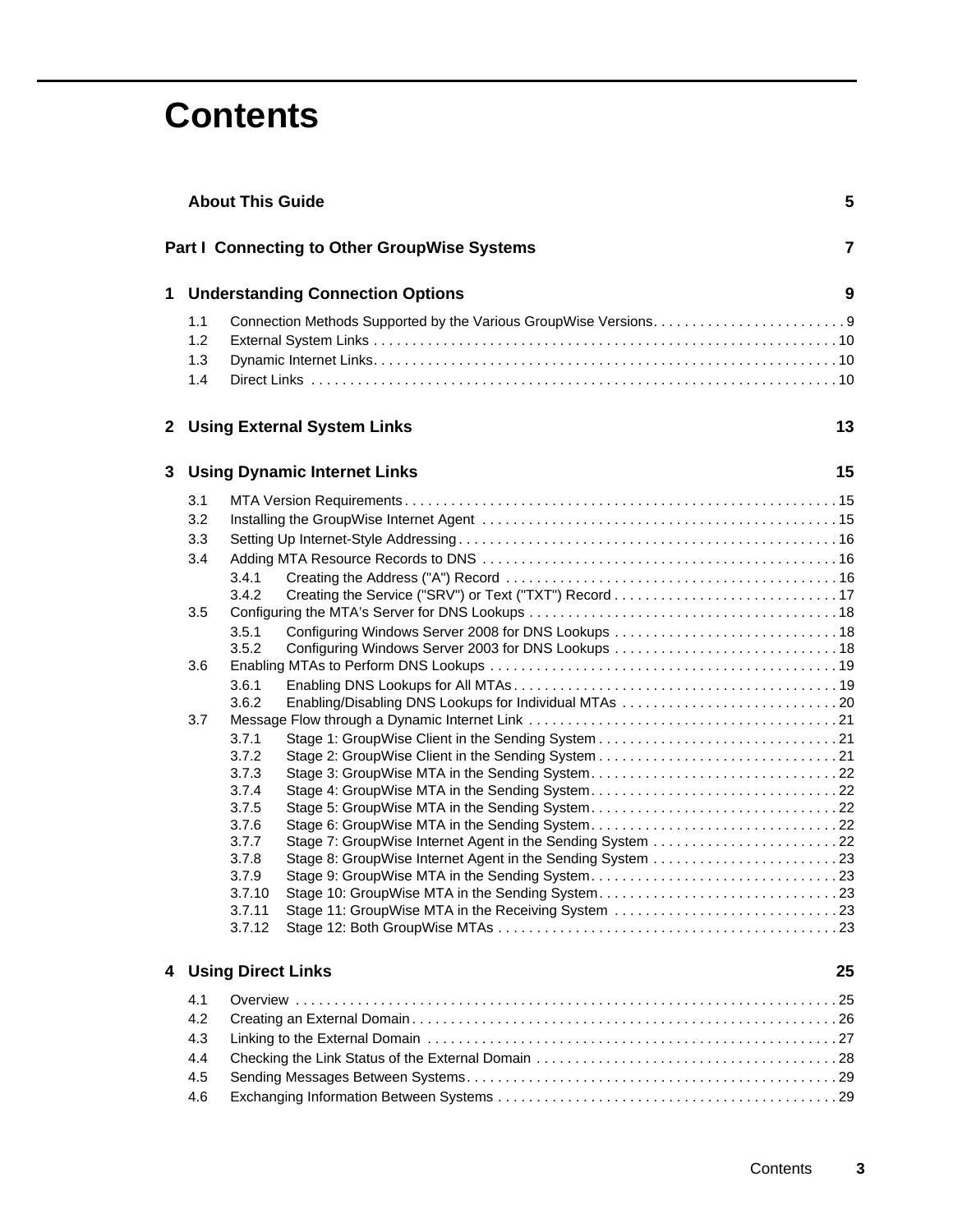# Contents

**About This Guide** 5

**Part I Connecting to Other GroupWise Systems** 7

**1 Understanding Connection Options** 9

- 1.1 Connection Methods Supported by the Various GroupWise Versions 9
- 1.2 External System Links 10
- 1.3 Dynamic Internet Links 10
- 1.4 Direct Links 10

**2 Using External System Links** 13

**3 Using Dynamic Internet Links** 15

- 3.1 MTA Version Requirements 15
- 3.2 Installing the GroupWise Internet Agent 15
- 3.3 Setting Up Internet-Style Addressing 16
- 3.4 Adding MTA Resource Records to DNS 16
  - 3.4.1 Creating the Address ("A") Record 16
  - 3.4.2 Creating the Service ("SRV") or Text ("TXT") Record 17
- 3.5 Configuring the MTA's Server for DNS Lookups 18
  - 3.5.1 Configuring Windows Server 2008 for DNS Lookups 18
  - 3.5.2 Configuring Windows Server 2003 for DNS Lookups 18
- 3.6 Enabling MTAs to Perform DNS Lookups 19
  - 3.6.1 Enabling DNS Lookups for All MTAs 19
  - 3.6.2 Enabling/Disabling DNS Lookups for Individual MTAs 20
- 3.7 Message Flow through a Dynamic Internet Link 21
  - 3.7.1 Stage 1: GroupWise Client in the Sending System 21
  - 3.7.2 Stage 2: GroupWise Client in the Sending System 21
  - 3.7.3 Stage 3: GroupWise MTA in the Sending System 22
  - 3.7.4 Stage 4: GroupWise MTA in the Sending System 22
  - 3.7.5 Stage 5: GroupWise MTA in the Sending System 22
  - 3.7.6 Stage 6: GroupWise MTA in the Sending System 22
  - 3.7.7 Stage 7: GroupWise Internet Agent in the Sending System 22
  - 3.7.8 Stage 8: GroupWise Internet Agent in the Sending System 23
  - 3.7.9 Stage 9: GroupWise MTA in the Sending System 23
  - 3.7.10 Stage 10: GroupWise MTA in the Sending System 23
  - 3.7.11 Stage 11: GroupWise MTA in the Receiving System 23
  - 3.7.12 Stage 12: Both GroupWise MTAs 23

**4 Using Direct Links** 25

- 4.1 Overview 25
- 4.2 Creating an External Domain 26
- 4.3 Linking to the External Domain 27
- 4.4 Checking the Link Status of the External Domain 28
- 4.5 Sending Messages Between Systems 29
- 4.6 Exchanging Information Between Systems 29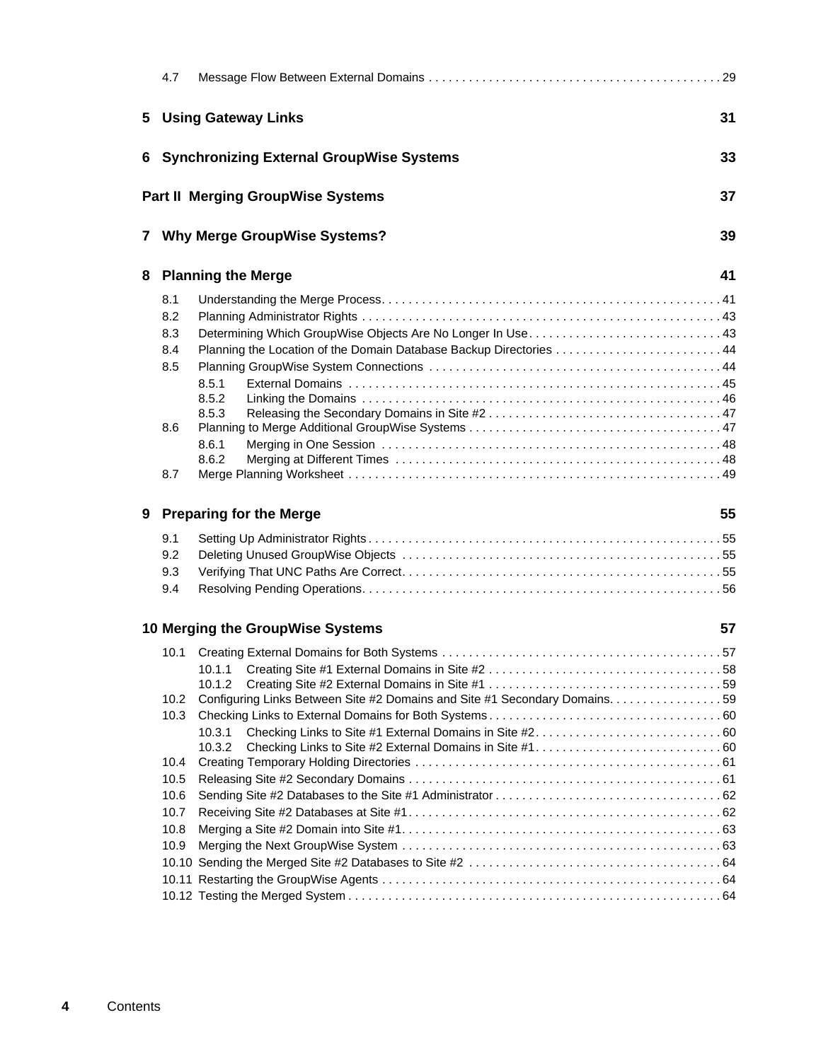4.7 Message Flow Between External Domains . . . . . . . . . . . . . . . . . . . . . . . . . . . . . . . . . . . . . . . . . . . 29

**5 Using Gateway Links 31**

**6 Synchronizing External GroupWise Systems 33**

**Part II Merging GroupWise Systems 37**

**7 Why Merge GroupWise Systems? 39**

**8 Planning the Merge 41**

8.1 Understanding the Merge Process. . . . . . . . . . . . . . . . . . . . . . . . . . . . . . . . . . . . . . . . . . . . . . . . . . 41
8.2 Planning Administrator Rights . . . . . . . . . . . . . . . . . . . . . . . . . . . . . . . . . . . . . . . . . . . . . . . . . . . . . 43
8.3 Determining Which GroupWise Objects Are No Longer In Use. . . . . . . . . . . . . . . . . . . . . . . . . . . . . 43
8.4 Planning the Location of the Domain Database Backup Directories . . . . . . . . . . . . . . . . . . . . . . . . . 44
8.5 Planning GroupWise System Connections . . . . . . . . . . . . . . . . . . . . . . . . . . . . . . . . . . . . . . . . . . . 44
8.5.1 External Domains . . . . . . . . . . . . . . . . . . . . . . . . . . . . . . . . . . . . . . . . . . . . . . . . . . . . . . . 45
8.5.2 Linking the Domains . . . . . . . . . . . . . . . . . . . . . . . . . . . . . . . . . . . . . . . . . . . . . . . . . . . . . 46
8.5.3 Releasing the Secondary Domains in Site #2 . . . . . . . . . . . . . . . . . . . . . . . . . . . . . . . . . . 47
8.6 Planning to Merge Additional GroupWise Systems . . . . . . . . . . . . . . . . . . . . . . . . . . . . . . . . . . . . . 47
8.6.1 Merging in One Session . . . . . . . . . . . . . . . . . . . . . . . . . . . . . . . . . . . . . . . . . . . . . . . . . . 48
8.6.2 Merging at Different Times . . . . . . . . . . . . . . . . . . . . . . . . . . . . . . . . . . . . . . . . . . . . . . . . 48
8.7 Merge Planning Worksheet . . . . . . . . . . . . . . . . . . . . . . . . . . . . . . . . . . . . . . . . . . . . . . . . . . . . . . . 49

**9 Preparing for the Merge 55**

9.1 Setting Up Administrator Rights . . . . . . . . . . . . . . . . . . . . . . . . . . . . . . . . . . . . . . . . . . . . . . . . . . . . 55
9.2 Deleting Unused GroupWise Objects . . . . . . . . . . . . . . . . . . . . . . . . . . . . . . . . . . . . . . . . . . . . . . . 55
9.3 Verifying That UNC Paths Are Correct. . . . . . . . . . . . . . . . . . . . . . . . . . . . . . . . . . . . . . . . . . . . . . . 55
9.4 Resolving Pending Operations. . . . . . . . . . . . . . . . . . . . . . . . . . . . . . . . . . . . . . . . . . . . . . . . . . . . . 56

**10 Merging the GroupWise Systems 57**

10.1 Creating External Domains for Both Systems . . . . . . . . . . . . . . . . . . . . . . . . . . . . . . . . . . . . . . . . . 57
10.1.1 Creating Site #1 External Domains in Site #2 . . . . . . . . . . . . . . . . . . . . . . . . . . . . . . . . . . 58
10.1.2 Creating Site #2 External Domains in Site #1 . . . . . . . . . . . . . . . . . . . . . . . . . . . . . . . . . . 59
10.2 Configuring Links Between Site #2 Domains and Site #1 Secondary Domains. . . . . . . . . . . . . . . . . 59
10.3 Checking Links to External Domains for Both Systems . . . . . . . . . . . . . . . . . . . . . . . . . . . . . . . . . . 60
10.3.1 Checking Links to Site #1 External Domains in Site #2. . . . . . . . . . . . . . . . . . . . . . . . . . . . 60
10.3.2 Checking Links to Site #2 External Domains in Site #1. . . . . . . . . . . . . . . . . . . . . . . . . . . . 60
10.4 Creating Temporary Holding Directories . . . . . . . . . . . . . . . . . . . . . . . . . . . . . . . . . . . . . . . . . . . . . 61
10.5 Releasing Site #2 Secondary Domains . . . . . . . . . . . . . . . . . . . . . . . . . . . . . . . . . . . . . . . . . . . . . . 61
10.6 Sending Site #2 Databases to the Site #1 Administrator . . . . . . . . . . . . . . . . . . . . . . . . . . . . . . . . . 62
10.7 Receiving Site #2 Databases at Site #1. . . . . . . . . . . . . . . . . . . . . . . . . . . . . . . . . . . . . . . . . . . . . . 62
10.8 Merging a Site #2 Domain into Site #1. . . . . . . . . . . . . . . . . . . . . . . . . . . . . . . . . . . . . . . . . . . . . . . 63
10.9 Merging the Next GroupWise System . . . . . . . . . . . . . . . . . . . . . . . . . . . . . . . . . . . . . . . . . . . . . . . 63
10.10 Sending the Merged Site #2 Databases to Site #2 . . . . . . . . . . . . . . . . . . . . . . . . . . . . . . . . . . . . . 64
10.11 Restarting the GroupWise Agents . . . . . . . . . . . . . . . . . . . . . . . . . . . . . . . . . . . . . . . . . . . . . . . . . . 64
10.12 Testing the Merged System . . . . . . . . . . . . . . . . . . . . . . . . . . . . . . . . . . . . . . . . . . . . . . . . . . . . . . . 64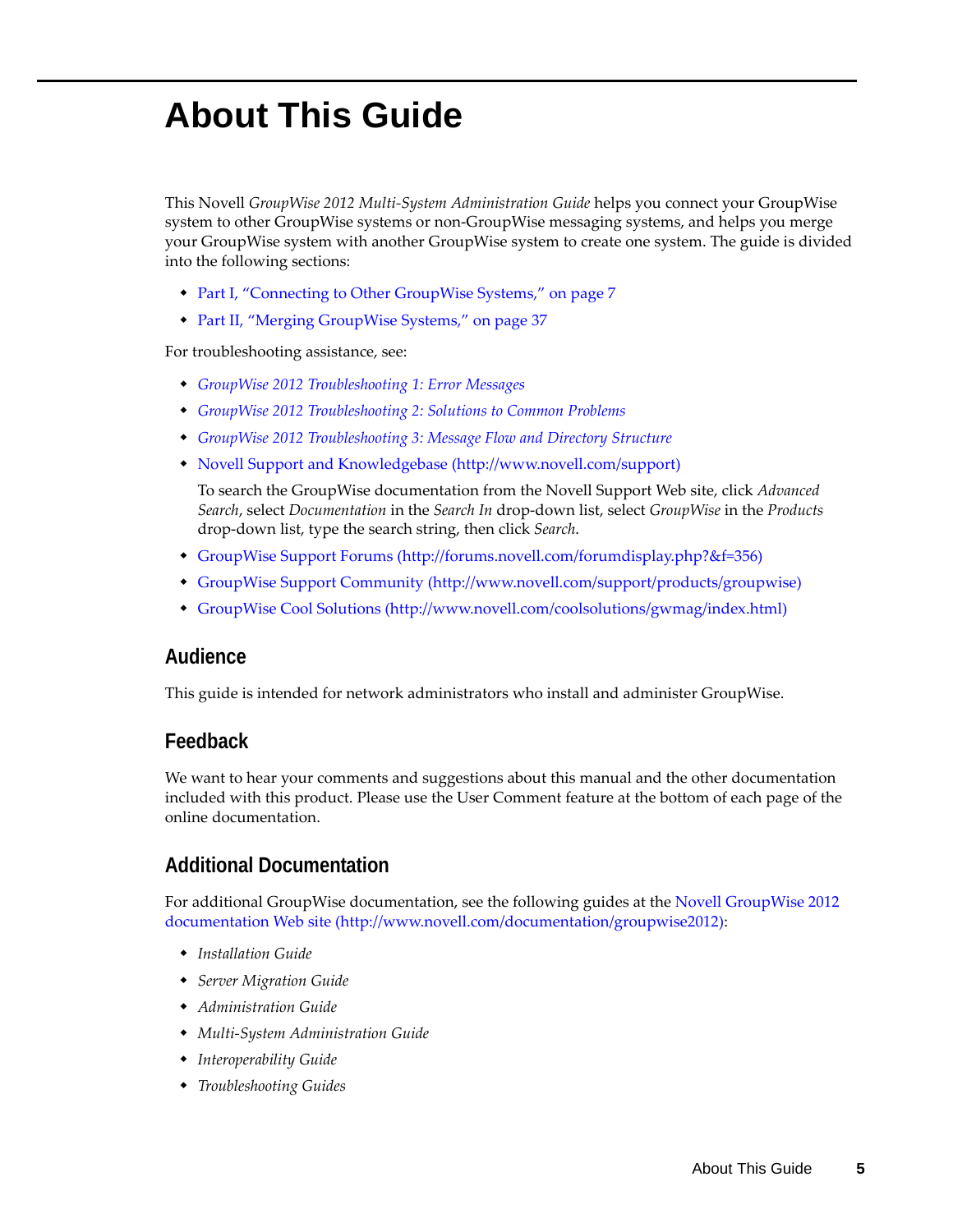# About This Guide

This Novell *GroupWise 2012 Multi-System Administration Guide* helps you connect your GroupWise system to other GroupWise systems or non-GroupWise messaging systems, and helps you merge your GroupWise system with another GroupWise system to create one system. The guide is divided into the following sections:

- Part I, "Connecting to Other GroupWise Systems," on page 7
- Part II, "Merging GroupWise Systems," on page 37

For troubleshooting assistance, see:

- *GroupWise 2012 Troubleshooting 1: Error Messages*
- *GroupWise 2012 Troubleshooting 2: Solutions to Common Problems*
- *GroupWise 2012 Troubleshooting 3: Message Flow and Directory Structure*
- Novell Support and Knowledgebase (http://www.novell.com/support)

  To search the GroupWise documentation from the Novell Support Web site, click *Advanced Search*, select *Documentation* in the *Search In* drop-down list, select *GroupWise* in the *Products* drop-down list, type the search string, then click *Search*.
- GroupWise Support Forums (http://forums.novell.com/forumdisplay.php?&f=356)
- GroupWise Support Community (http://www.novell.com/support/products/groupwise)
- GroupWise Cool Solutions (http://www.novell.com/coolsolutions/gwmag/index.html)

## Audience

This guide is intended for network administrators who install and administer GroupWise.

## Feedback

We want to hear your comments and suggestions about this manual and the other documentation included with this product. Please use the User Comment feature at the bottom of each page of the online documentation.

## Additional Documentation

For additional GroupWise documentation, see the following guides at the Novell GroupWise 2012 documentation Web site (http://www.novell.com/documentation/groupwise2012):

- *Installation Guide*
- *Server Migration Guide*
- *Administration Guide*
- *Multi-System Administration Guide*
- *Interoperability Guide*
- *Troubleshooting Guides*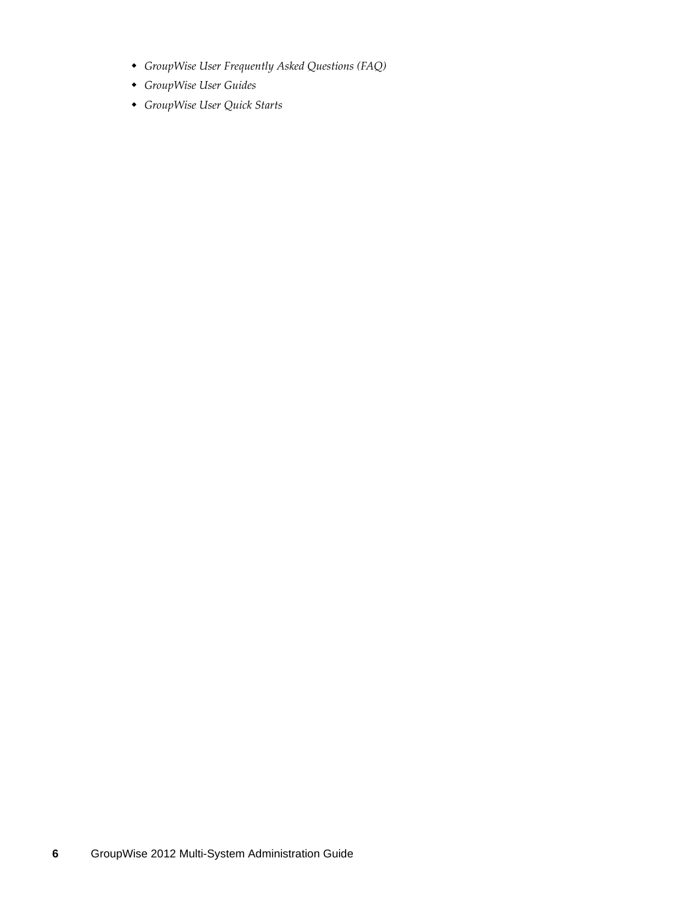- *GroupWise User Frequently Asked Questions (FAQ)*
- *GroupWise User Guides*
- *GroupWise User Quick Starts*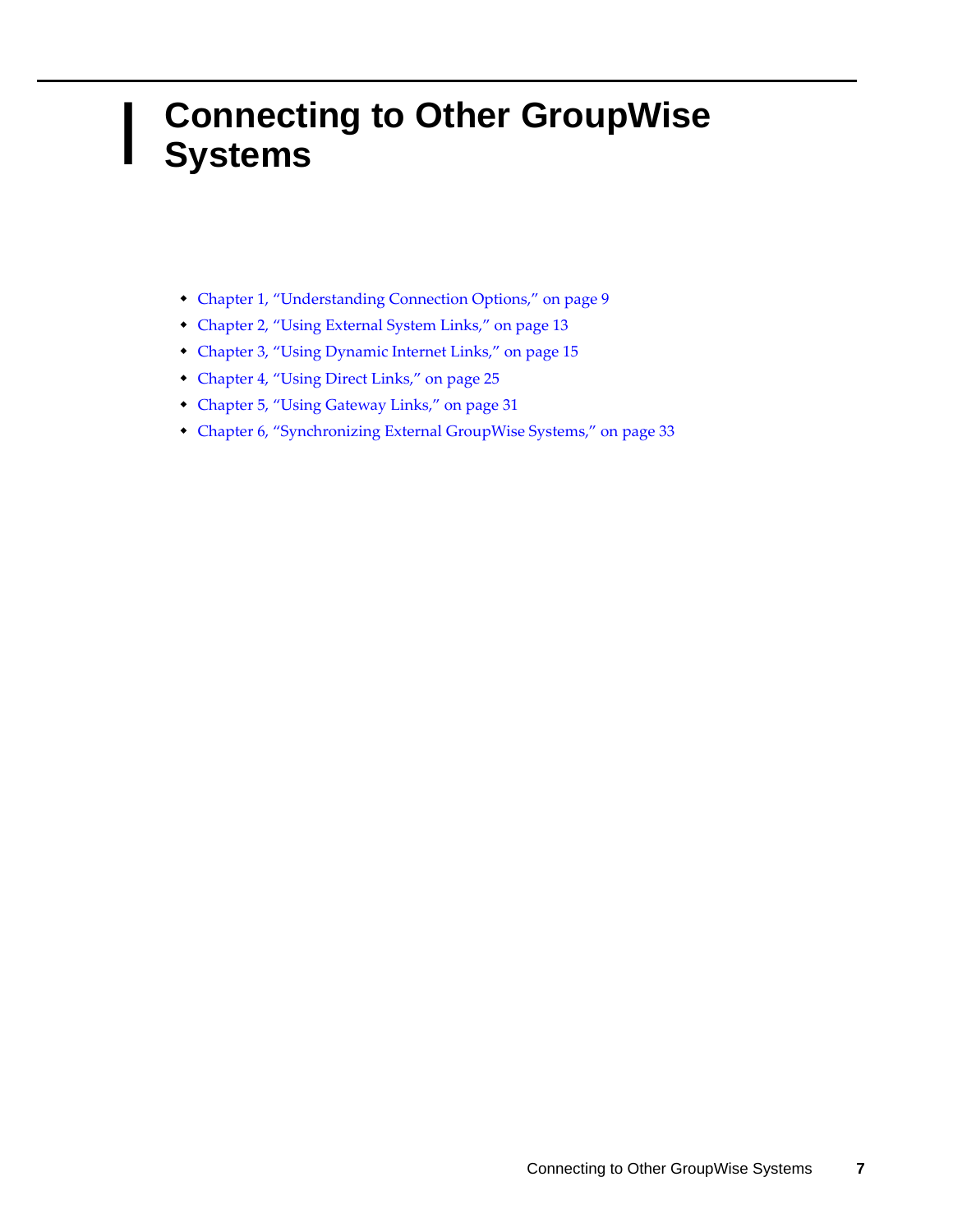# I Connecting to Other GroupWise Systems

- Chapter 1, "Understanding Connection Options," on page 9
- Chapter 2, "Using External System Links," on page 13
- Chapter 3, "Using Dynamic Internet Links," on page 15
- Chapter 4, "Using Direct Links," on page 25
- Chapter 5, "Using Gateway Links," on page 31
- Chapter 6, "Synchronizing External GroupWise Systems," on page 33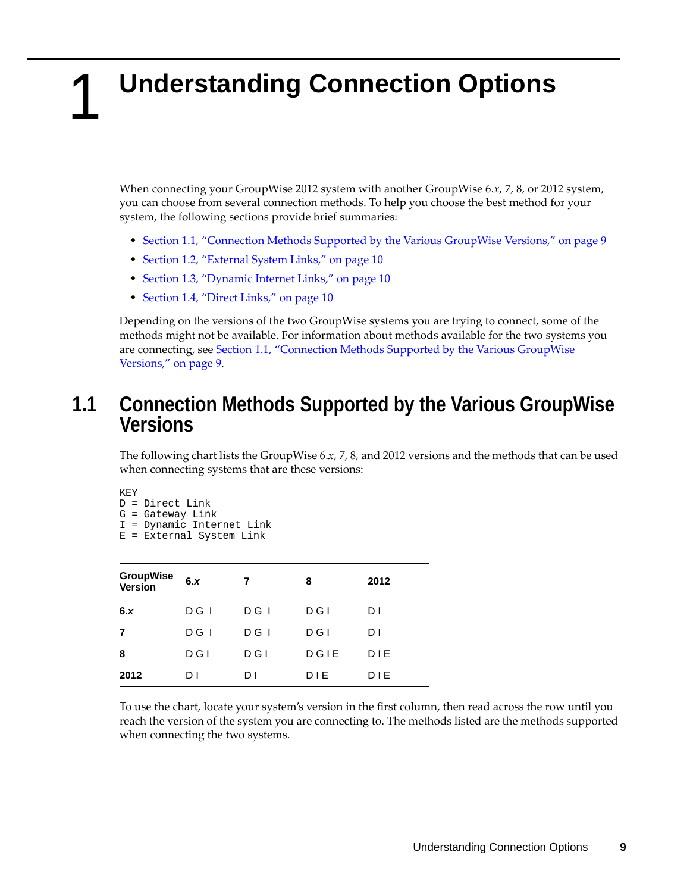# 1 Understanding Connection Options

When connecting your GroupWise 2012 system with another GroupWise 6.*x*, 7, 8, or 2012 system, you can choose from several connection methods. To help you choose the best method for your system, the following sections provide brief summaries:

- Section 1.1, "Connection Methods Supported by the Various GroupWise Versions," on page 9
- Section 1.2, "External System Links," on page 10
- Section 1.3, "Dynamic Internet Links," on page 10
- Section 1.4, "Direct Links," on page 10

Depending on the versions of the two GroupWise systems you are trying to connect, some of the methods might not be available. For information about methods available for the two systems you are connecting, see Section 1.1, "Connection Methods Supported by the Various GroupWise Versions," on page 9.

## 1.1 Connection Methods Supported by the Various GroupWise Versions

The following chart lists the GroupWise 6.*x*, 7, 8, and 2012 versions and the methods that can be used when connecting systems that are these versions:

```
KEY
D = Direct Link
G = Gateway Link
I = Dynamic Internet Link
E = External System Link
```

| GroupWise Version | 6.*x* | 7 | 8 | 2012 |
|---|---|---|---|---|
| **6.*x*** | D G I | D G I | D G I | D I |
| **7** | D G I | D G I | D G I | D I |
| **8** | D G I | D G I | D G I E | D I E |
| **2012** | D I | D I | D I E | D I E |

To use the chart, locate your system's version in the first column, then read across the row until you reach the version of the system you are connecting to. The methods listed are the methods supported when connecting the two systems.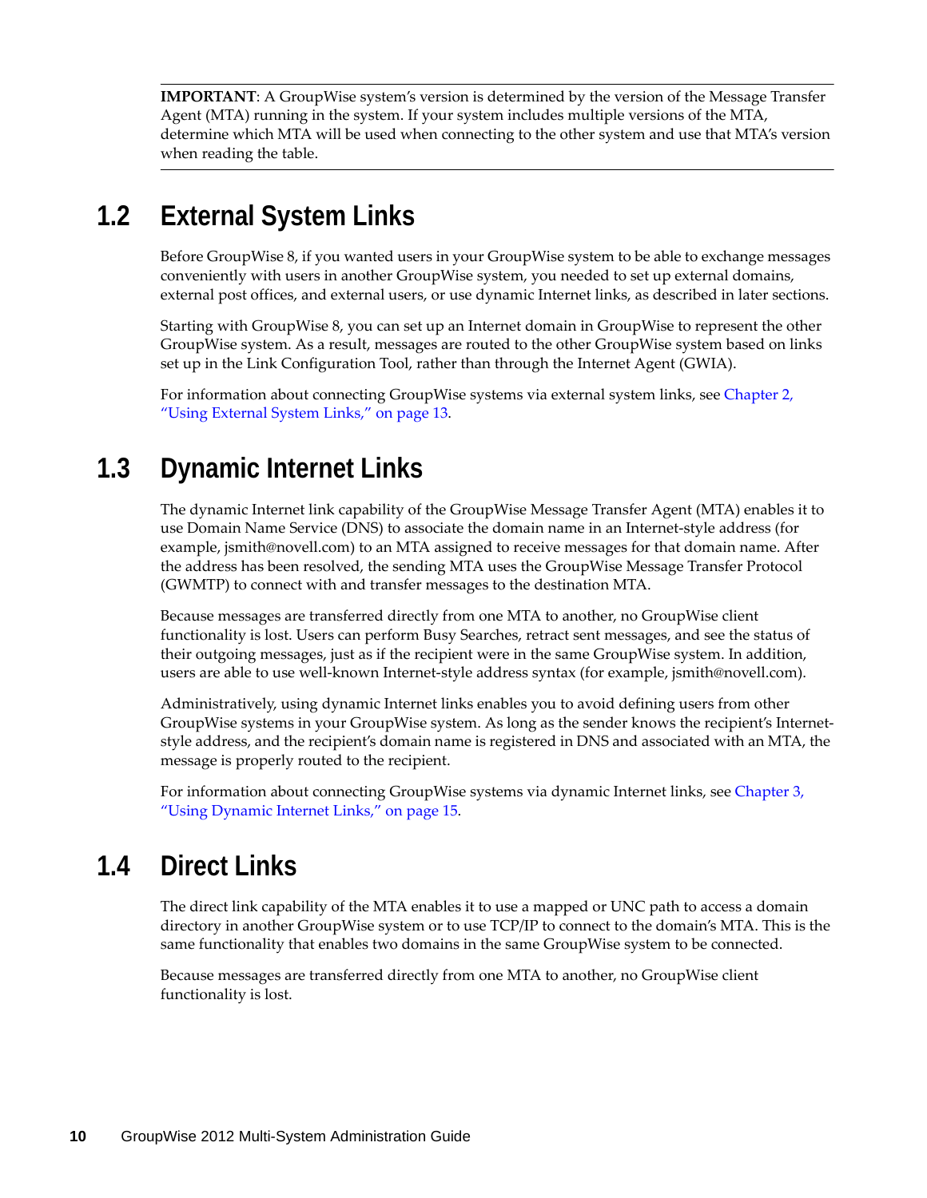**IMPORTANT**: A GroupWise system's version is determined by the version of the Message Transfer Agent (MTA) running in the system. If your system includes multiple versions of the MTA, determine which MTA will be used when connecting to the other system and use that MTA's version when reading the table.

## 1.2 External System Links

Before GroupWise 8, if you wanted users in your GroupWise system to be able to exchange messages conveniently with users in another GroupWise system, you needed to set up external domains, external post offices, and external users, or use dynamic Internet links, as described in later sections.

Starting with GroupWise 8, you can set up an Internet domain in GroupWise to represent the other GroupWise system. As a result, messages are routed to the other GroupWise system based on links set up in the Link Configuration Tool, rather than through the Internet Agent (GWIA).

For information about connecting GroupWise systems via external system links, see Chapter 2, "Using External System Links," on page 13.

## 1.3 Dynamic Internet Links

The dynamic Internet link capability of the GroupWise Message Transfer Agent (MTA) enables it to use Domain Name Service (DNS) to associate the domain name in an Internet-style address (for example, jsmith@novell.com) to an MTA assigned to receive messages for that domain name. After the address has been resolved, the sending MTA uses the GroupWise Message Transfer Protocol (GWMTP) to connect with and transfer messages to the destination MTA.

Because messages are transferred directly from one MTA to another, no GroupWise client functionality is lost. Users can perform Busy Searches, retract sent messages, and see the status of their outgoing messages, just as if the recipient were in the same GroupWise system. In addition, users are able to use well-known Internet-style address syntax (for example, jsmith@novell.com).

Administratively, using dynamic Internet links enables you to avoid defining users from other GroupWise systems in your GroupWise system. As long as the sender knows the recipient's Internet-style address, and the recipient's domain name is registered in DNS and associated with an MTA, the message is properly routed to the recipient.

For information about connecting GroupWise systems via dynamic Internet links, see Chapter 3, "Using Dynamic Internet Links," on page 15.

## 1.4 Direct Links

The direct link capability of the MTA enables it to use a mapped or UNC path to access a domain directory in another GroupWise system or to use TCP/IP to connect to the domain's MTA. This is the same functionality that enables two domains in the same GroupWise system to be connected.

Because messages are transferred directly from one MTA to another, no GroupWise client functionality is lost.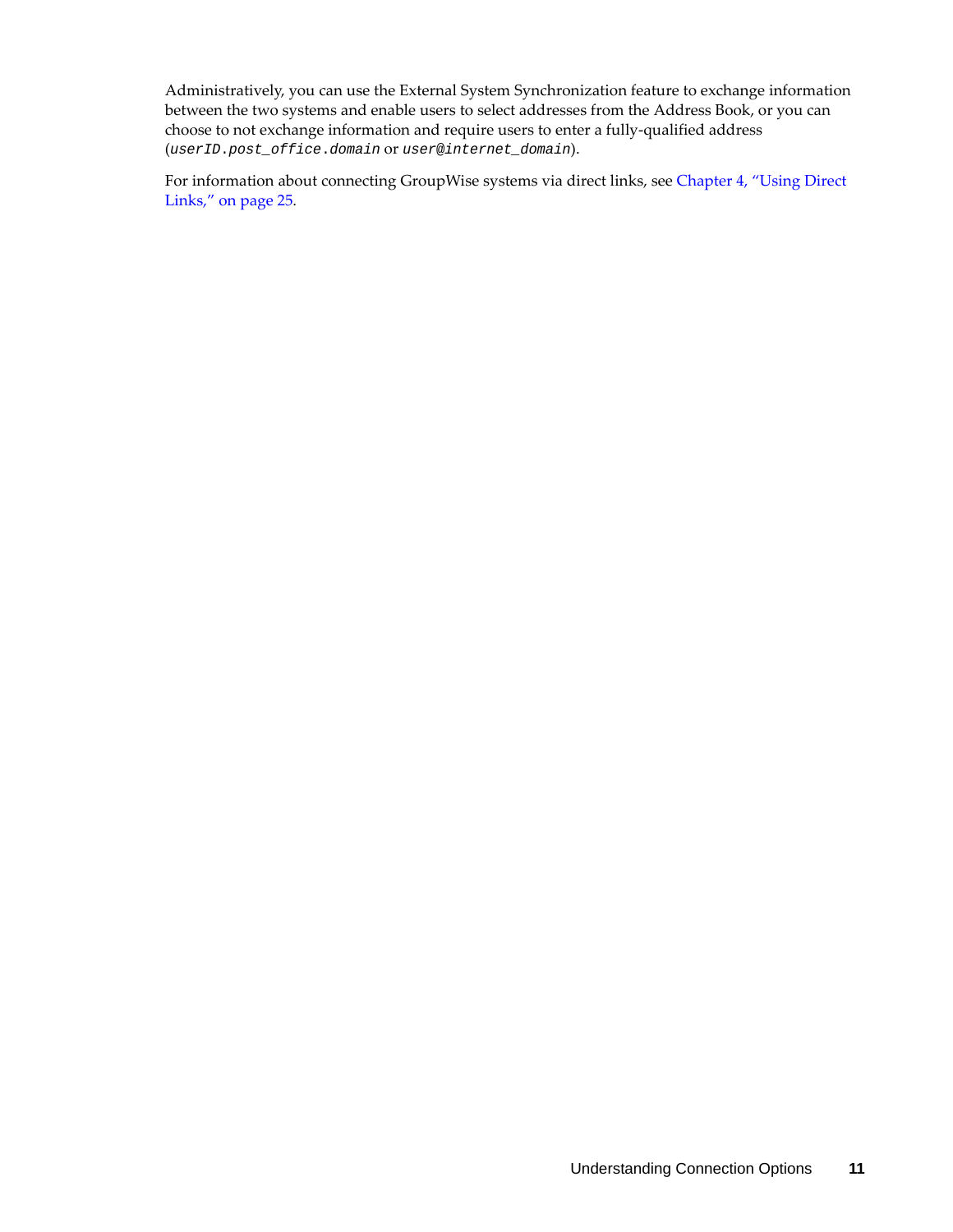Administratively, you can use the External System Synchronization feature to exchange information between the two systems and enable users to select addresses from the Address Book, or you can choose to not exchange information and require users to enter a fully-qualified address (`userID.post_office.domain` or `user@internet_domain`).

For information about connecting GroupWise systems via direct links, see Chapter 4, "Using Direct Links," on page 25.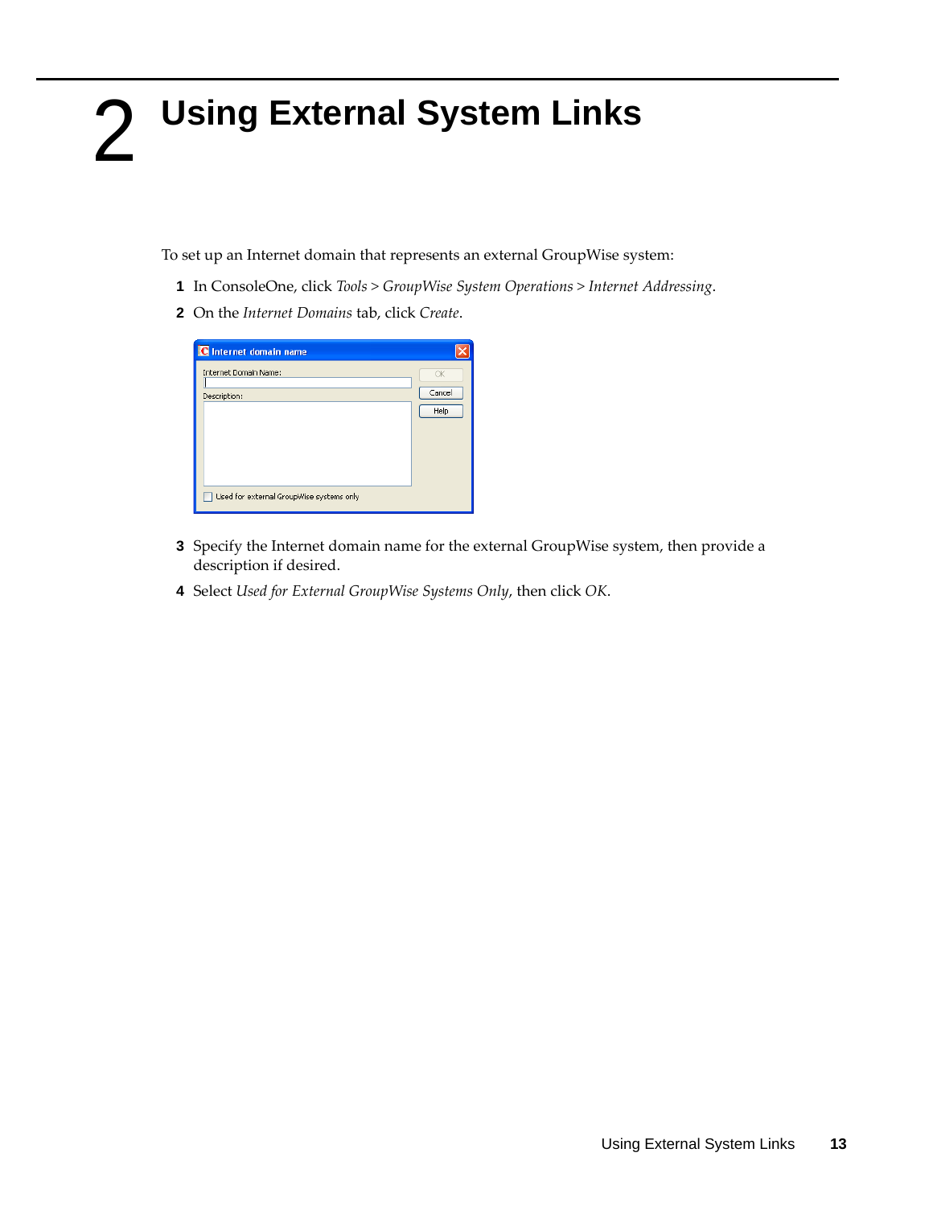# 2 Using External System Links

To set up an Internet domain that represents an external GroupWise system:

1. In ConsoleOne, click *Tools* > *GroupWise System Operations* > *Internet Addressing*.
2. On the *Internet Domains* tab, click *Create*.
3. Specify the Internet domain name for the external GroupWise system, then provide a description if desired.
4. Select *Used for External GroupWise Systems Only*, then click *OK*.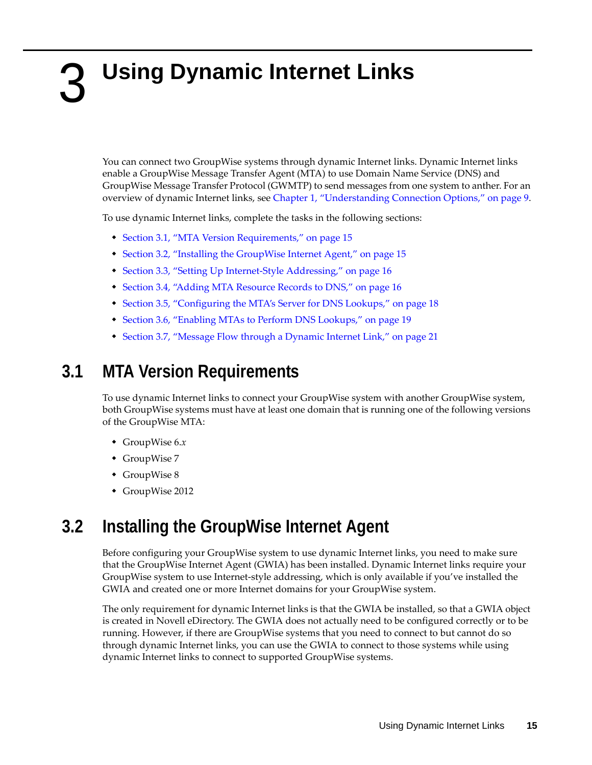# 3 Using Dynamic Internet Links

You can connect two GroupWise systems through dynamic Internet links. Dynamic Internet links enable a GroupWise Message Transfer Agent (MTA) to use Domain Name Service (DNS) and GroupWise Message Transfer Protocol (GWMTP) to send messages from one system to anther. For an overview of dynamic Internet links, see Chapter 1, "Understanding Connection Options," on page 9.

To use dynamic Internet links, complete the tasks in the following sections:

- Section 3.1, "MTA Version Requirements," on page 15
- Section 3.2, "Installing the GroupWise Internet Agent," on page 15
- Section 3.3, "Setting Up Internet-Style Addressing," on page 16
- Section 3.4, "Adding MTA Resource Records to DNS," on page 16
- Section 3.5, "Configuring the MTA's Server for DNS Lookups," on page 18
- Section 3.6, "Enabling MTAs to Perform DNS Lookups," on page 19
- Section 3.7, "Message Flow through a Dynamic Internet Link," on page 21

## 3.1 MTA Version Requirements

To use dynamic Internet links to connect your GroupWise system with another GroupWise system, both GroupWise systems must have at least one domain that is running one of the following versions of the GroupWise MTA:

- GroupWise 6.*x*
- GroupWise 7
- GroupWise 8
- GroupWise 2012

## 3.2 Installing the GroupWise Internet Agent

Before configuring your GroupWise system to use dynamic Internet links, you need to make sure that the GroupWise Internet Agent (GWIA) has been installed. Dynamic Internet links require your GroupWise system to use Internet-style addressing, which is only available if you've installed the GWIA and created one or more Internet domains for your GroupWise system.

The only requirement for dynamic Internet links is that the GWIA be installed, so that a GWIA object is created in Novell eDirectory. The GWIA does not actually need to be configured correctly or to be running. However, if there are GroupWise systems that you need to connect to but cannot do so through dynamic Internet links, you can use the GWIA to connect to those systems while using dynamic Internet links to connect to supported GroupWise systems.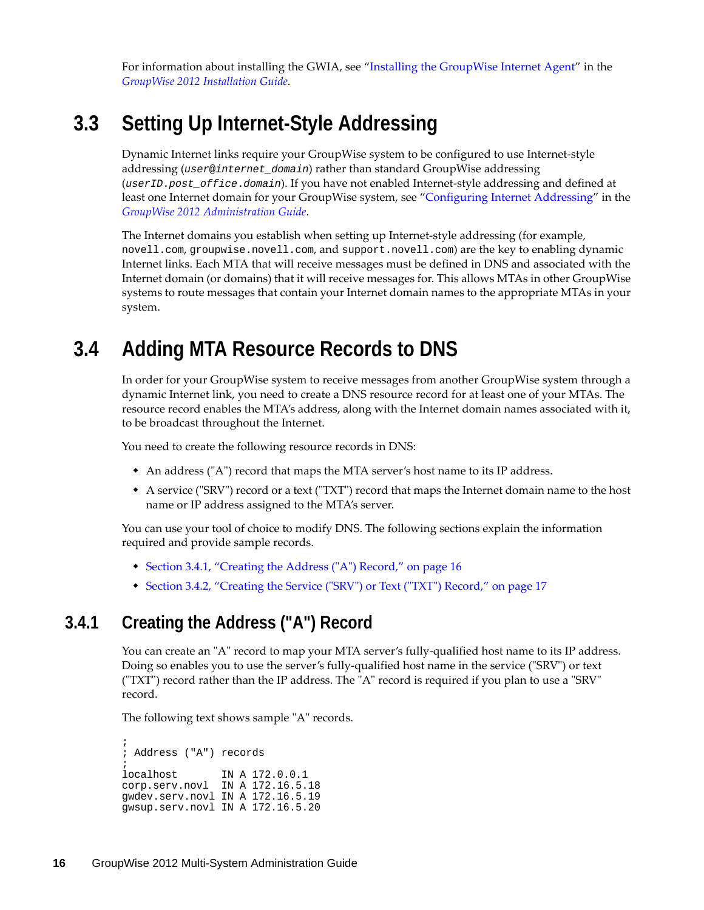For information about installing the GWIA, see "Installing the GroupWise Internet Agent" in the *GroupWise 2012 Installation Guide*.

## 3.3 Setting Up Internet-Style Addressing

Dynamic Internet links require your GroupWise system to be configured to use Internet-style addressing (*user@internet_domain*) rather than standard GroupWise addressing (*userID.post_office.domain*). If you have not enabled Internet-style addressing and defined at least one Internet domain for your GroupWise system, see "Configuring Internet Addressing" in the *GroupWise 2012 Administration Guide*.

The Internet domains you establish when setting up Internet-style addressing (for example, `novell.com`, `groupwise.novell.com`, and `support.novell.com`) are the key to enabling dynamic Internet links. Each MTA that will receive messages must be defined in DNS and associated with the Internet domain (or domains) that it will receive messages for. This allows MTAs in other GroupWise systems to route messages that contain your Internet domain names to the appropriate MTAs in your system.

## 3.4 Adding MTA Resource Records to DNS

In order for your GroupWise system to receive messages from another GroupWise system through a dynamic Internet link, you need to create a DNS resource record for at least one of your MTAs. The resource record enables the MTA's address, along with the Internet domain names associated with it, to be broadcast throughout the Internet.

You need to create the following resource records in DNS:

- An address ("A") record that maps the MTA server's host name to its IP address.
- A service ("SRV") record or a text ("TXT") record that maps the Internet domain name to the host name or IP address assigned to the MTA's server.

You can use your tool of choice to modify DNS. The following sections explain the information required and provide sample records.

- Section 3.4.1, "Creating the Address ("A") Record," on page 16
- Section 3.4.2, "Creating the Service ("SRV") or Text ("TXT") Record," on page 17

### 3.4.1 Creating the Address ("A") Record

You can create an "A" record to map your MTA server's fully-qualified host name to its IP address. Doing so enables you to use the server's fully-qualified host name in the service ("SRV") or text ("TXT") record rather than the IP address. The "A" record is required if you plan to use a "SRV" record.

The following text shows sample "A" records.

```
;
; Address ("A") records
;
localhost       IN A 172.0.0.1
corp.serv.novl  IN A 172.16.5.18
gwdev.serv.novl IN A 172.16.5.19
gwsup.serv.novl IN A 172.16.5.20
```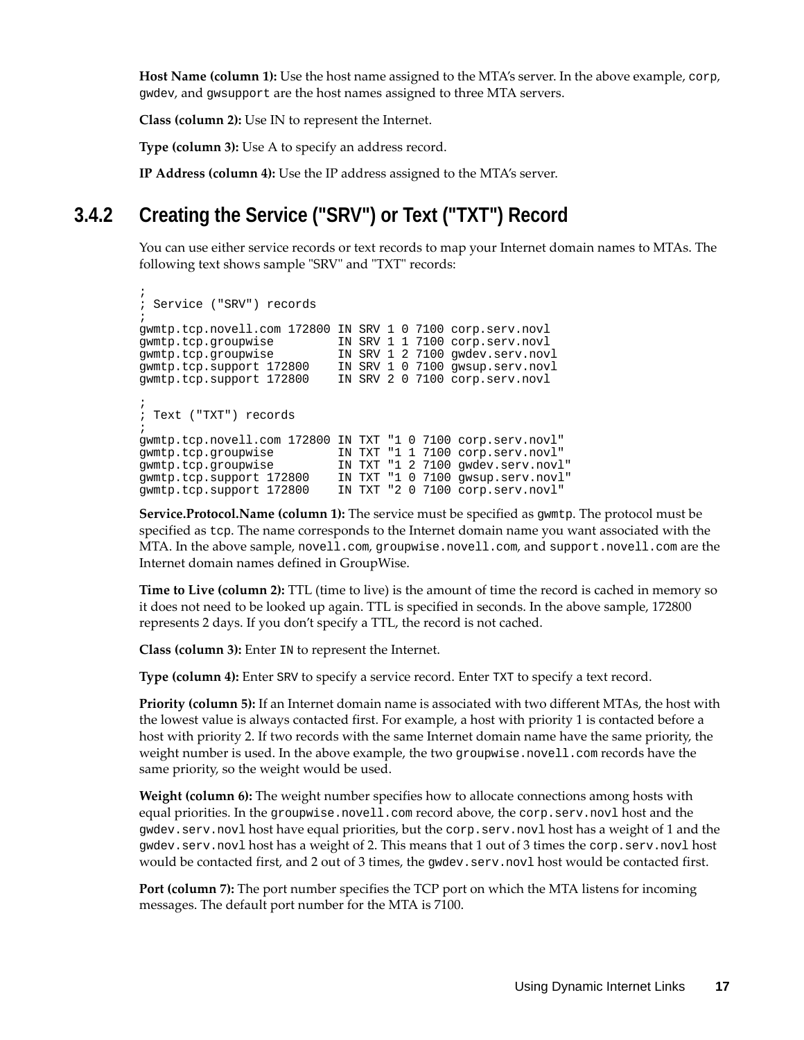**Host Name (column 1):** Use the host name assigned to the MTA's server. In the above example, `corp`, `gwdev`, and `gwsupport` are the host names assigned to three MTA servers.

**Class (column 2):** Use IN to represent the Internet.

**Type (column 3):** Use A to specify an address record.

**IP Address (column 4):** Use the IP address assigned to the MTA's server.

### 3.4.2 Creating the Service ("SRV") or Text ("TXT") Record

You can use either service records or text records to map your Internet domain names to MTAs. The following text shows sample "SRV" and "TXT" records:

```
;
; Service ("SRV") records
;
gwmtp.tcp.novell.com 172800 IN SRV 1 0 7100 corp.serv.novl
gwmtp.tcp.groupwise         IN SRV 1 1 7100 corp.serv.novl
gwmtp.tcp.groupwise         IN SRV 1 2 7100 gwdev.serv.novl
gwmtp.tcp.support 172800    IN SRV 1 0 7100 gwsup.serv.novl
gwmtp.tcp.support 172800    IN SRV 2 0 7100 corp.serv.novl

;
; Text ("TXT") records
;
gwmtp.tcp.novell.com 172800 IN TXT "1 0 7100 corp.serv.novl"
gwmtp.tcp.groupwise         IN TXT "1 1 7100 corp.serv.novl"
gwmtp.tcp.groupwise         IN TXT "1 2 7100 gwdev.serv.novl"
gwmtp.tcp.support 172800    IN TXT "1 0 7100 gwsup.serv.novl"
gwmtp.tcp.support 172800    IN TXT "2 0 7100 corp.serv.novl"
```

**Service.Protocol.Name (column 1):** The service must be specified as `gwmtp`. The protocol must be specified as `tcp`. The name corresponds to the Internet domain name you want associated with the MTA. In the above sample, `novell.com`, `groupwise.novell.com`, and `support.novell.com` are the Internet domain names defined in GroupWise.

**Time to Live (column 2):** TTL (time to live) is the amount of time the record is cached in memory so it does not need to be looked up again. TTL is specified in seconds. In the above sample, 172800 represents 2 days. If you don't specify a TTL, the record is not cached.

**Class (column 3):** Enter `IN` to represent the Internet.

**Type (column 4):** Enter `SRV` to specify a service record. Enter `TXT` to specify a text record.

**Priority (column 5):** If an Internet domain name is associated with two different MTAs, the host with the lowest value is always contacted first. For example, a host with priority 1 is contacted before a host with priority 2. If two records with the same Internet domain name have the same priority, the weight number is used. In the above example, the two `groupwise.novell.com` records have the same priority, so the weight would be used.

**Weight (column 6):** The weight number specifies how to allocate connections among hosts with equal priorities. In the `groupwise.novell.com` record above, the `corp.serv.novl` host and the `gwdev.serv.novl` host have equal priorities, but the `corp.serv.novl` host has a weight of 1 and the `gwdev.serv.novl` host has a weight of 2. This means that 1 out of 3 times the `corp.serv.novl` host would be contacted first, and 2 out of 3 times, the `gwdev.serv.novl` host would be contacted first.

**Port (column 7):** The port number specifies the TCP port on which the MTA listens for incoming messages. The default port number for the MTA is 7100.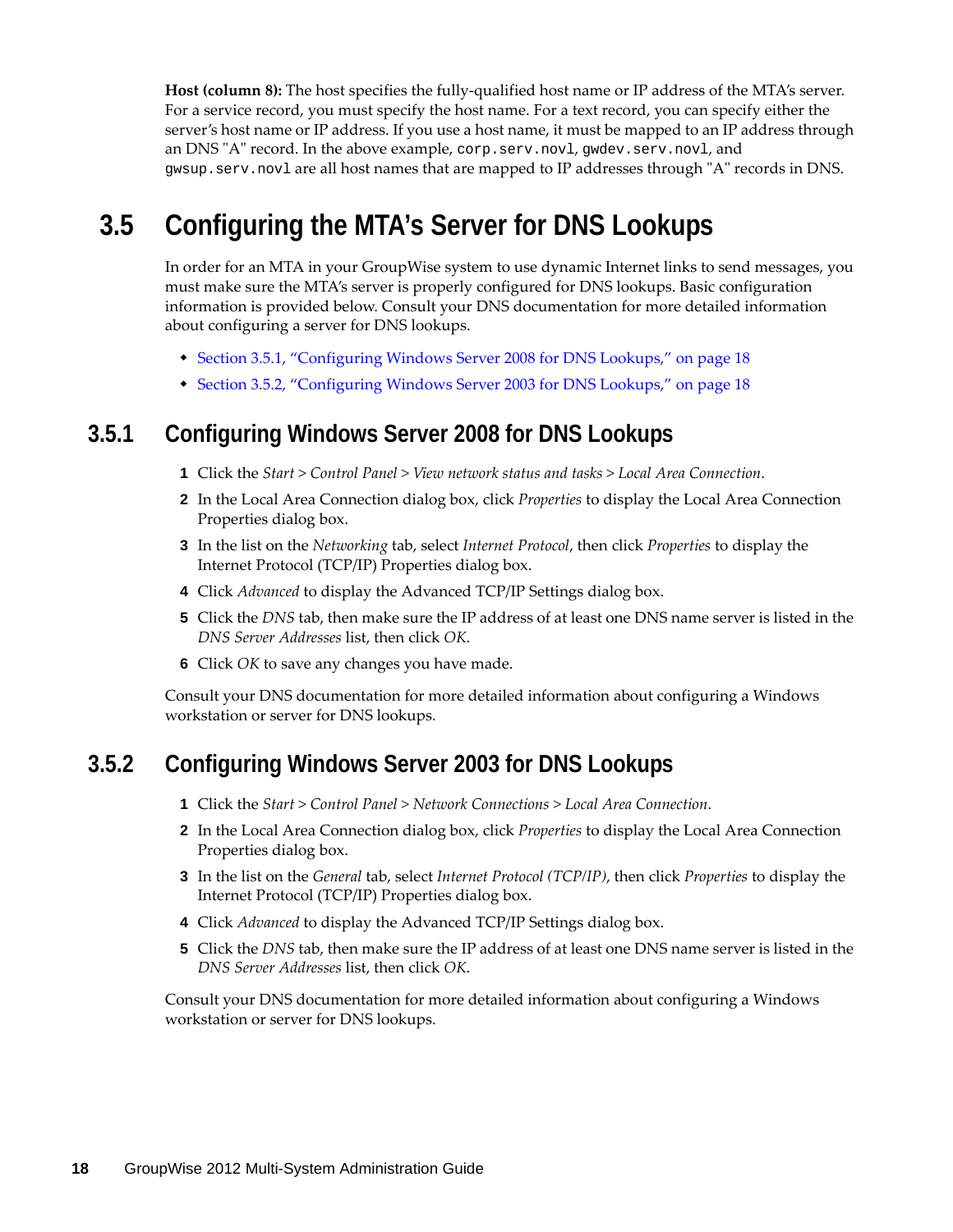**Host (column 8):** The host specifies the fully-qualified host name or IP address of the MTA's server. For a service record, you must specify the host name. For a text record, you can specify either the server's host name or IP address. If you use a host name, it must be mapped to an IP address through an DNS "A" record. In the above example, `corp.serv.novl`, `gwdev.serv.novl`, and `gwsup.serv.novl` are all host names that are mapped to IP addresses through "A" records in DNS.

## 3.5 Configuring the MTA's Server for DNS Lookups

In order for an MTA in your GroupWise system to use dynamic Internet links to send messages, you must make sure the MTA's server is properly configured for DNS lookups. Basic configuration information is provided below. Consult your DNS documentation for more detailed information about configuring a server for DNS lookups.

- Section 3.5.1, "Configuring Windows Server 2008 for DNS Lookups," on page 18
- Section 3.5.2, "Configuring Windows Server 2003 for DNS Lookups," on page 18

### 3.5.1 Configuring Windows Server 2008 for DNS Lookups

1. Click the *Start* > *Control Panel* > *View network status and tasks* > *Local Area Connection*.
2. In the Local Area Connection dialog box, click *Properties* to display the Local Area Connection Properties dialog box.
3. In the list on the *Networking* tab, select *Internet Protocol*, then click *Properties* to display the Internet Protocol (TCP/IP) Properties dialog box.
4. Click *Advanced* to display the Advanced TCP/IP Settings dialog box.
5. Click the *DNS* tab, then make sure the IP address of at least one DNS name server is listed in the *DNS Server Addresses* list, then click *OK*.
6. Click *OK* to save any changes you have made.

Consult your DNS documentation for more detailed information about configuring a Windows workstation or server for DNS lookups.

### 3.5.2 Configuring Windows Server 2003 for DNS Lookups

1. Click the *Start* > *Control Panel* > *Network Connections* > *Local Area Connection*.
2. In the Local Area Connection dialog box, click *Properties* to display the Local Area Connection Properties dialog box.
3. In the list on the *General* tab, select *Internet Protocol (TCP/IP)*, then click *Properties* to display the Internet Protocol (TCP/IP) Properties dialog box.
4. Click *Advanced* to display the Advanced TCP/IP Settings dialog box.
5. Click the *DNS* tab, then make sure the IP address of at least one DNS name server is listed in the *DNS Server Addresses* list, then click *OK*.

Consult your DNS documentation for more detailed information about configuring a Windows workstation or server for DNS lookups.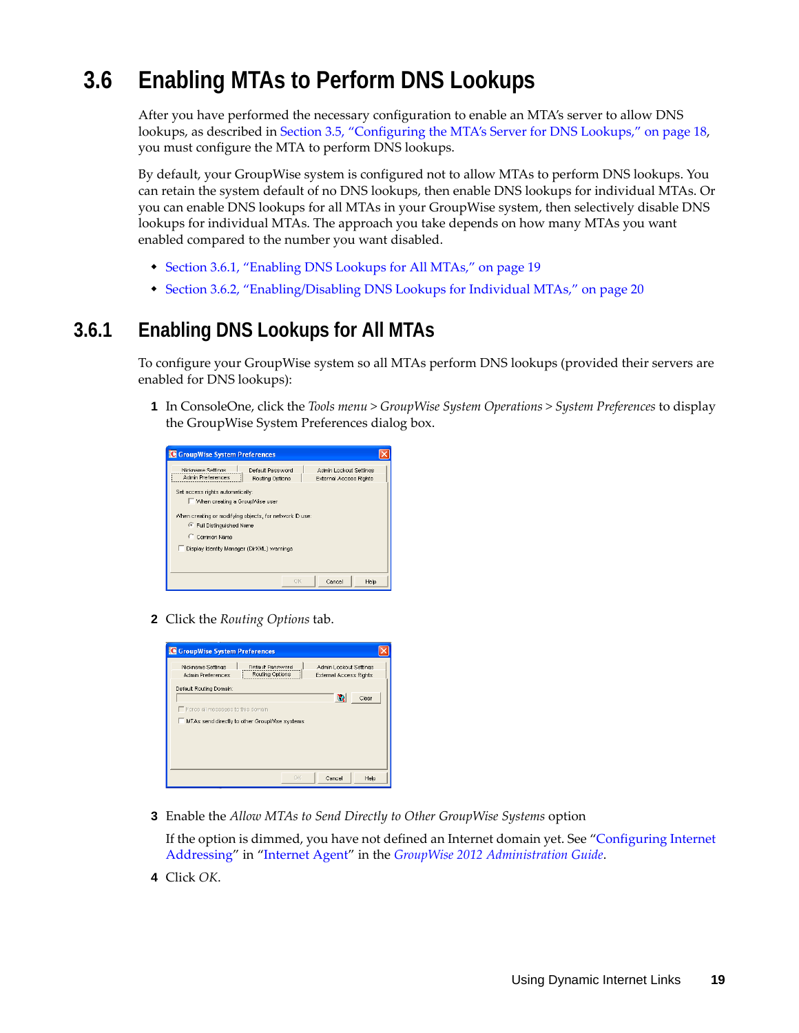## 3.6 Enabling MTAs to Perform DNS Lookups

After you have performed the necessary configuration to enable an MTA's server to allow DNS lookups, as described in Section 3.5, "Configuring the MTA's Server for DNS Lookups," on page 18, you must configure the MTA to perform DNS lookups.

By default, your GroupWise system is configured not to allow MTAs to perform DNS lookups. You can retain the system default of no DNS lookups, then enable DNS lookups for individual MTAs. Or you can enable DNS lookups for all MTAs in your GroupWise system, then selectively disable DNS lookups for individual MTAs. The approach you take depends on how many MTAs you want enabled compared to the number you want disabled.

- Section 3.6.1, "Enabling DNS Lookups for All MTAs," on page 19
- Section 3.6.2, "Enabling/Disabling DNS Lookups for Individual MTAs," on page 20

### 3.6.1 Enabling DNS Lookups for All MTAs

To configure your GroupWise system so all MTAs perform DNS lookups (provided their servers are enabled for DNS lookups):

1 In ConsoleOne, click the *Tools menu* > *GroupWise System Operations* > *System Preferences* to display the GroupWise System Preferences dialog box.

2 Click the *Routing Options* tab.

3 Enable the *Allow MTAs to Send Directly to Other GroupWise Systems* option

   If the option is dimmed, you have not defined an Internet domain yet. See "Configuring Internet Addressing" in "Internet Agent" in the *GroupWise 2012 Administration Guide*.

4 Click *OK*.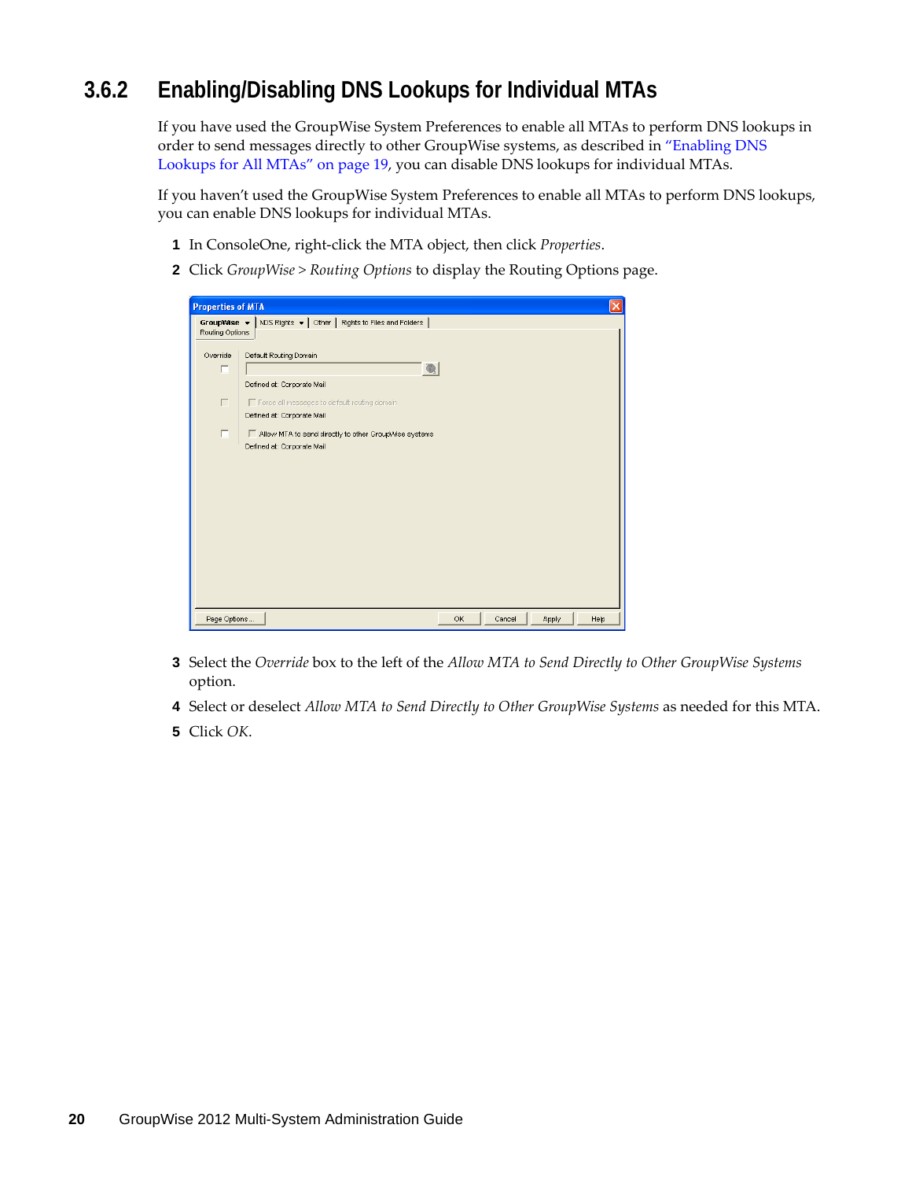### 3.6.2 Enabling/Disabling DNS Lookups for Individual MTAs

If you have used the GroupWise System Preferences to enable all MTAs to perform DNS lookups in order to send messages directly to other GroupWise systems, as described in "Enabling DNS Lookups for All MTAs" on page 19, you can disable DNS lookups for individual MTAs.

If you haven't used the GroupWise System Preferences to enable all MTAs to perform DNS lookups, you can enable DNS lookups for individual MTAs.

1. In ConsoleOne, right-click the MTA object, then click *Properties*.
2. Click *GroupWise* > *Routing Options* to display the Routing Options page.
3. Select the *Override* box to the left of the *Allow MTA to Send Directly to Other GroupWise Systems* option.
4. Select or deselect *Allow MTA to Send Directly to Other GroupWise Systems* as needed for this MTA.
5. Click *OK*.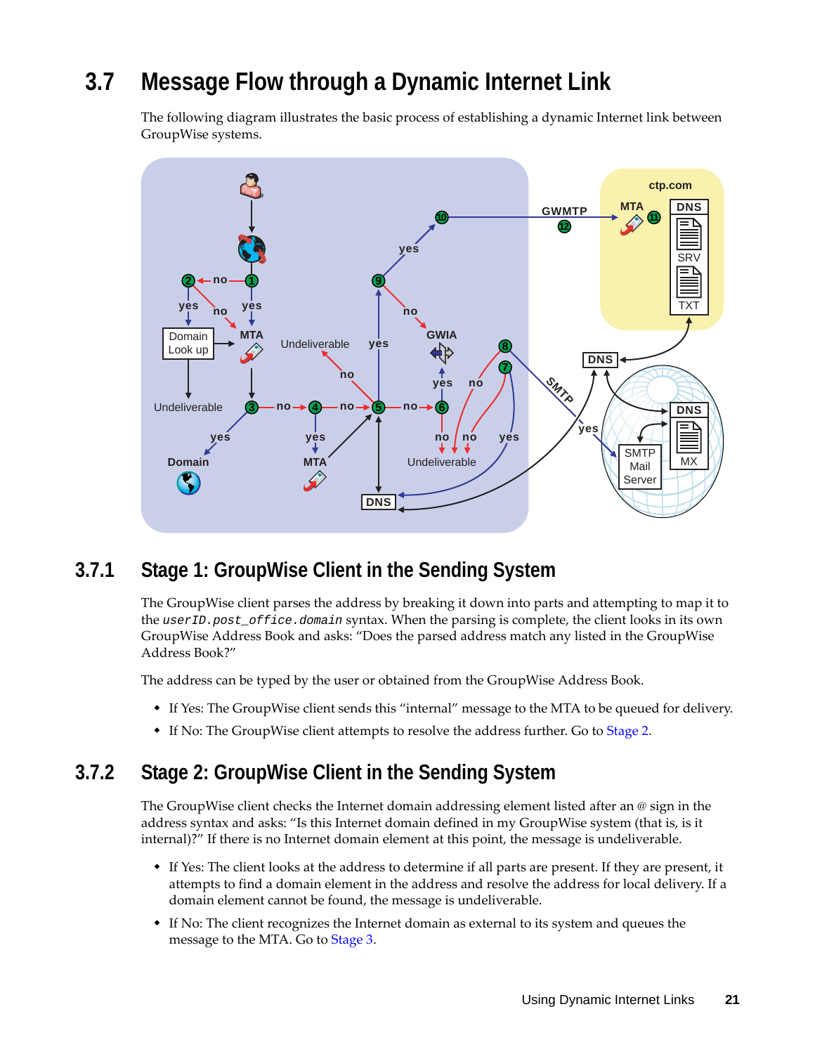## 3.7 Message Flow through a Dynamic Internet Link

The following diagram illustrates the basic process of establishing a dynamic Internet link between GroupWise systems.

### 3.7.1 Stage 1: GroupWise Client in the Sending System

The GroupWise client parses the address by breaking it down into parts and attempting to map it to the *userID.post_office.domain* syntax. When the parsing is complete, the client looks in its own GroupWise Address Book and asks: "Does the parsed address match any listed in the GroupWise Address Book?"

The address can be typed by the user or obtained from the GroupWise Address Book.

- If Yes: The GroupWise client sends this "internal" message to the MTA to be queued for delivery.
- If No: The GroupWise client attempts to resolve the address further. Go to Stage 2.

### 3.7.2 Stage 2: GroupWise Client in the Sending System

The GroupWise client checks the Internet domain addressing element listed after an @ sign in the address syntax and asks: "Is this Internet domain defined in my GroupWise system (that is, is it internal)?" If there is no Internet domain element at this point, the message is undeliverable.

- If Yes: The client looks at the address to determine if all parts are present. If they are present, it attempts to find a domain element in the address and resolve the address for local delivery. If a domain element cannot be found, the message is undeliverable.
- If No: The client recognizes the Internet domain as external to its system and queues the message to the MTA. Go to Stage 3.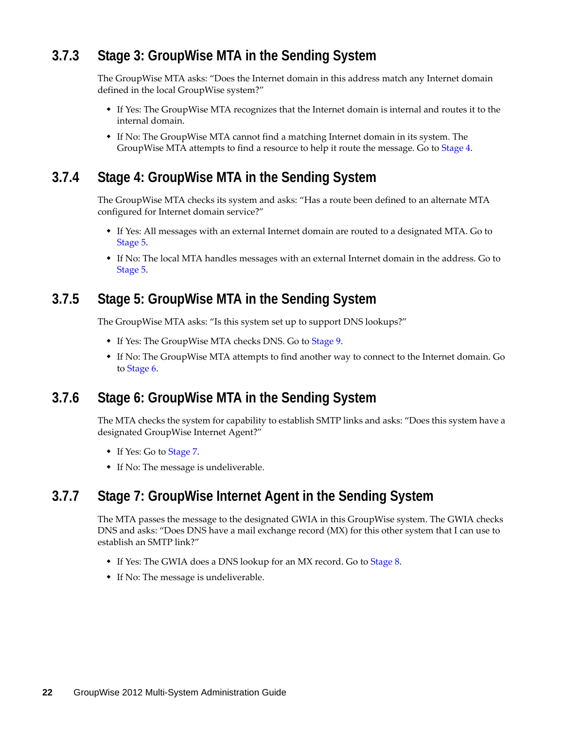### 3.7.3 Stage 3: GroupWise MTA in the Sending System

The GroupWise MTA asks: “Does the Internet domain in this address match any Internet domain defined in the local GroupWise system?”

- If Yes: The GroupWise MTA recognizes that the Internet domain is internal and routes it to the internal domain.
- If No: The GroupWise MTA cannot find a matching Internet domain in its system. The GroupWise MTA attempts to find a resource to help it route the message. Go to Stage 4.

### 3.7.4 Stage 4: GroupWise MTA in the Sending System

The GroupWise MTA checks its system and asks: “Has a route been defined to an alternate MTA configured for Internet domain service?”

- If Yes: All messages with an external Internet domain are routed to a designated MTA. Go to Stage 5.
- If No: The local MTA handles messages with an external Internet domain in the address. Go to Stage 5.

### 3.7.5 Stage 5: GroupWise MTA in the Sending System

The GroupWise MTA asks: “Is this system set up to support DNS lookups?”

- If Yes: The GroupWise MTA checks DNS. Go to Stage 9.
- If No: The GroupWise MTA attempts to find another way to connect to the Internet domain. Go to Stage 6.

### 3.7.6 Stage 6: GroupWise MTA in the Sending System

The MTA checks the system for capability to establish SMTP links and asks: “Does this system have a designated GroupWise Internet Agent?”

- If Yes: Go to Stage 7.
- If No: The message is undeliverable.

### 3.7.7 Stage 7: GroupWise Internet Agent in the Sending System

The MTA passes the message to the designated GWIA in this GroupWise system. The GWIA checks DNS and asks: “Does DNS have a mail exchange record (MX) for this other system that I can use to establish an SMTP link?”

- If Yes: The GWIA does a DNS lookup for an MX record. Go to Stage 8.
- If No: The message is undeliverable.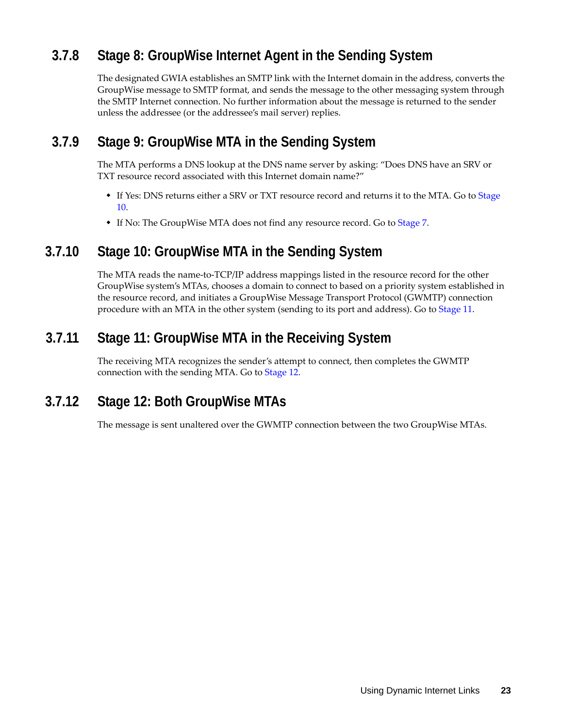### 3.7.8 Stage 8: GroupWise Internet Agent in the Sending System

The designated GWIA establishes an SMTP link with the Internet domain in the address, converts the GroupWise message to SMTP format, and sends the message to the other messaging system through the SMTP Internet connection. No further information about the message is returned to the sender unless the addressee (or the addressee's mail server) replies.

### 3.7.9 Stage 9: GroupWise MTA in the Sending System

The MTA performs a DNS lookup at the DNS name server by asking: "Does DNS have an SRV or TXT resource record associated with this Internet domain name?"

- If Yes: DNS returns either a SRV or TXT resource record and returns it to the MTA. Go to Stage 10.
- If No: The GroupWise MTA does not find any resource record. Go to Stage 7.

### 3.7.10 Stage 10: GroupWise MTA in the Sending System

The MTA reads the name-to-TCP/IP address mappings listed in the resource record for the other GroupWise system's MTAs, chooses a domain to connect to based on a priority system established in the resource record, and initiates a GroupWise Message Transport Protocol (GWMTP) connection procedure with an MTA in the other system (sending to its port and address). Go to Stage 11.

### 3.7.11 Stage 11: GroupWise MTA in the Receiving System

The receiving MTA recognizes the sender's attempt to connect, then completes the GWMTP connection with the sending MTA. Go to Stage 12.

### 3.7.12 Stage 12: Both GroupWise MTAs

The message is sent unaltered over the GWMTP connection between the two GroupWise MTAs.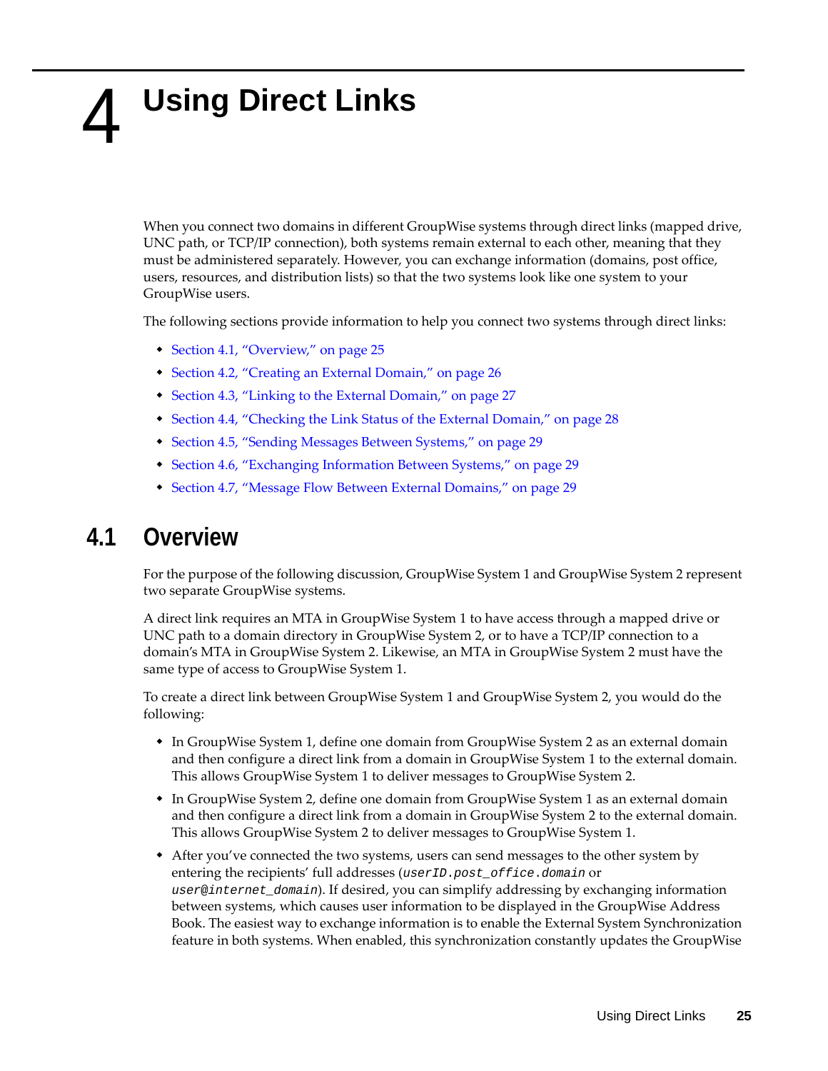# 4 Using Direct Links

When you connect two domains in different GroupWise systems through direct links (mapped drive, UNC path, or TCP/IP connection), both systems remain external to each other, meaning that they must be administered separately. However, you can exchange information (domains, post office, users, resources, and distribution lists) so that the two systems look like one system to your GroupWise users.

The following sections provide information to help you connect two systems through direct links:

- Section 4.1, "Overview," on page 25
- Section 4.2, "Creating an External Domain," on page 26
- Section 4.3, "Linking to the External Domain," on page 27
- Section 4.4, "Checking the Link Status of the External Domain," on page 28
- Section 4.5, "Sending Messages Between Systems," on page 29
- Section 4.6, "Exchanging Information Between Systems," on page 29
- Section 4.7, "Message Flow Between External Domains," on page 29

## 4.1 Overview

For the purpose of the following discussion, GroupWise System 1 and GroupWise System 2 represent two separate GroupWise systems.

A direct link requires an MTA in GroupWise System 1 to have access through a mapped drive or UNC path to a domain directory in GroupWise System 2, or to have a TCP/IP connection to a domain's MTA in GroupWise System 2. Likewise, an MTA in GroupWise System 2 must have the same type of access to GroupWise System 1.

To create a direct link between GroupWise System 1 and GroupWise System 2, you would do the following:

- In GroupWise System 1, define one domain from GroupWise System 2 as an external domain and then configure a direct link from a domain in GroupWise System 1 to the external domain. This allows GroupWise System 1 to deliver messages to GroupWise System 2.
- In GroupWise System 2, define one domain from GroupWise System 1 as an external domain and then configure a direct link from a domain in GroupWise System 2 to the external domain. This allows GroupWise System 2 to deliver messages to GroupWise System 1.
- After you've connected the two systems, users can send messages to the other system by entering the recipients' full addresses (`userID.post_office.domain` or `user@internet_domain`). If desired, you can simplify addressing by exchanging information between systems, which causes user information to be displayed in the GroupWise Address Book. The easiest way to exchange information is to enable the External System Synchronization feature in both systems. When enabled, this synchronization constantly updates the GroupWise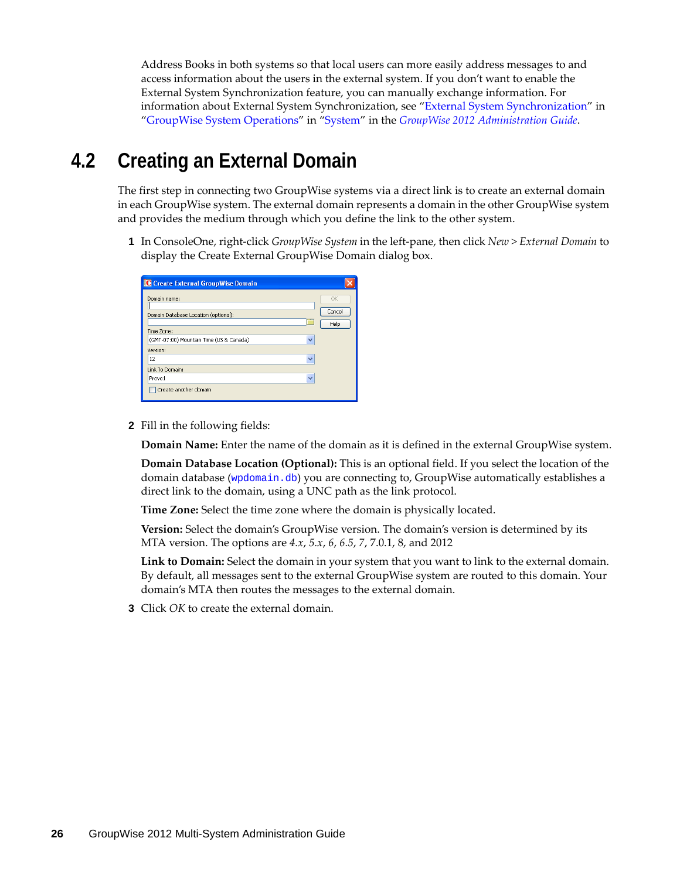Address Books in both systems so that local users can more easily address messages to and access information about the users in the external system. If you don't want to enable the External System Synchronization feature, you can manually exchange information. For information about External System Synchronization, see "External System Synchronization" in "GroupWise System Operations" in "System" in the *GroupWise 2012 Administration Guide*.

## 4.2 Creating an External Domain

The first step in connecting two GroupWise systems via a direct link is to create an external domain in each GroupWise system. The external domain represents a domain in the other GroupWise system and provides the medium through which you define the link to the other system.

**1** In ConsoleOne, right-click *GroupWise System* in the left-pane, then click *New* > *External Domain* to display the Create External GroupWise Domain dialog box.

**2** Fill in the following fields:

**Domain Name:** Enter the name of the domain as it is defined in the external GroupWise system.

**Domain Database Location (Optional):** This is an optional field. If you select the location of the domain database (`wpdomain.db`) you are connecting to, GroupWise automatically establishes a direct link to the domain, using a UNC path as the link protocol.

**Time Zone:** Select the time zone where the domain is physically located.

**Version:** Select the domain's GroupWise version. The domain's version is determined by its MTA version. The options are *4.x*, *5.x*, *6*, *6.5*, *7*, 7.0.1, 8, and 2012

**Link to Domain:** Select the domain in your system that you want to link to the external domain. By default, all messages sent to the external GroupWise system are routed to this domain. Your domain's MTA then routes the messages to the external domain.

**3** Click *OK* to create the external domain.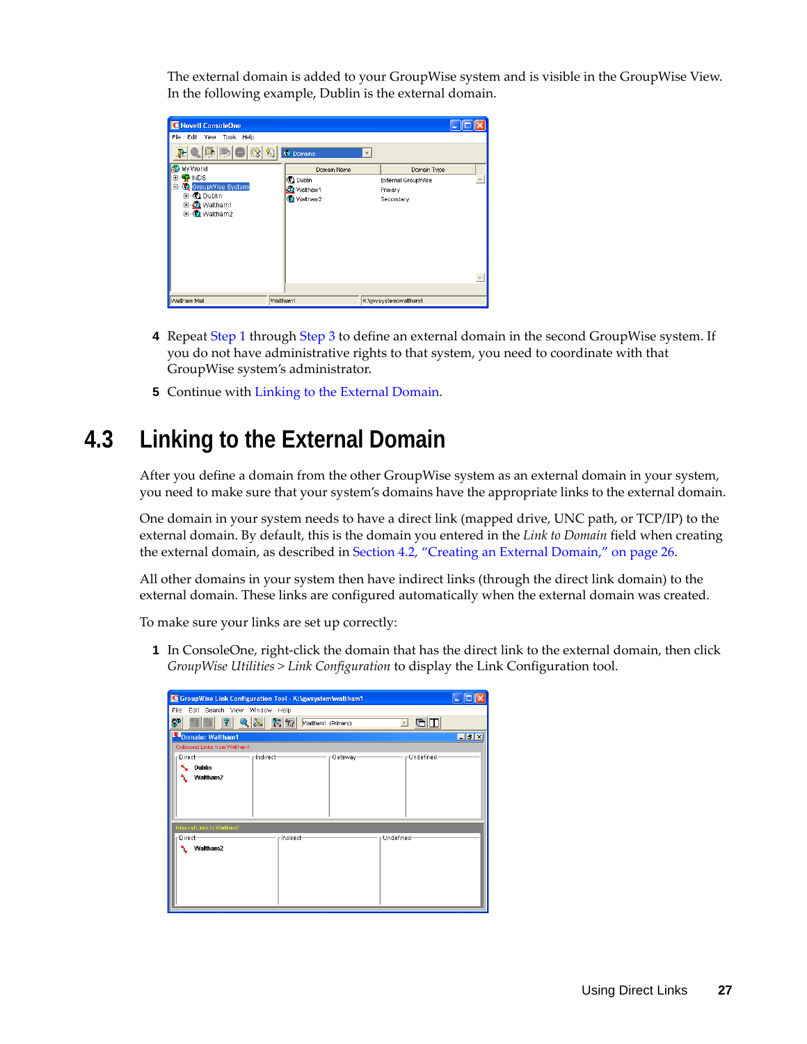The external domain is added to your GroupWise system and is visible in the GroupWise View. In the following example, Dublin is the external domain.

4 Repeat Step 1 through Step 3 to define an external domain in the second GroupWise system. If you do not have administrative rights to that system, you need to coordinate with that GroupWise system's administrator.

5 Continue with Linking to the External Domain.

## 4.3 Linking to the External Domain

After you define a domain from the other GroupWise system as an external domain in your system, you need to make sure that your system's domains have the appropriate links to the external domain.

One domain in your system needs to have a direct link (mapped drive, UNC path, or TCP/IP) to the external domain. By default, this is the domain you entered in the *Link to Domain* field when creating the external domain, as described in Section 4.2, "Creating an External Domain," on page 26.

All other domains in your system then have indirect links (through the direct link domain) to the external domain. These links are configured automatically when the external domain was created.

To make sure your links are set up correctly:

1 In ConsoleOne, right-click the domain that has the direct link to the external domain, then click *GroupWise Utilities > Link Configuration* to display the Link Configuration tool.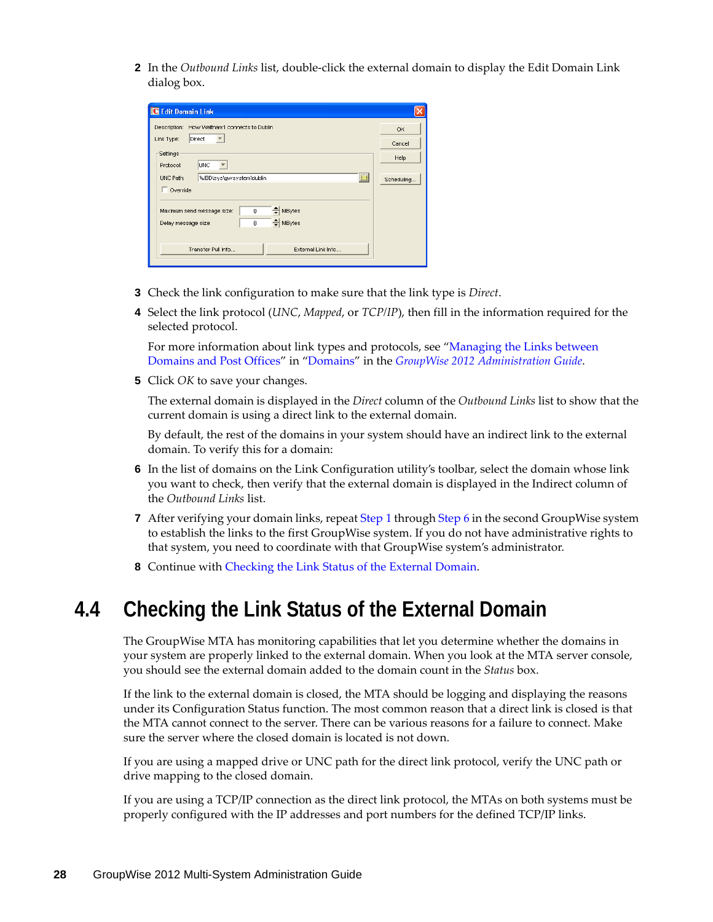2 In the *Outbound Links* list, double-click the external domain to display the Edit Domain Link dialog box.

3 Check the link configuration to make sure that the link type is *Direct*.

4 Select the link protocol (*UNC*, *Mapped*, or *TCP/IP*), then fill in the information required for the selected protocol.

   For more information about link types and protocols, see "Managing the Links between Domains and Post Offices" in "Domains" in the *GroupWise 2012 Administration Guide*.

5 Click *OK* to save your changes.

   The external domain is displayed in the *Direct* column of the *Outbound Links* list to show that the current domain is using a direct link to the external domain.

   By default, the rest of the domains in your system should have an indirect link to the external domain. To verify this for a domain:

6 In the list of domains on the Link Configuration utility's toolbar, select the domain whose link you want to check, then verify that the external domain is displayed in the Indirect column of the *Outbound Links* list.

7 After verifying your domain links, repeat Step 1 through Step 6 in the second GroupWise system to establish the links to the first GroupWise system. If you do not have administrative rights to that system, you need to coordinate with that GroupWise system's administrator.

8 Continue with Checking the Link Status of the External Domain.

## 4.4 Checking the Link Status of the External Domain

The GroupWise MTA has monitoring capabilities that let you determine whether the domains in your system are properly linked to the external domain. When you look at the MTA server console, you should see the external domain added to the domain count in the *Status* box.

If the link to the external domain is closed, the MTA should be logging and displaying the reasons under its Configuration Status function. The most common reason that a direct link is closed is that the MTA cannot connect to the server. There can be various reasons for a failure to connect. Make sure the server where the closed domain is located is not down.

If you are using a mapped drive or UNC path for the direct link protocol, verify the UNC path or drive mapping to the closed domain.

If you are using a TCP/IP connection as the direct link protocol, the MTAs on both systems must be properly configured with the IP addresses and port numbers for the defined TCP/IP links.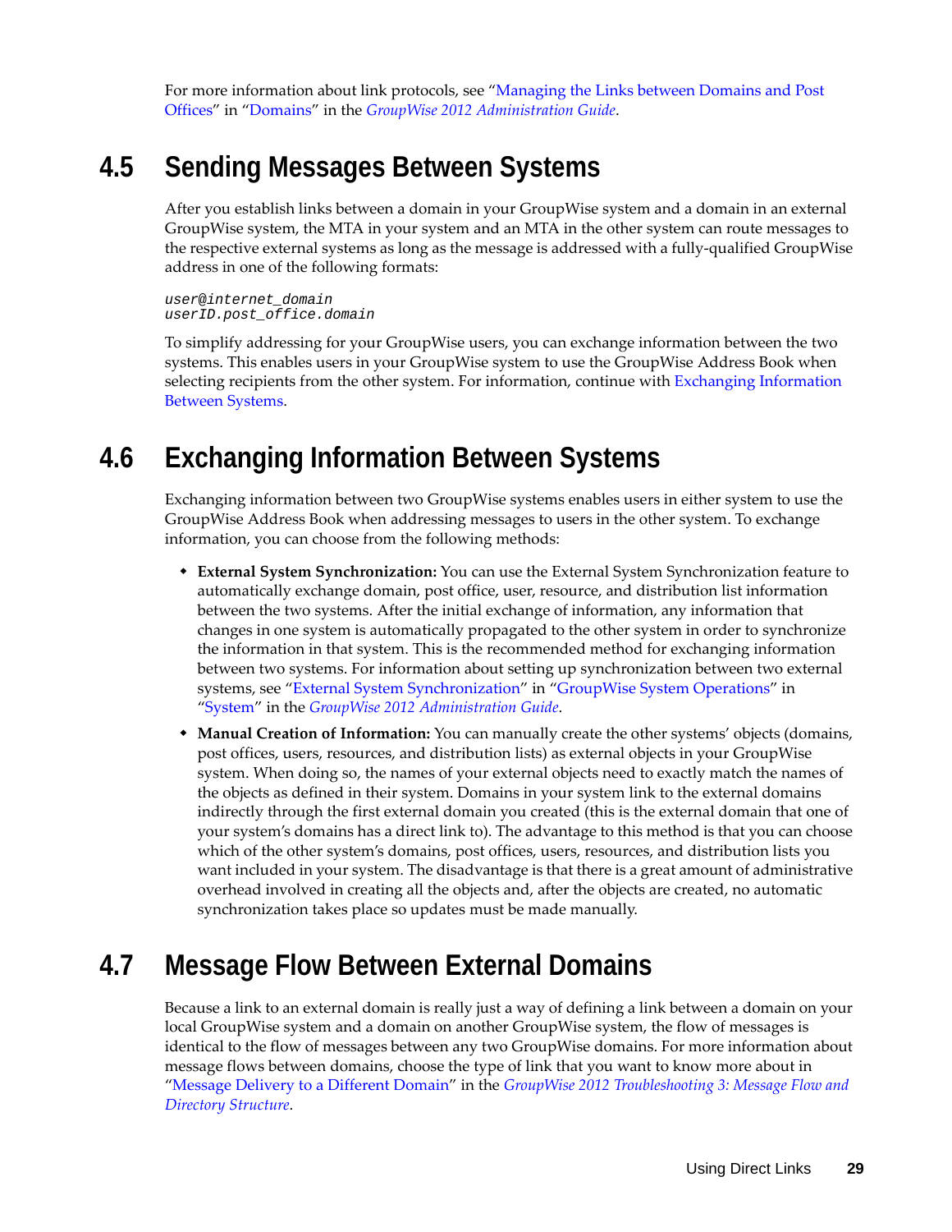For more information about link protocols, see "Managing the Links between Domains and Post Offices" in "Domains" in the *GroupWise 2012 Administration Guide*.

## 4.5 Sending Messages Between Systems

After you establish links between a domain in your GroupWise system and a domain in an external GroupWise system, the MTA in your system and an MTA in the other system can route messages to the respective external systems as long as the message is addressed with a fully-qualified GroupWise address in one of the following formats:

```
user@internet_domain
userID.post_office.domain
```

To simplify addressing for your GroupWise users, you can exchange information between the two systems. This enables users in your GroupWise system to use the GroupWise Address Book when selecting recipients from the other system. For information, continue with Exchanging Information Between Systems.

## 4.6 Exchanging Information Between Systems

Exchanging information between two GroupWise systems enables users in either system to use the GroupWise Address Book when addressing messages to users in the other system. To exchange information, you can choose from the following methods:

- **External System Synchronization:** You can use the External System Synchronization feature to automatically exchange domain, post office, user, resource, and distribution list information between the two systems. After the initial exchange of information, any information that changes in one system is automatically propagated to the other system in order to synchronize the information in that system. This is the recommended method for exchanging information between two systems. For information about setting up synchronization between two external systems, see "External System Synchronization" in "GroupWise System Operations" in "System" in the *GroupWise 2012 Administration Guide*.
- **Manual Creation of Information:** You can manually create the other systems' objects (domains, post offices, users, resources, and distribution lists) as external objects in your GroupWise system. When doing so, the names of your external objects need to exactly match the names of the objects as defined in their system. Domains in your system link to the external domains indirectly through the first external domain you created (this is the external domain that one of your system's domains has a direct link to). The advantage to this method is that you can choose which of the other system's domains, post offices, users, resources, and distribution lists you want included in your system. The disadvantage is that there is a great amount of administrative overhead involved in creating all the objects and, after the objects are created, no automatic synchronization takes place so updates must be made manually.

## 4.7 Message Flow Between External Domains

Because a link to an external domain is really just a way of defining a link between a domain on your local GroupWise system and a domain on another GroupWise system, the flow of messages is identical to the flow of messages between any two GroupWise domains. For more information about message flows between domains, choose the type of link that you want to know more about in "Message Delivery to a Different Domain" in the *GroupWise 2012 Troubleshooting 3: Message Flow and Directory Structure*.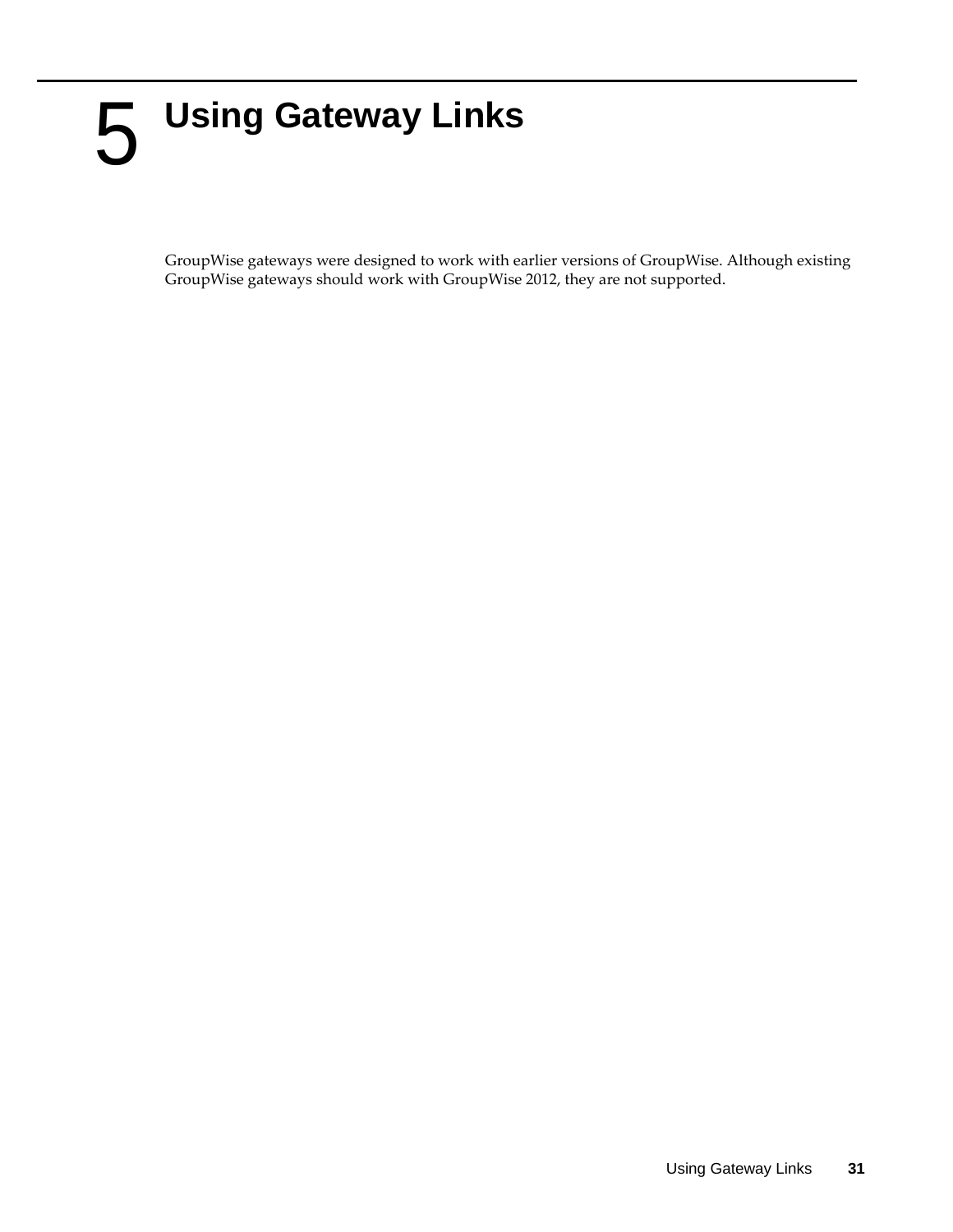# 5 Using Gateway Links

GroupWise gateways were designed to work with earlier versions of GroupWise. Although existing GroupWise gateways should work with GroupWise 2012, they are not supported.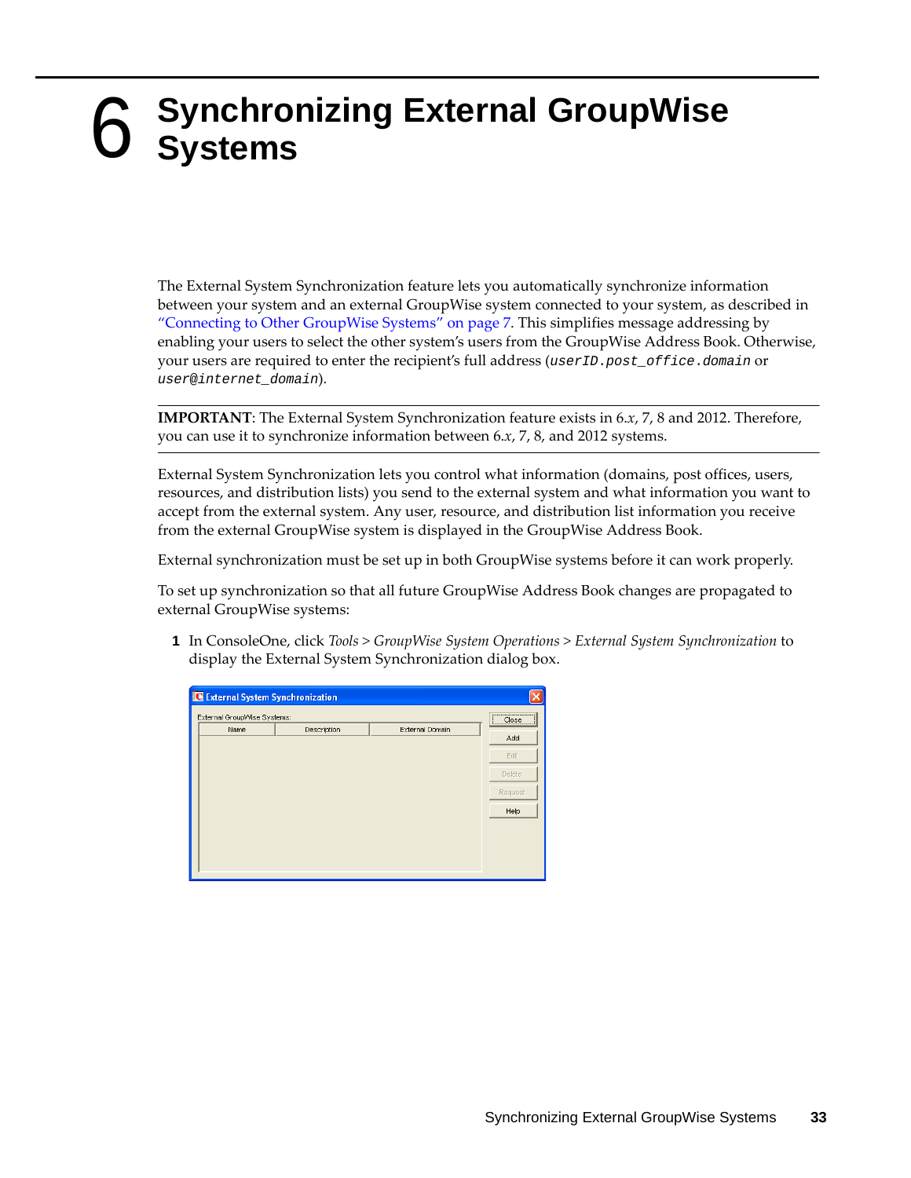# 6 Synchronizing External GroupWise Systems

The External System Synchronization feature lets you automatically synchronize information between your system and an external GroupWise system connected to your system, as described in "Connecting to Other GroupWise Systems" on page 7. This simplifies message addressing by enabling your users to select the other system's users from the GroupWise Address Book. Otherwise, your users are required to enter the recipient's full address (`userID.post_office.domain` or `user@internet_domain`).

---

**IMPORTANT**: The External System Synchronization feature exists in 6.*x*, 7, 8 and 2012. Therefore, you can use it to synchronize information between 6.*x*, 7, 8, and 2012 systems.

---

External System Synchronization lets you control what information (domains, post offices, users, resources, and distribution lists) you send to the external system and what information you want to accept from the external system. Any user, resource, and distribution list information you receive from the external GroupWise system is displayed in the GroupWise Address Book.

External synchronization must be set up in both GroupWise systems before it can work properly.

To set up synchronization so that all future GroupWise Address Book changes are propagated to external GroupWise systems:

1. In ConsoleOne, click *Tools > GroupWise System Operations > External System Synchronization* to display the External System Synchronization dialog box.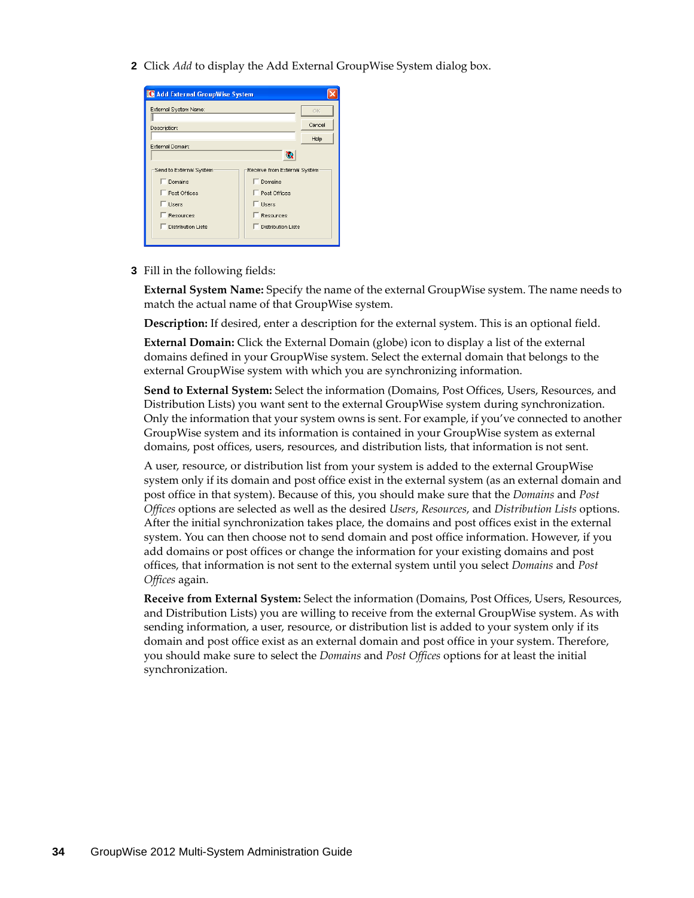2 Click *Add* to display the Add External GroupWise System dialog box.

3 Fill in the following fields:

**External System Name:** Specify the name of the external GroupWise system. The name needs to match the actual name of that GroupWise system.

**Description:** If desired, enter a description for the external system. This is an optional field.

**External Domain:** Click the External Domain (globe) icon to display a list of the external domains defined in your GroupWise system. Select the external domain that belongs to the external GroupWise system with which you are synchronizing information.

**Send to External System:** Select the information (Domains, Post Offices, Users, Resources, and Distribution Lists) you want sent to the external GroupWise system during synchronization. Only the information that your system owns is sent. For example, if you've connected to another GroupWise system and its information is contained in your GroupWise system as external domains, post offices, users, resources, and distribution lists, that information is not sent.

A user, resource, or distribution list from your system is added to the external GroupWise system only if its domain and post office exist in the external system (as an external domain and post office in that system). Because of this, you should make sure that the *Domains* and *Post Offices* options are selected as well as the desired *Users*, *Resources*, and *Distribution Lists* options. After the initial synchronization takes place, the domains and post offices exist in the external system. You can then choose not to send domain and post office information. However, if you add domains or post offices or change the information for your existing domains and post offices, that information is not sent to the external system until you select *Domains* and *Post Offices* again.

**Receive from External System:** Select the information (Domains, Post Offices, Users, Resources, and Distribution Lists) you are willing to receive from the external GroupWise system. As with sending information, a user, resource, or distribution list is added to your system only if its domain and post office exist as an external domain and post office in your system. Therefore, you should make sure to select the *Domains* and *Post Offices* options for at least the initial synchronization.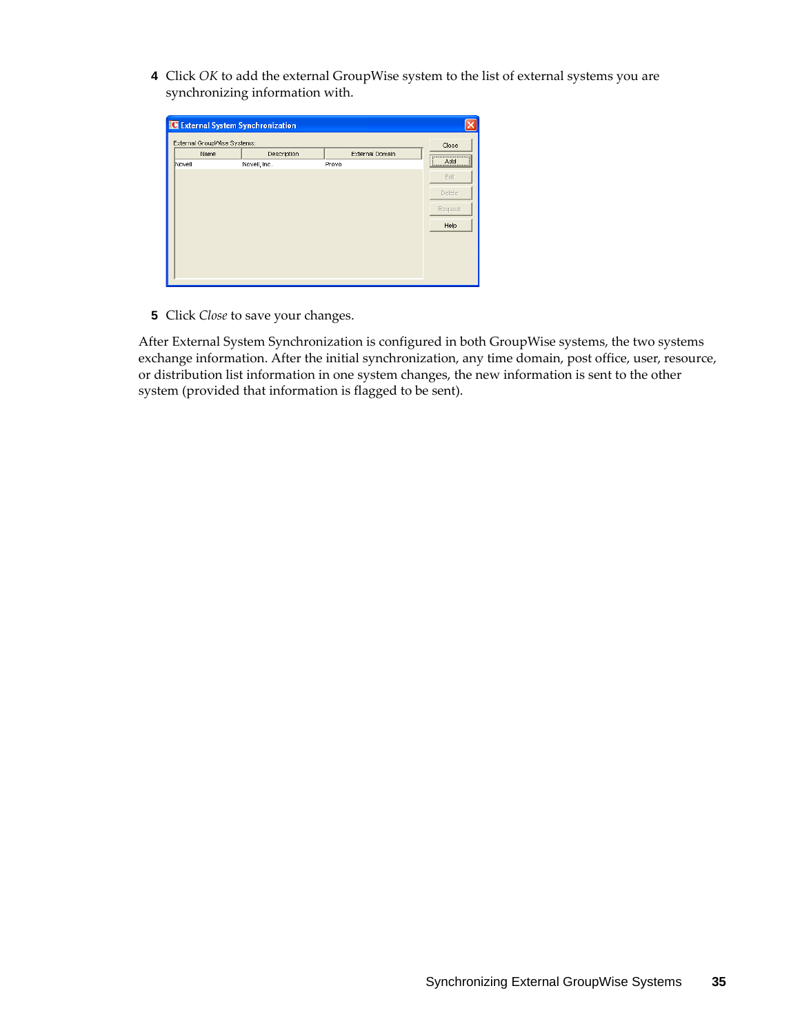4 Click *OK* to add the external GroupWise system to the list of external systems you are synchronizing information with.

5 Click *Close* to save your changes.

After External System Synchronization is configured in both GroupWise systems, the two systems exchange information. After the initial synchronization, any time domain, post office, user, resource, or distribution list information in one system changes, the new information is sent to the other system (provided that information is flagged to be sent).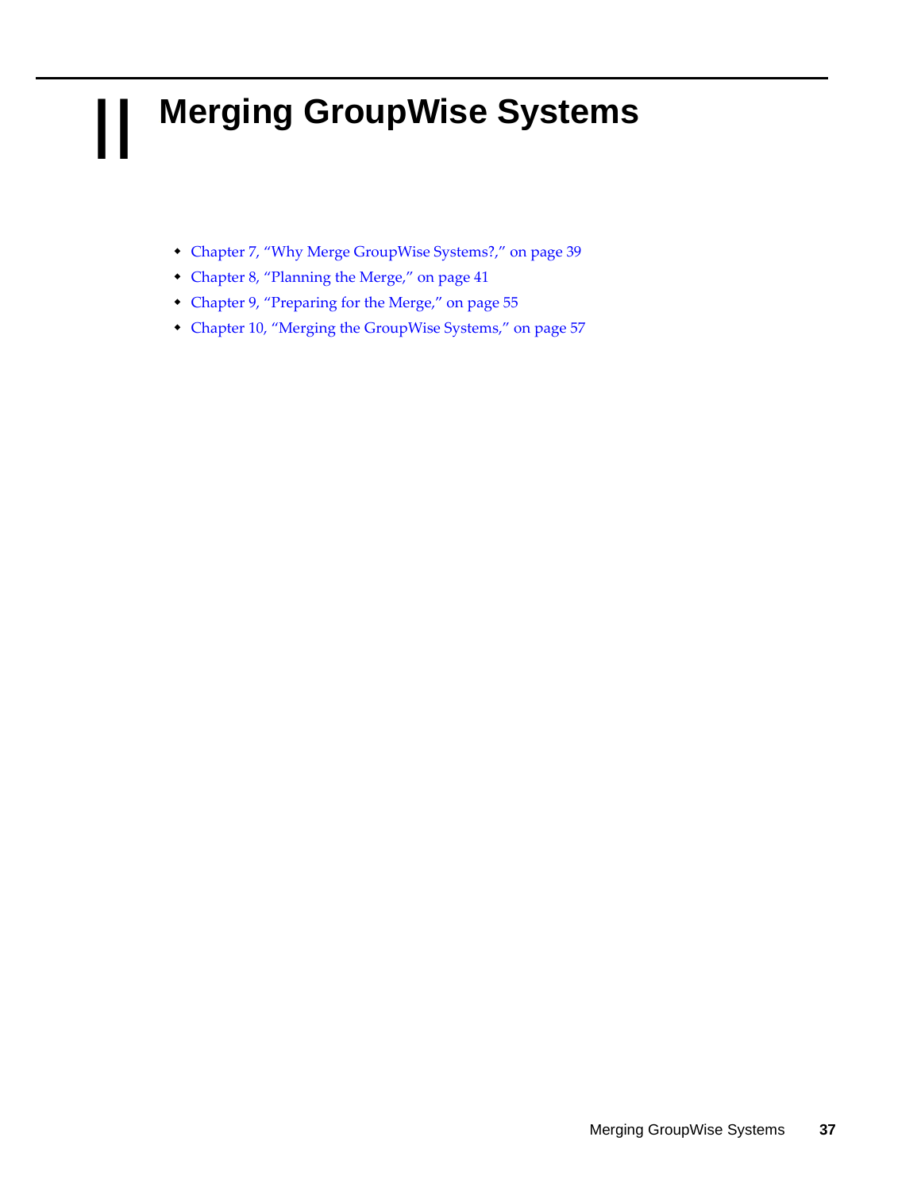# II Merging GroupWise Systems

- Chapter 7, "Why Merge GroupWise Systems?," on page 39
- Chapter 8, "Planning the Merge," on page 41
- Chapter 9, "Preparing for the Merge," on page 55
- Chapter 10, "Merging the GroupWise Systems," on page 57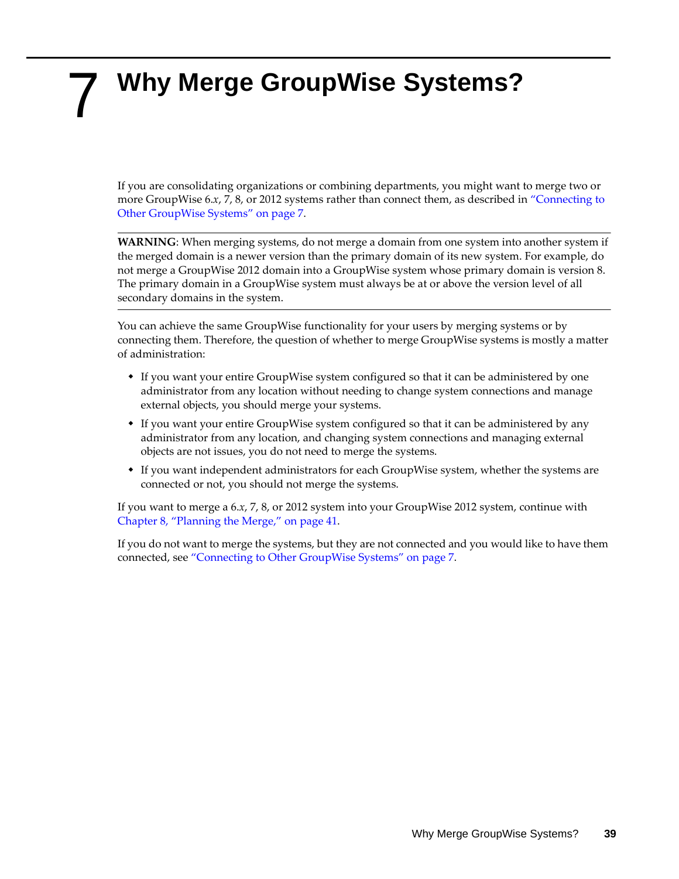# 7 Why Merge GroupWise Systems?

If you are consolidating organizations or combining departments, you might want to merge two or more GroupWise 6.*x*, 7, 8, or 2012 systems rather than connect them, as described in "Connecting to Other GroupWise Systems" on page 7.

---

**WARNING**: When merging systems, do not merge a domain from one system into another system if the merged domain is a newer version than the primary domain of its new system. For example, do not merge a GroupWise 2012 domain into a GroupWise system whose primary domain is version 8. The primary domain in a GroupWise system must always be at or above the version level of all secondary domains in the system.

---

You can achieve the same GroupWise functionality for your users by merging systems or by connecting them. Therefore, the question of whether to merge GroupWise systems is mostly a matter of administration:

- If you want your entire GroupWise system configured so that it can be administered by one administrator from any location without needing to change system connections and manage external objects, you should merge your systems.
- If you want your entire GroupWise system configured so that it can be administered by any administrator from any location, and changing system connections and managing external objects are not issues, you do not need to merge the systems.
- If you want independent administrators for each GroupWise system, whether the systems are connected or not, you should not merge the systems.

If you want to merge a 6.*x*, 7, 8, or 2012 system into your GroupWise 2012 system, continue with Chapter 8, "Planning the Merge," on page 41.

If you do not want to merge the systems, but they are not connected and you would like to have them connected, see "Connecting to Other GroupWise Systems" on page 7.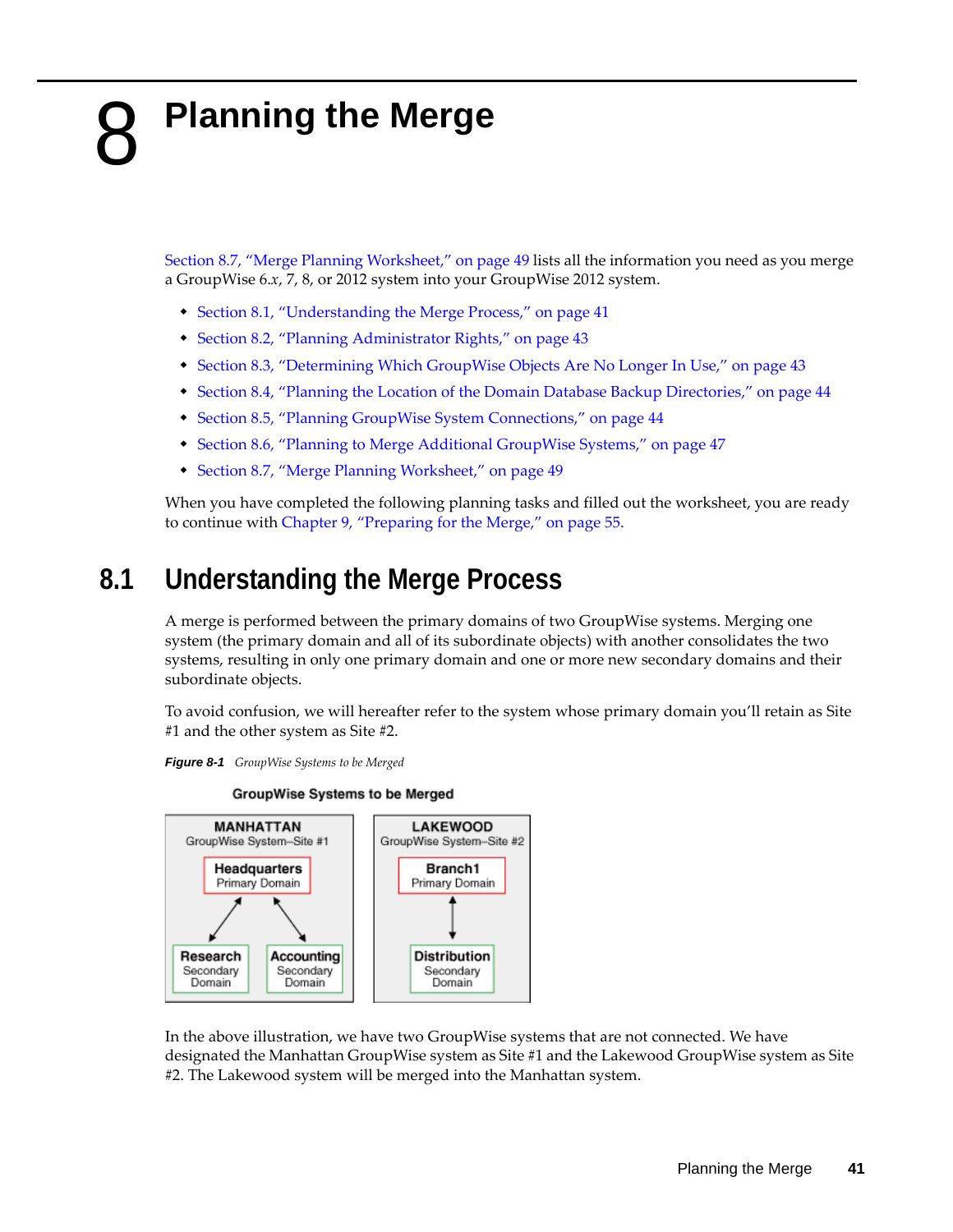# 8 Planning the Merge

Section 8.7, "Merge Planning Worksheet," on page 49 lists all the information you need as you merge a GroupWise 6.*x*, 7, 8, or 2012 system into your GroupWise 2012 system.

- Section 8.1, "Understanding the Merge Process," on page 41
- Section 8.2, "Planning Administrator Rights," on page 43
- Section 8.3, "Determining Which GroupWise Objects Are No Longer In Use," on page 43
- Section 8.4, "Planning the Location of the Domain Database Backup Directories," on page 44
- Section 8.5, "Planning GroupWise System Connections," on page 44
- Section 8.6, "Planning to Merge Additional GroupWise Systems," on page 47
- Section 8.7, "Merge Planning Worksheet," on page 49

When you have completed the following planning tasks and filled out the worksheet, you are ready to continue with Chapter 9, "Preparing for the Merge," on page 55.

## 8.1 Understanding the Merge Process

A merge is performed between the primary domains of two GroupWise systems. Merging one system (the primary domain and all of its subordinate objects) with another consolidates the two systems, resulting in only one primary domain and one or more new secondary domains and their subordinate objects.

To avoid confusion, we will hereafter refer to the system whose primary domain you'll retain as Site #1 and the other system as Site #2.

**Figure 8-1** *GroupWise Systems to be Merged*

GroupWise Systems to be Merged

MANHATTAN — GroupWise System–Site #1: Headquarters Primary Domain; Research Secondary Domain; Accounting Secondary Domain

LAKEWOOD — GroupWise System–Site #2: Branch1 Primary Domain; Distribution Secondary Domain

In the above illustration, we have two GroupWise systems that are not connected. We have designated the Manhattan GroupWise system as Site #1 and the Lakewood GroupWise system as Site #2. The Lakewood system will be merged into the Manhattan system.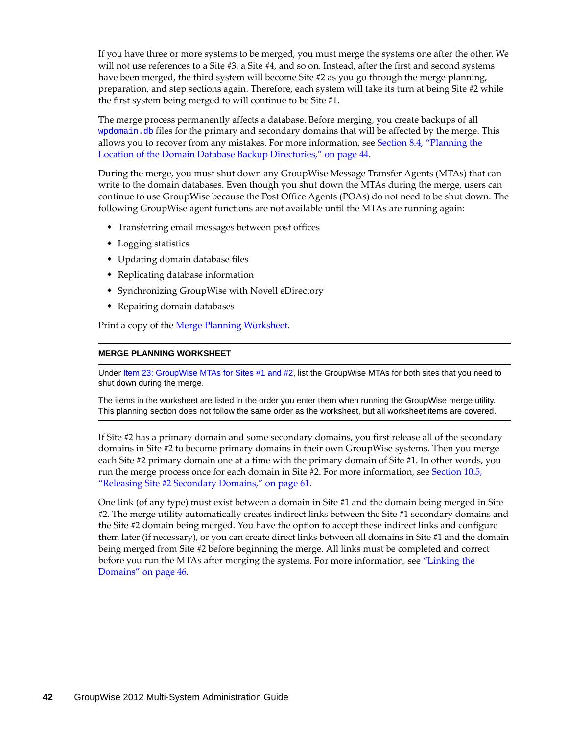If you have three or more systems to be merged, you must merge the systems one after the other. We will not use references to a Site #3, a Site #4, and so on. Instead, after the first and second systems have been merged, the third system will become Site #2 as you go through the merge planning, preparation, and step sections again. Therefore, each system will take its turn at being Site #2 while the first system being merged to will continue to be Site #1.

The merge process permanently affects a database. Before merging, you create backups of all `wpdomain.db` files for the primary and secondary domains that will be affected by the merge. This allows you to recover from any mistakes. For more information, see Section 8.4, "Planning the Location of the Domain Database Backup Directories," on page 44.

During the merge, you must shut down any GroupWise Message Transfer Agents (MTAs) that can write to the domain databases. Even though you shut down the MTAs during the merge, users can continue to use GroupWise because the Post Office Agents (POAs) do not need to be shut down. The following GroupWise agent functions are not available until the MTAs are running again:

- Transferring email messages between post offices
- Logging statistics
- Updating domain database files
- Replicating database information
- Synchronizing GroupWise with Novell eDirectory
- Repairing domain databases

Print a copy of the Merge Planning Worksheet.

**MERGE PLANNING WORKSHEET**

Under Item 23: GroupWise MTAs for Sites #1 and #2, list the GroupWise MTAs for both sites that you need to shut down during the merge.

The items in the worksheet are listed in the order you enter them when running the GroupWise merge utility. This planning section does not follow the same order as the worksheet, but all worksheet items are covered.

If Site #2 has a primary domain and some secondary domains, you first release all of the secondary domains in Site #2 to become primary domains in their own GroupWise systems. Then you merge each Site #2 primary domain one at a time with the primary domain of Site #1. In other words, you run the merge process once for each domain in Site #2. For more information, see Section 10.5, "Releasing Site #2 Secondary Domains," on page 61.

One link (of any type) must exist between a domain in Site #1 and the domain being merged in Site #2. The merge utility automatically creates indirect links between the Site #1 secondary domains and the Site #2 domain being merged. You have the option to accept these indirect links and configure them later (if necessary), or you can create direct links between all domains in Site #1 and the domain being merged from Site #2 before beginning the merge. All links must be completed and correct before you run the MTAs after merging the systems. For more information, see "Linking the Domains" on page 46.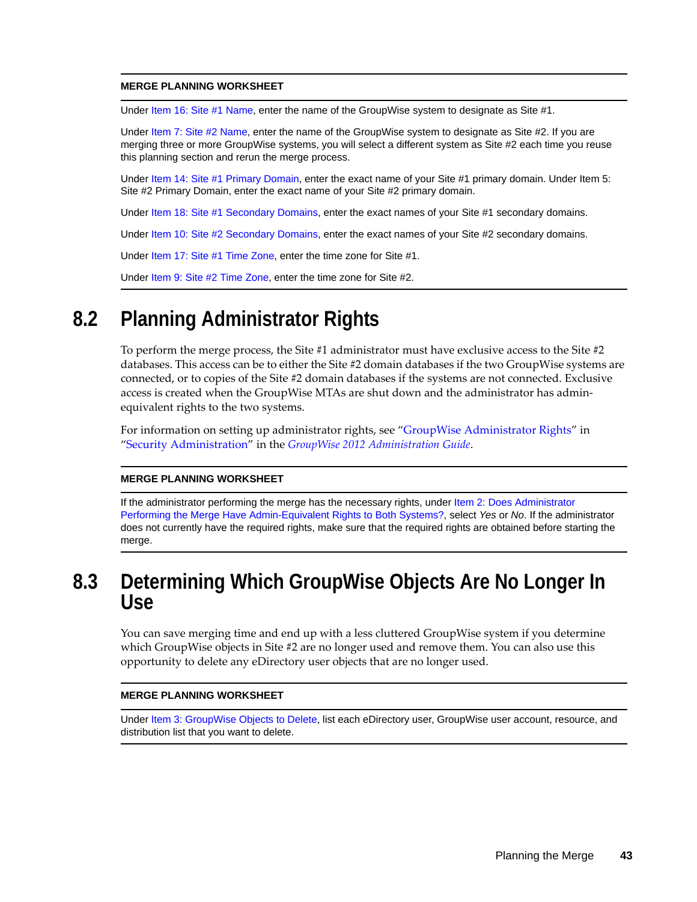**MERGE PLANNING WORKSHEET**

Under Item 16: Site #1 Name, enter the name of the GroupWise system to designate as Site #1.

Under Item 7: Site #2 Name, enter the name of the GroupWise system to designate as Site #2. If you are merging three or more GroupWise systems, you will select a different system as Site #2 each time you reuse this planning section and rerun the merge process.

Under Item 14: Site #1 Primary Domain, enter the exact name of your Site #1 primary domain. Under Item 5: Site #2 Primary Domain, enter the exact name of your Site #2 primary domain.

Under Item 18: Site #1 Secondary Domains, enter the exact names of your Site #1 secondary domains.

Under Item 10: Site #2 Secondary Domains, enter the exact names of your Site #2 secondary domains.

Under Item 17: Site #1 Time Zone, enter the time zone for Site #1.

Under Item 9: Site #2 Time Zone, enter the time zone for Site #2.

## 8.2 Planning Administrator Rights

To perform the merge process, the Site #1 administrator must have exclusive access to the Site #2 databases. This access can be to either the Site #2 domain databases if the two GroupWise systems are connected, or to copies of the Site #2 domain databases if the systems are not connected. Exclusive access is created when the GroupWise MTAs are shut down and the administrator has admin-equivalent rights to the two systems.

For information on setting up administrator rights, see "GroupWise Administrator Rights" in "Security Administration" in the *GroupWise 2012 Administration Guide*.

**MERGE PLANNING WORKSHEET**

If the administrator performing the merge has the necessary rights, under Item 2: Does Administrator Performing the Merge Have Admin-Equivalent Rights to Both Systems?, select *Yes* or *No*. If the administrator does not currently have the required rights, make sure that the required rights are obtained before starting the merge.

## 8.3 Determining Which GroupWise Objects Are No Longer In Use

You can save merging time and end up with a less cluttered GroupWise system if you determine which GroupWise objects in Site #2 are no longer used and remove them. You can also use this opportunity to delete any eDirectory user objects that are no longer used.

**MERGE PLANNING WORKSHEET**

Under Item 3: GroupWise Objects to Delete, list each eDirectory user, GroupWise user account, resource, and distribution list that you want to delete.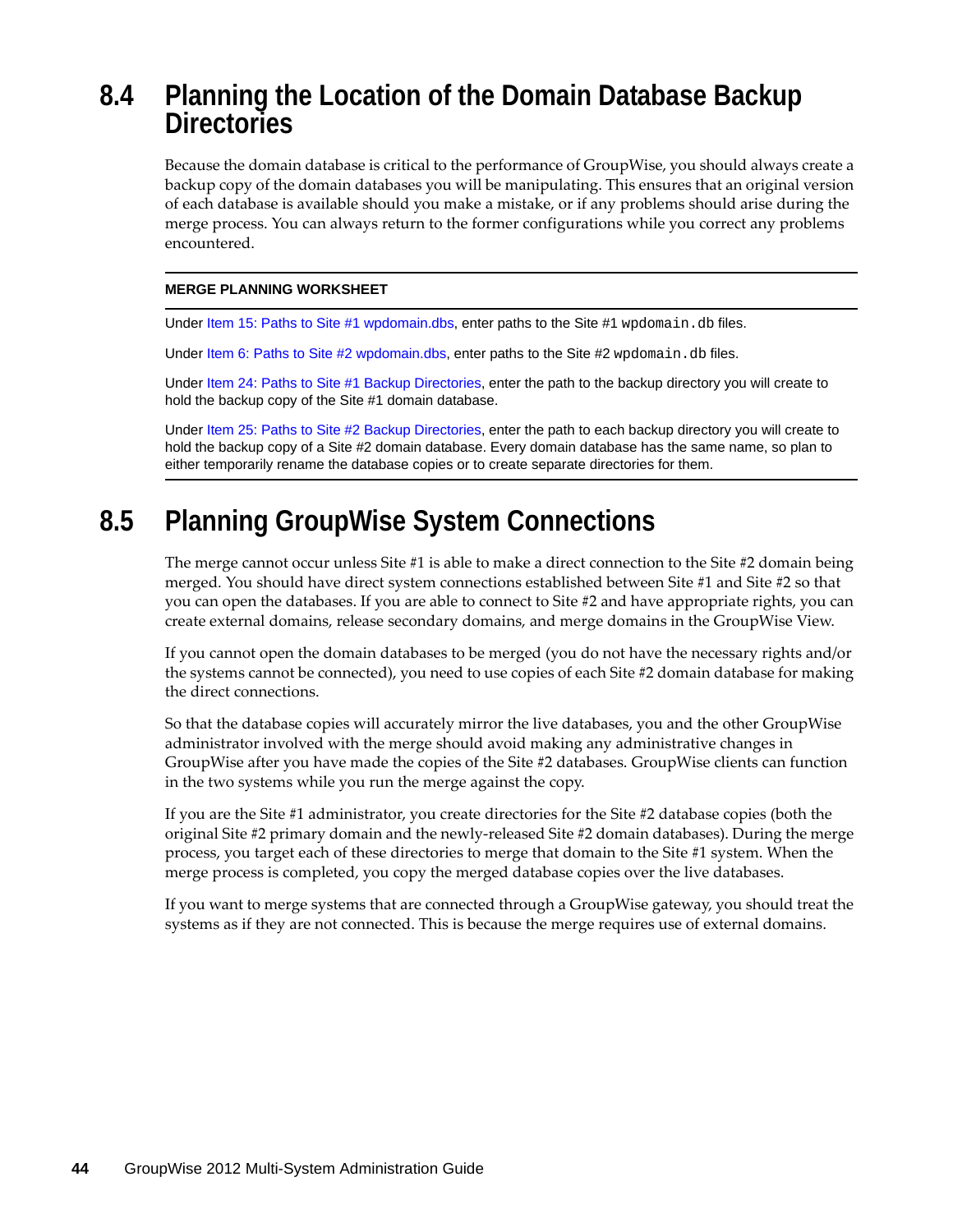## 8.4 Planning the Location of the Domain Database Backup Directories

Because the domain database is critical to the performance of GroupWise, you should always create a backup copy of the domain databases you will be manipulating. This ensures that an original version of each database is available should you make a mistake, or if any problems should arise during the merge process. You can always return to the former configurations while you correct any problems encountered.

---

**MERGE PLANNING WORKSHEET**

---

Under Item 15: Paths to Site #1 wpdomain.dbs, enter paths to the Site #1 `wpdomain.db` files.

Under Item 6: Paths to Site #2 wpdomain.dbs, enter paths to the Site #2 `wpdomain.db` files.

Under Item 24: Paths to Site #1 Backup Directories, enter the path to the backup directory you will create to hold the backup copy of the Site #1 domain database.

Under Item 25: Paths to Site #2 Backup Directories, enter the path to each backup directory you will create to hold the backup copy of a Site #2 domain database. Every domain database has the same name, so plan to either temporarily rename the database copies or to create separate directories for them.

---

## 8.5 Planning GroupWise System Connections

The merge cannot occur unless Site #1 is able to make a direct connection to the Site #2 domain being merged. You should have direct system connections established between Site #1 and Site #2 so that you can open the databases. If you are able to connect to Site #2 and have appropriate rights, you can create external domains, release secondary domains, and merge domains in the GroupWise View.

If you cannot open the domain databases to be merged (you do not have the necessary rights and/or the systems cannot be connected), you need to use copies of each Site #2 domain database for making the direct connections.

So that the database copies will accurately mirror the live databases, you and the other GroupWise administrator involved with the merge should avoid making any administrative changes in GroupWise after you have made the copies of the Site #2 databases. GroupWise clients can function in the two systems while you run the merge against the copy.

If you are the Site #1 administrator, you create directories for the Site #2 database copies (both the original Site #2 primary domain and the newly-released Site #2 domain databases). During the merge process, you target each of these directories to merge that domain to the Site #1 system. When the merge process is completed, you copy the merged database copies over the live databases.

If you want to merge systems that are connected through a GroupWise gateway, you should treat the systems as if they are not connected. This is because the merge requires use of external domains.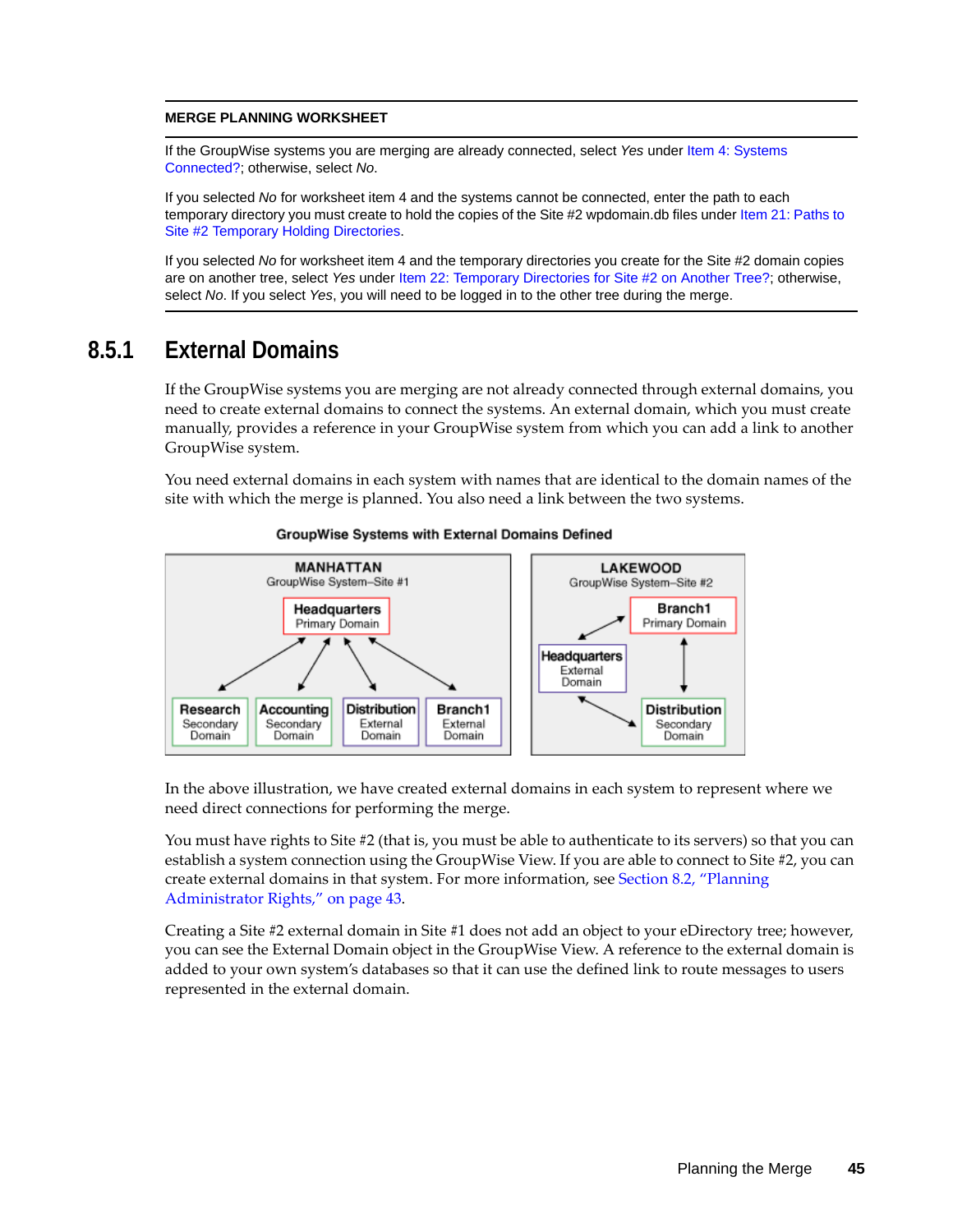**MERGE PLANNING WORKSHEET**

If the GroupWise systems you are merging are already connected, select *Yes* under Item 4: Systems Connected?; otherwise, select *No*.

If you selected *No* for worksheet item 4 and the systems cannot be connected, enter the path to each temporary directory you must create to hold the copies of the Site #2 wpdomain.db files under Item 21: Paths to Site #2 Temporary Holding Directories.

If you selected *No* for worksheet item 4 and the temporary directories you create for the Site #2 domain copies are on another tree, select *Yes* under Item 22: Temporary Directories for Site #2 on Another Tree?; otherwise, select *No*. If you select *Yes*, you will need to be logged in to the other tree during the merge.

## 8.5.1 External Domains

If the GroupWise systems you are merging are not already connected through external domains, you need to create external domains to connect the systems. An external domain, which you must create manually, provides a reference in your GroupWise system from which you can add a link to another GroupWise system.

You need external domains in each system with names that are identical to the domain names of the site with which the merge is planned. You also need a link between the two systems.

**GroupWise Systems with External Domains Defined**

In the above illustration, we have created external domains in each system to represent where we need direct connections for performing the merge.

You must have rights to Site #2 (that is, you must be able to authenticate to its servers) so that you can establish a system connection using the GroupWise View. If you are able to connect to Site #2, you can create external domains in that system. For more information, see Section 8.2, "Planning Administrator Rights," on page 43.

Creating a Site #2 external domain in Site #1 does not add an object to your eDirectory tree; however, you can see the External Domain object in the GroupWise View. A reference to the external domain is added to your own system's databases so that it can use the defined link to route messages to users represented in the external domain.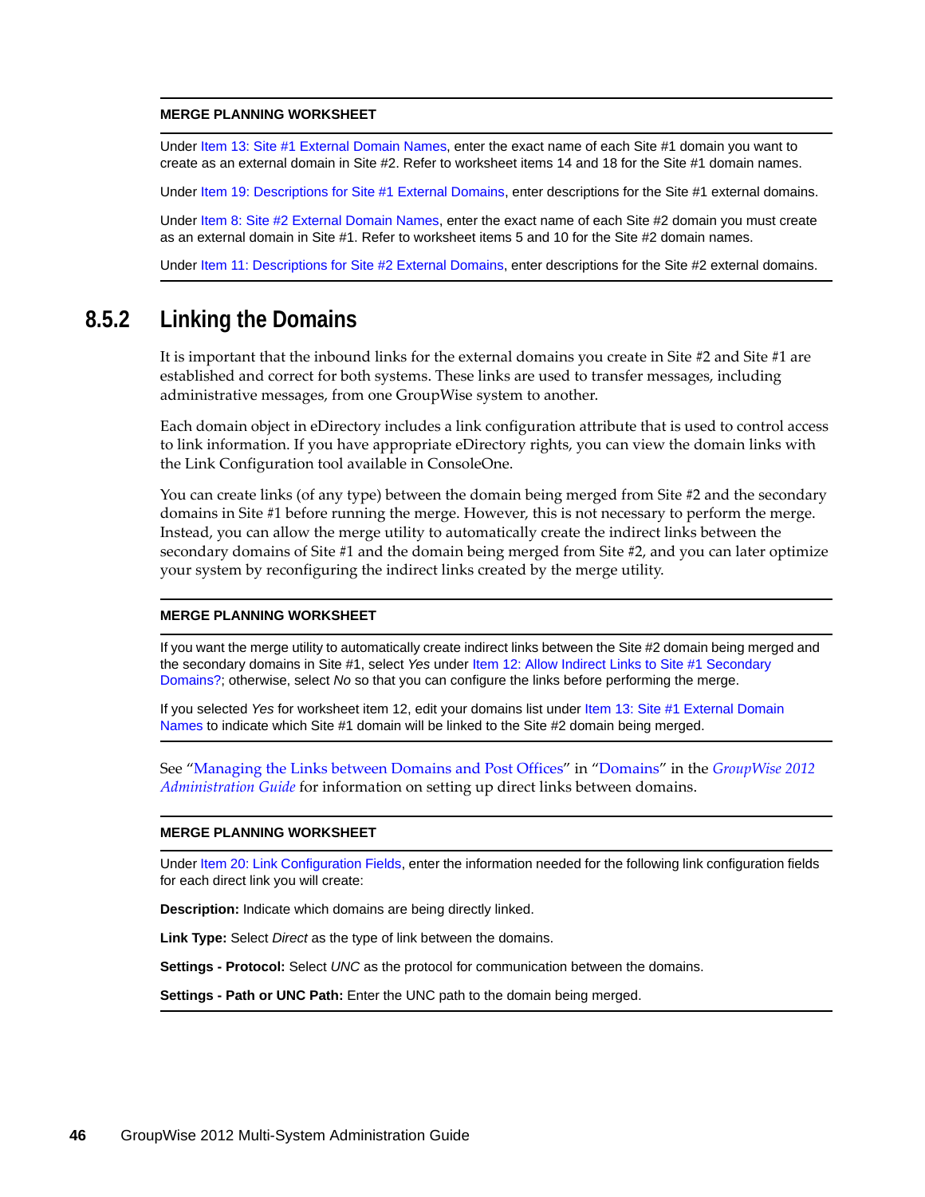**MERGE PLANNING WORKSHEET**

Under Item 13: Site #1 External Domain Names, enter the exact name of each Site #1 domain you want to create as an external domain in Site #2. Refer to worksheet items 14 and 18 for the Site #1 domain names.

Under Item 19: Descriptions for Site #1 External Domains, enter descriptions for the Site #1 external domains.

Under Item 8: Site #2 External Domain Names, enter the exact name of each Site #2 domain you must create as an external domain in Site #1. Refer to worksheet items 5 and 10 for the Site #2 domain names.

Under Item 11: Descriptions for Site #2 External Domains, enter descriptions for the Site #2 external domains.

### 8.5.2 Linking the Domains

It is important that the inbound links for the external domains you create in Site #2 and Site #1 are established and correct for both systems. These links are used to transfer messages, including administrative messages, from one GroupWise system to another.

Each domain object in eDirectory includes a link configuration attribute that is used to control access to link information. If you have appropriate eDirectory rights, you can view the domain links with the Link Configuration tool available in ConsoleOne.

You can create links (of any type) between the domain being merged from Site #2 and the secondary domains in Site #1 before running the merge. However, this is not necessary to perform the merge. Instead, you can allow the merge utility to automatically create the indirect links between the secondary domains of Site #1 and the domain being merged from Site #2, and you can later optimize your system by reconfiguring the indirect links created by the merge utility.

**MERGE PLANNING WORKSHEET**

If you want the merge utility to automatically create indirect links between the Site #2 domain being merged and the secondary domains in Site #1, select *Yes* under Item 12: Allow Indirect Links to Site #1 Secondary Domains?; otherwise, select *No* so that you can configure the links before performing the merge.

If you selected *Yes* for worksheet item 12, edit your domains list under Item 13: Site #1 External Domain Names to indicate which Site #1 domain will be linked to the Site #2 domain being merged.

See "Managing the Links between Domains and Post Offices" in "Domains" in the *GroupWise 2012 Administration Guide* for information on setting up direct links between domains.

**MERGE PLANNING WORKSHEET**

Under Item 20: Link Configuration Fields, enter the information needed for the following link configuration fields for each direct link you will create:

**Description:** Indicate which domains are being directly linked.

**Link Type:** Select *Direct* as the type of link between the domains.

**Settings - Protocol:** Select *UNC* as the protocol for communication between the domains.

**Settings - Path or UNC Path:** Enter the UNC path to the domain being merged.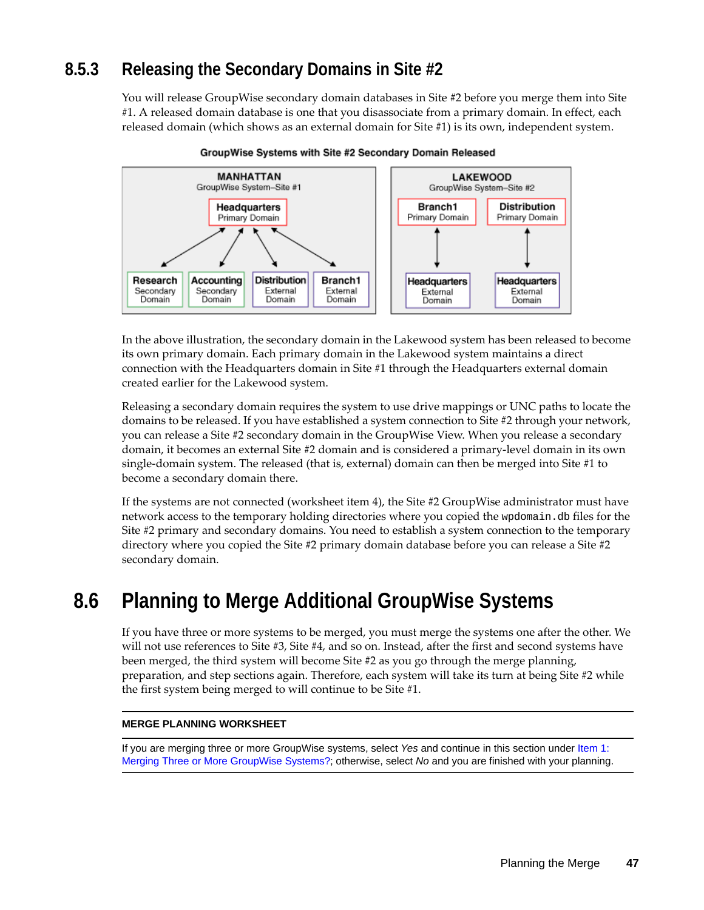## 8.5.3 Releasing the Secondary Domains in Site #2

You will release GroupWise secondary domain databases in Site #2 before you merge them into Site #1. A released domain database is one that you disassociate from a primary domain. In effect, each released domain (which shows as an external domain for Site #1) is its own, independent system.

**GroupWise Systems with Site #2 Secondary Domain Released**

In the above illustration, the secondary domain in the Lakewood system has been released to become its own primary domain. Each primary domain in the Lakewood system maintains a direct connection with the Headquarters domain in Site #1 through the Headquarters external domain created earlier for the Lakewood system.

Releasing a secondary domain requires the system to use drive mappings or UNC paths to locate the domains to be released. If you have established a system connection to Site #2 through your network, you can release a Site #2 secondary domain in the GroupWise View. When you release a secondary domain, it becomes an external Site #2 domain and is considered a primary-level domain in its own single-domain system. The released (that is, external) domain can then be merged into Site #1 to become a secondary domain there.

If the systems are not connected (worksheet item 4), the Site #2 GroupWise administrator must have network access to the temporary holding directories where you copied the `wpdomain.db` files for the Site #2 primary and secondary domains. You need to establish a system connection to the temporary directory where you copied the Site #2 primary domain database before you can release a Site #2 secondary domain.

# 8.6 Planning to Merge Additional GroupWise Systems

If you have three or more systems to be merged, you must merge the systems one after the other. We will not use references to Site #3, Site #4, and so on. Instead, after the first and second systems have been merged, the third system will become Site #2 as you go through the merge planning, preparation, and step sections again. Therefore, each system will take its turn at being Site #2 while the first system being merged to will continue to be Site #1.

**MERGE PLANNING WORKSHEET**

If you are merging three or more GroupWise systems, select *Yes* and continue in this section under Item 1: Merging Three or More GroupWise Systems?; otherwise, select *No* and you are finished with your planning.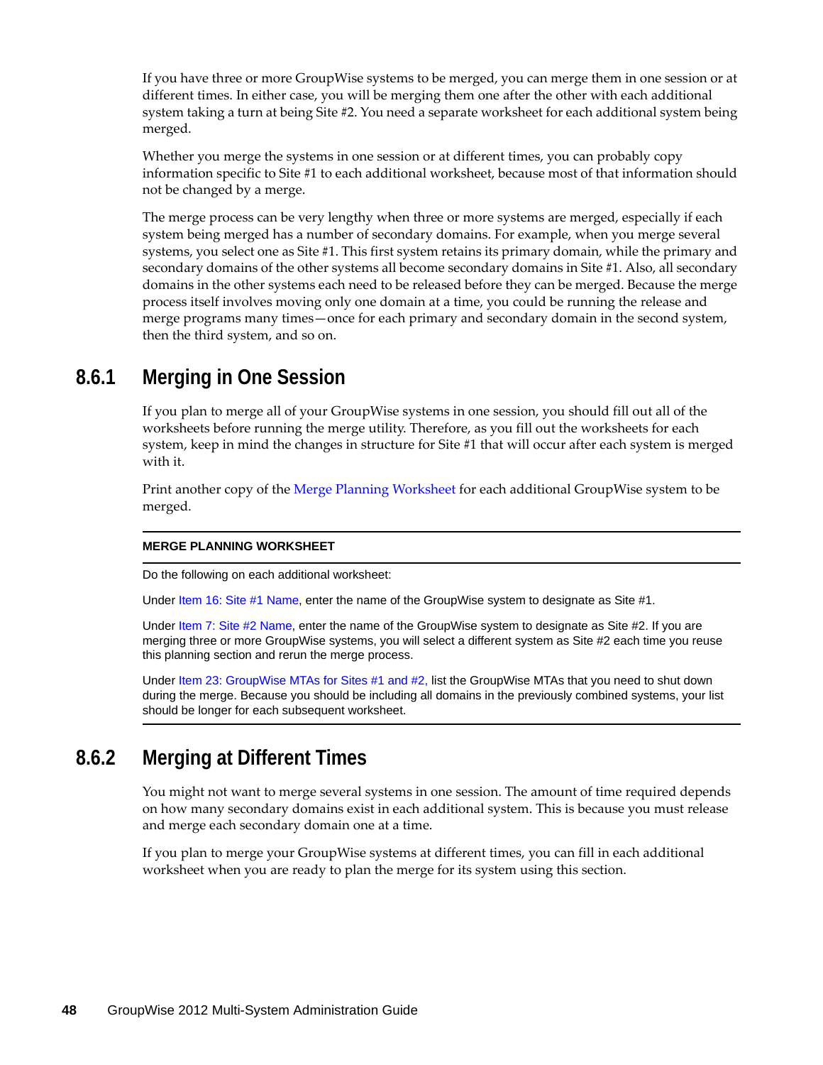If you have three or more GroupWise systems to be merged, you can merge them in one session or at different times. In either case, you will be merging them one after the other with each additional system taking a turn at being Site #2. You need a separate worksheet for each additional system being merged.

Whether you merge the systems in one session or at different times, you can probably copy information specific to Site #1 to each additional worksheet, because most of that information should not be changed by a merge.

The merge process can be very lengthy when three or more systems are merged, especially if each system being merged has a number of secondary domains. For example, when you merge several systems, you select one as Site #1. This first system retains its primary domain, while the primary and secondary domains of the other systems all become secondary domains in Site #1. Also, all secondary domains in the other systems each need to be released before they can be merged. Because the merge process itself involves moving only one domain at a time, you could be running the release and merge programs many times—once for each primary and secondary domain in the second system, then the third system, and so on.

## 8.6.1 Merging in One Session

If you plan to merge all of your GroupWise systems in one session, you should fill out all of the worksheets before running the merge utility. Therefore, as you fill out the worksheets for each system, keep in mind the changes in structure for Site #1 that will occur after each system is merged with it.

Print another copy of the Merge Planning Worksheet for each additional GroupWise system to be merged.

**MERGE PLANNING WORKSHEET**

Do the following on each additional worksheet:

Under Item 16: Site #1 Name, enter the name of the GroupWise system to designate as Site #1.

Under Item 7: Site #2 Name, enter the name of the GroupWise system to designate as Site #2. If you are merging three or more GroupWise systems, you will select a different system as Site #2 each time you reuse this planning section and rerun the merge process.

Under Item 23: GroupWise MTAs for Sites #1 and #2, list the GroupWise MTAs that you need to shut down during the merge. Because you should be including all domains in the previously combined systems, your list should be longer for each subsequent worksheet.

## 8.6.2 Merging at Different Times

You might not want to merge several systems in one session. The amount of time required depends on how many secondary domains exist in each additional system. This is because you must release and merge each secondary domain one at a time.

If you plan to merge your GroupWise systems at different times, you can fill in each additional worksheet when you are ready to plan the merge for its system using this section.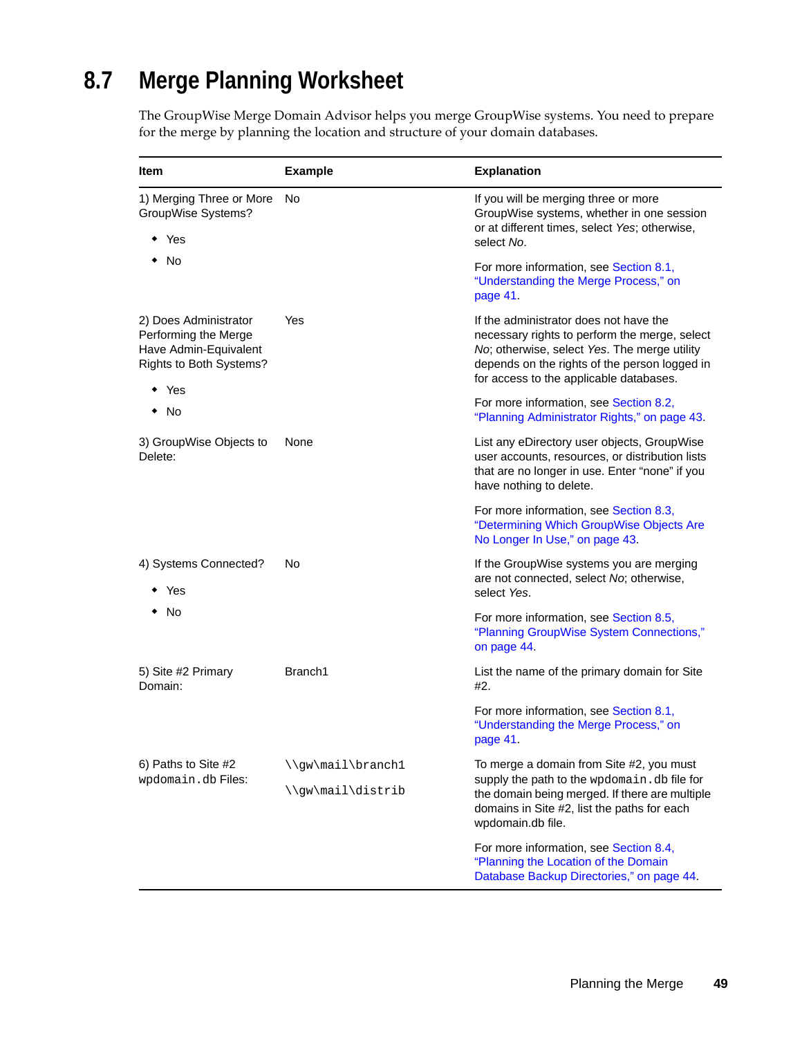## 8.7 Merge Planning Worksheet

The GroupWise Merge Domain Advisor helps you merge GroupWise systems. You need to prepare for the merge by planning the location and structure of your domain databases.

| Item | Example | Explanation |
|---|---|---|
| 1) Merging Three or More GroupWise Systems?<br>◆ Yes<br>◆ No | No | If you will be merging three or more GroupWise systems, whether in one session or at different times, select *Yes*; otherwise, select *No*.<br><br>For more information, see Section 8.1, "Understanding the Merge Process," on page 41. |
| 2) Does Administrator Performing the Merge Have Admin-Equivalent Rights to Both Systems?<br>◆ Yes<br>◆ No | Yes | If the administrator does not have the necessary rights to perform the merge, select *No*; otherwise, select *Yes*. The merge utility depends on the rights of the person logged in for access to the applicable databases.<br><br>For more information, see Section 8.2, "Planning Administrator Rights," on page 43. |
| 3) GroupWise Objects to Delete: | None | List any eDirectory user objects, GroupWise user accounts, resources, or distribution lists that are no longer in use. Enter "none" if you have nothing to delete.<br><br>For more information, see Section 8.3, "Determining Which GroupWise Objects Are No Longer In Use," on page 43. |
| 4) Systems Connected?<br>◆ Yes<br>◆ No | No | If the GroupWise systems you are merging are not connected, select *No*; otherwise, select *Yes*.<br><br>For more information, see Section 8.5, "Planning GroupWise System Connections," on page 44. |
| 5) Site #2 Primary Domain: | Branch1 | List the name of the primary domain for Site #2.<br><br>For more information, see Section 8.1, "Understanding the Merge Process," on page 41. |
| 6) Paths to Site #2 `wpdomain.db` Files: | `\\gw\mail\branch1`<br>`\\gw\mail\distrib` | To merge a domain from Site #2, you must supply the path to the `wpdomain.db` file for the domain being merged. If there are multiple domains in Site #2, list the paths for each wpdomain.db file.<br><br>For more information, see Section 8.4, "Planning the Location of the Domain Database Backup Directories," on page 44. |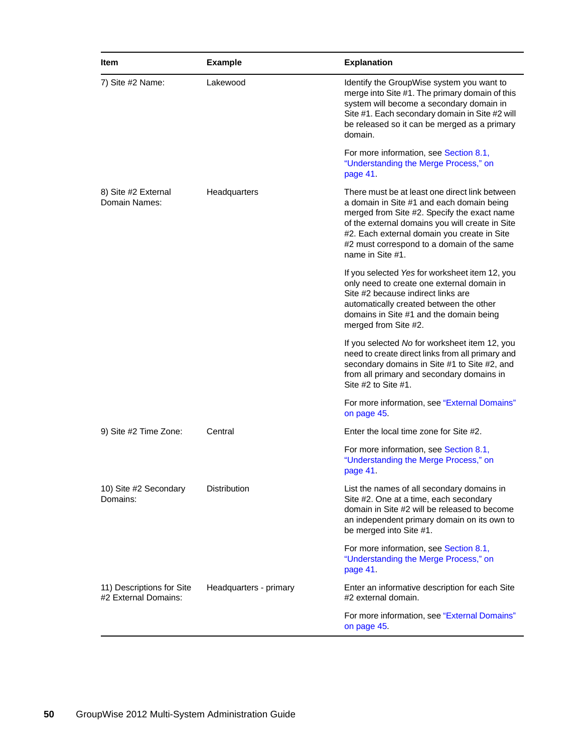| Item | Example | Explanation |
|---|---|---|
| 7) Site #2 Name: | Lakewood | Identify the GroupWise system you want to merge into Site #1. The primary domain of this system will become a secondary domain in Site #1. Each secondary domain in Site #2 will be released so it can be merged as a primary domain.<br><br>For more information, see Section 8.1, "Understanding the Merge Process," on page 41. |
| 8) Site #2 External Domain Names: | Headquarters | There must be at least one direct link between a domain in Site #1 and each domain being merged from Site #2. Specify the exact name of the external domains you will create in Site #2. Each external domain you create in Site #2 must correspond to a domain of the same name in Site #1.<br><br>If you selected *Yes* for worksheet item 12, you only need to create one external domain in Site #2 because indirect links are automatically created between the other domains in Site #1 and the domain being merged from Site #2.<br><br>If you selected *No* for worksheet item 12, you need to create direct links from all primary and secondary domains in Site #1 to Site #2, and from all primary and secondary domains in Site #2 to Site #1.<br><br>For more information, see "External Domains" on page 45. |
| 9) Site #2 Time Zone: | Central | Enter the local time zone for Site #2.<br><br>For more information, see Section 8.1, "Understanding the Merge Process," on page 41. |
| 10) Site #2 Secondary Domains: | Distribution | List the names of all secondary domains in Site #2. One at a time, each secondary domain in Site #2 will be released to become an independent primary domain on its own to be merged into Site #1.<br><br>For more information, see Section 8.1, "Understanding the Merge Process," on page 41. |
| 11) Descriptions for Site #2 External Domains: | Headquarters - primary | Enter an informative description for each Site #2 external domain.<br><br>For more information, see "External Domains" on page 45. |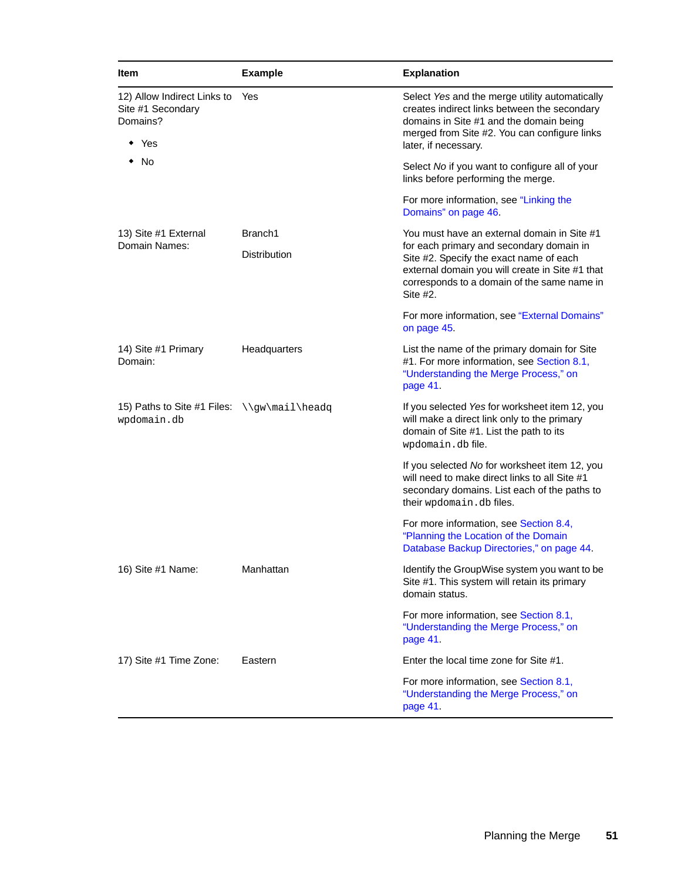| Item | Example | Explanation |
|---|---|---|
| 12) Allow Indirect Links to Site #1 Secondary Domains?<br>◆ Yes<br>◆ No | Yes | Select *Yes* and the merge utility automatically creates indirect links between the secondary domains in Site #1 and the domain being merged from Site #2. You can configure links later, if necessary.<br><br>Select *No* if you want to configure all of your links before performing the merge.<br><br>For more information, see "Linking the Domains" on page 46. |
| 13) Site #1 External Domain Names: | Branch1<br><br>Distribution | You must have an external domain in Site #1 for each primary and secondary domain in Site #2. Specify the exact name of each external domain you will create in Site #1 that corresponds to a domain of the same name in Site #2.<br><br>For more information, see "External Domains" on page 45. |
| 14) Site #1 Primary Domain: | Headquarters | List the name of the primary domain for Site #1. For more information, see Section 8.1, "Understanding the Merge Process," on page 41. |
| 15) Paths to Site #1 Files: `wpdomain.db` | `\\gw\mail\headq` | If you selected *Yes* for worksheet item 12, you will make a direct link only to the primary domain of Site #1. List the path to its `wpdomain.db` file.<br><br>If you selected *No* for worksheet item 12, you will need to make direct links to all Site #1 secondary domains. List each of the paths to their `wpdomain.db` files.<br><br>For more information, see Section 8.4, "Planning the Location of the Domain Database Backup Directories," on page 44. |
| 16) Site #1 Name: | Manhattan | Identify the GroupWise system you want to be Site #1. This system will retain its primary domain status.<br><br>For more information, see Section 8.1, "Understanding the Merge Process," on page 41. |
| 17) Site #1 Time Zone: | Eastern | Enter the local time zone for Site #1.<br><br>For more information, see Section 8.1, "Understanding the Merge Process," on page 41. |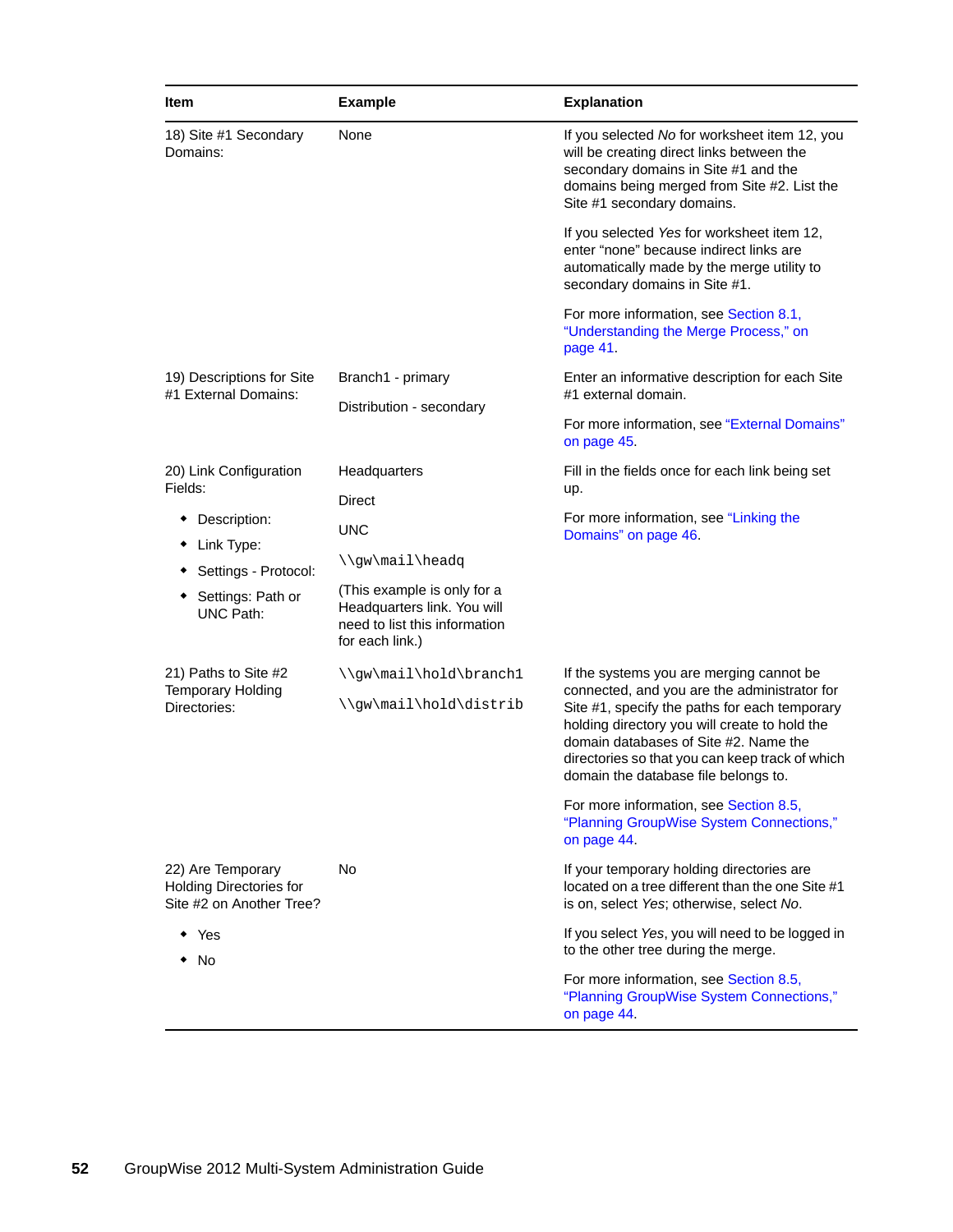| Item | Example | Explanation |
| --- | --- | --- |
| 18) Site #1 Secondary Domains: | None | If you selected *No* for worksheet item 12, you will be creating direct links between the secondary domains in Site #1 and the domains being merged from Site #2. List the Site #1 secondary domains.<br><br>If you selected *Yes* for worksheet item 12, enter “none” because indirect links are automatically made by the merge utility to secondary domains in Site #1.<br><br>For more information, see Section 8.1, “Understanding the Merge Process,” on page 41. |
| 19) Descriptions for Site #1 External Domains: | Branch1 - primary<br><br>Distribution - secondary | Enter an informative description for each Site #1 external domain.<br><br>For more information, see “External Domains” on page 45. |
| 20) Link Configuration Fields:<br><br>◆ Description:<br>◆ Link Type:<br>◆ Settings - Protocol:<br>◆ Settings: Path or UNC Path: | Headquarters<br><br>Direct<br><br>UNC<br><br>`\\gw\mail\headq`<br><br>(This example is only for a Headquarters link. You will need to list this information for each link.) | Fill in the fields once for each link being set up.<br><br>For more information, see “Linking the Domains” on page 46. |
| 21) Paths to Site #2 Temporary Holding Directories: | `\\gw\mail\hold\branch1`<br><br>`\\gw\mail\hold\distrib` | If the systems you are merging cannot be connected, and you are the administrator for Site #1, specify the paths for each temporary holding directory you will create to hold the domain databases of Site #2. Name the directories so that you can keep track of which domain the database file belongs to.<br><br>For more information, see Section 8.5, “Planning GroupWise System Connections,” on page 44. |
| 22) Are Temporary Holding Directories for Site #2 on Another Tree?<br><br>◆ Yes<br>◆ No | No | If your temporary holding directories are located on a tree different than the one Site #1 is on, select *Yes*; otherwise, select *No*.<br><br>If you select *Yes*, you will need to be logged in to the other tree during the merge.<br><br>For more information, see Section 8.5, “Planning GroupWise System Connections,” on page 44. |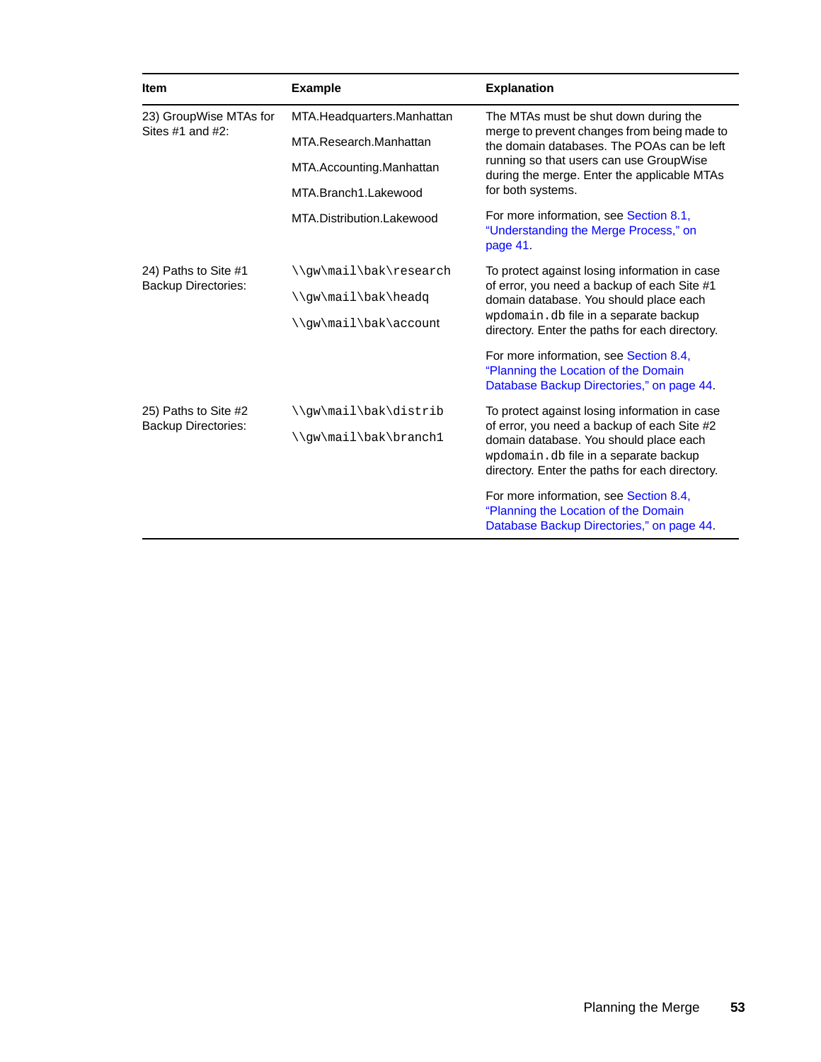| Item | Example | Explanation |
|---|---|---|
| 23) GroupWise MTAs for Sites #1 and #2: | MTA.Headquarters.Manhattan<br><br>MTA.Research.Manhattan<br><br>MTA.Accounting.Manhattan<br><br>MTA.Branch1.Lakewood<br><br>MTA.Distribution.Lakewood | The MTAs must be shut down during the merge to prevent changes from being made to the domain databases. The POAs can be left running so that users can use GroupWise during the merge. Enter the applicable MTAs for both systems.<br><br>For more information, see Section 8.1, "Understanding the Merge Process," on page 41. |
| 24) Paths to Site #1 Backup Directories: | `\\gw\mail\bak\research`<br><br>`\\gw\mail\bak\headq`<br><br>`\\gw\mail\bak\account` | To protect against losing information in case of error, you need a backup of each Site #1 domain database. You should place each `wpdomain.db` file in a separate backup directory. Enter the paths for each directory.<br><br>For more information, see Section 8.4, "Planning the Location of the Domain Database Backup Directories," on page 44. |
| 25) Paths to Site #2 Backup Directories: | `\\gw\mail\bak\distrib`<br><br>`\\gw\mail\bak\branch1` | To protect against losing information in case of error, you need a backup of each Site #2 domain database. You should place each `wpdomain.db` file in a separate backup directory. Enter the paths for each directory.<br><br>For more information, see Section 8.4, "Planning the Location of the Domain Database Backup Directories," on page 44. |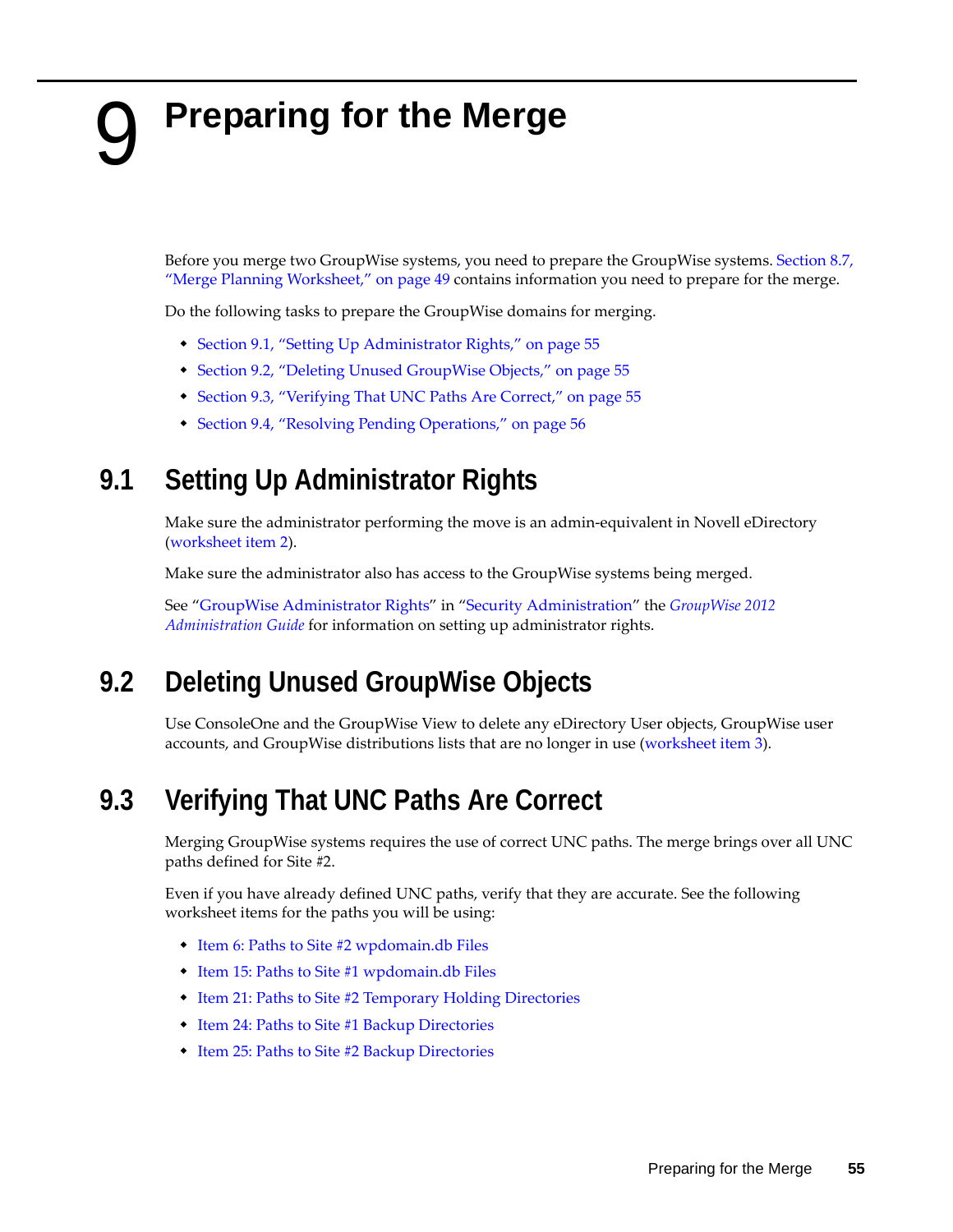# 9 Preparing for the Merge

Before you merge two GroupWise systems, you need to prepare the GroupWise systems. Section 8.7, "Merge Planning Worksheet," on page 49 contains information you need to prepare for the merge.

Do the following tasks to prepare the GroupWise domains for merging.

- Section 9.1, "Setting Up Administrator Rights," on page 55
- Section 9.2, "Deleting Unused GroupWise Objects," on page 55
- Section 9.3, "Verifying That UNC Paths Are Correct," on page 55
- Section 9.4, "Resolving Pending Operations," on page 56

## 9.1 Setting Up Administrator Rights

Make sure the administrator performing the move is an admin-equivalent in Novell eDirectory (worksheet item 2).

Make sure the administrator also has access to the GroupWise systems being merged.

See "GroupWise Administrator Rights" in "Security Administration" the *GroupWise 2012 Administration Guide* for information on setting up administrator rights.

## 9.2 Deleting Unused GroupWise Objects

Use ConsoleOne and the GroupWise View to delete any eDirectory User objects, GroupWise user accounts, and GroupWise distributions lists that are no longer in use (worksheet item 3).

## 9.3 Verifying That UNC Paths Are Correct

Merging GroupWise systems requires the use of correct UNC paths. The merge brings over all UNC paths defined for Site #2.

Even if you have already defined UNC paths, verify that they are accurate. See the following worksheet items for the paths you will be using:

- Item 6: Paths to Site #2 wpdomain.db Files
- Item 15: Paths to Site #1 wpdomain.db Files
- Item 21: Paths to Site #2 Temporary Holding Directories
- Item 24: Paths to Site #1 Backup Directories
- Item 25: Paths to Site #2 Backup Directories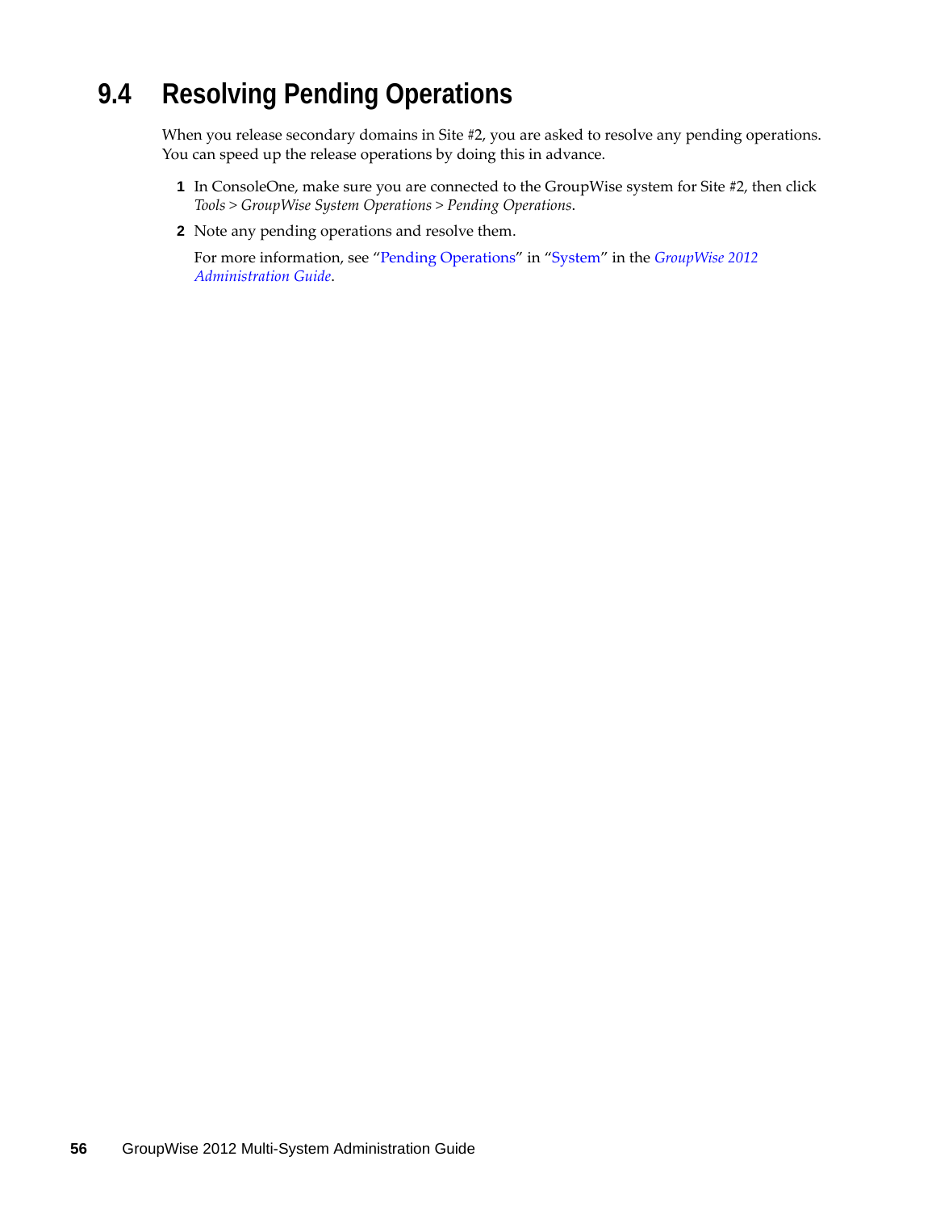## 9.4 Resolving Pending Operations

When you release secondary domains in Site #2, you are asked to resolve any pending operations. You can speed up the release operations by doing this in advance.

1. In ConsoleOne, make sure you are connected to the GroupWise system for Site #2, then click *Tools > GroupWise System Operations > Pending Operations*.
2. Note any pending operations and resolve them.

   For more information, see "Pending Operations" in "System" in the *GroupWise 2012 Administration Guide*.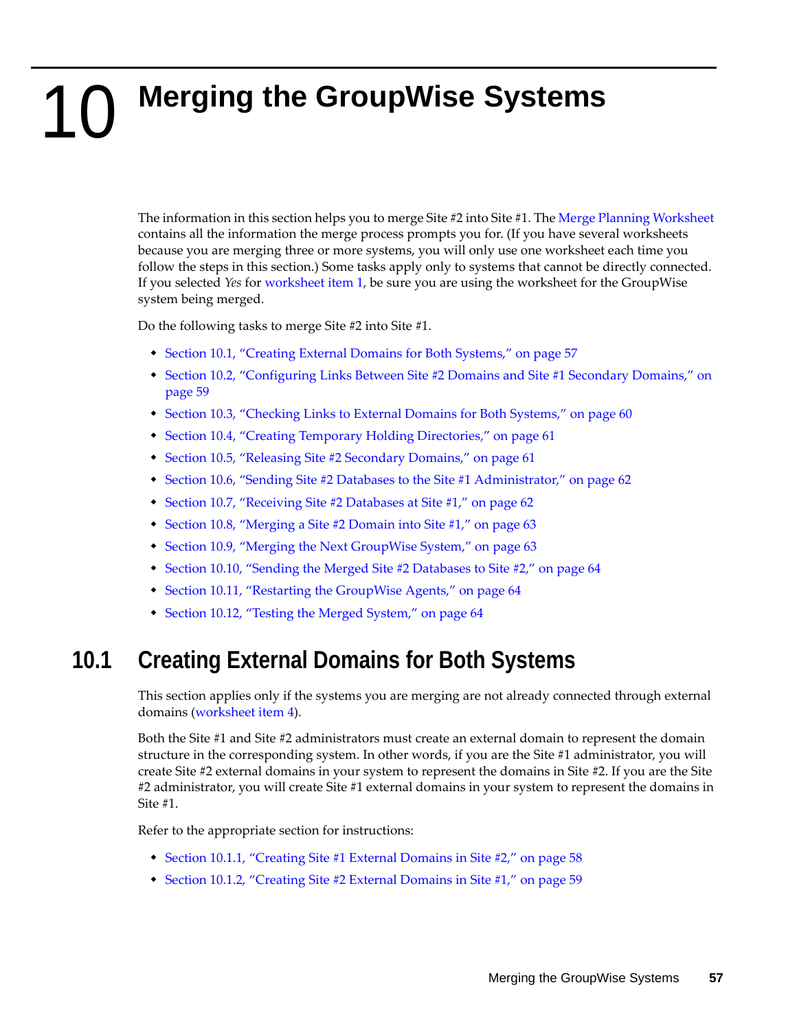# 10 Merging the GroupWise Systems

The information in this section helps you to merge Site #2 into Site #1. The Merge Planning Worksheet contains all the information the merge process prompts you for. (If you have several worksheets because you are merging three or more systems, you will only use one worksheet each time you follow the steps in this section.) Some tasks apply only to systems that cannot be directly connected. If you selected *Yes* for worksheet item 1, be sure you are using the worksheet for the GroupWise system being merged.

Do the following tasks to merge Site #2 into Site #1.

- Section 10.1, "Creating External Domains for Both Systems," on page 57
- Section 10.2, "Configuring Links Between Site #2 Domains and Site #1 Secondary Domains," on page 59
- Section 10.3, "Checking Links to External Domains for Both Systems," on page 60
- Section 10.4, "Creating Temporary Holding Directories," on page 61
- Section 10.5, "Releasing Site #2 Secondary Domains," on page 61
- Section 10.6, "Sending Site #2 Databases to the Site #1 Administrator," on page 62
- Section 10.7, "Receiving Site #2 Databases at Site #1," on page 62
- Section 10.8, "Merging a Site #2 Domain into Site #1," on page 63
- Section 10.9, "Merging the Next GroupWise System," on page 63
- Section 10.10, "Sending the Merged Site #2 Databases to Site #2," on page 64
- Section 10.11, "Restarting the GroupWise Agents," on page 64
- Section 10.12, "Testing the Merged System," on page 64

## 10.1 Creating External Domains for Both Systems

This section applies only if the systems you are merging are not already connected through external domains (worksheet item 4).

Both the Site #1 and Site #2 administrators must create an external domain to represent the domain structure in the corresponding system. In other words, if you are the Site #1 administrator, you will create Site #2 external domains in your system to represent the domains in Site #2. If you are the Site #2 administrator, you will create Site #1 external domains in your system to represent the domains in Site #1.

Refer to the appropriate section for instructions:

- Section 10.1.1, "Creating Site #1 External Domains in Site #2," on page 58
- Section 10.1.2, "Creating Site #2 External Domains in Site #1," on page 59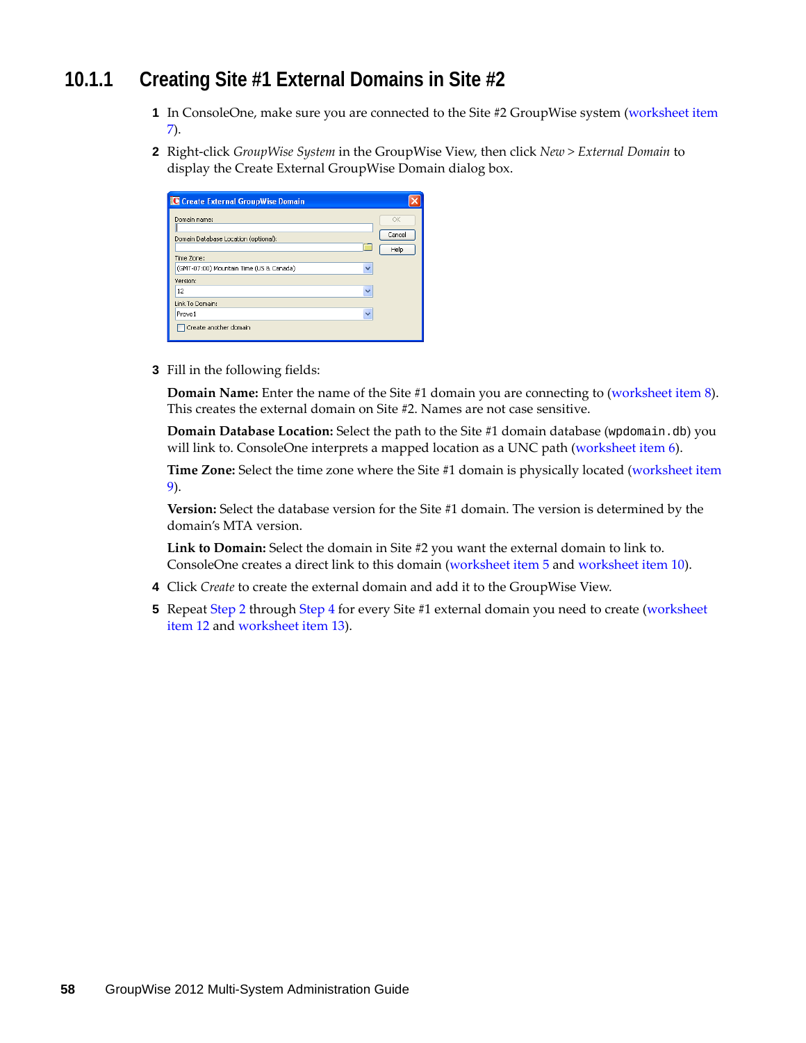### 10.1.1 Creating Site #1 External Domains in Site #2

1 In ConsoleOne, make sure you are connected to the Site #2 GroupWise system (worksheet item 7).

2 Right-click *GroupWise System* in the GroupWise View, then click *New > External Domain* to display the Create External GroupWise Domain dialog box.

3 Fill in the following fields:

**Domain Name:** Enter the name of the Site #1 domain you are connecting to (worksheet item 8). This creates the external domain on Site #2. Names are not case sensitive.

**Domain Database Location:** Select the path to the Site #1 domain database (`wpdomain.db`) you will link to. ConsoleOne interprets a mapped location as a UNC path (worksheet item 6).

**Time Zone:** Select the time zone where the Site #1 domain is physically located (worksheet item 9).

**Version:** Select the database version for the Site #1 domain. The version is determined by the domain's MTA version.

**Link to Domain:** Select the domain in Site #2 you want the external domain to link to. ConsoleOne creates a direct link to this domain (worksheet item 5 and worksheet item 10).

4 Click *Create* to create the external domain and add it to the GroupWise View.

5 Repeat Step 2 through Step 4 for every Site #1 external domain you need to create (worksheet item 12 and worksheet item 13).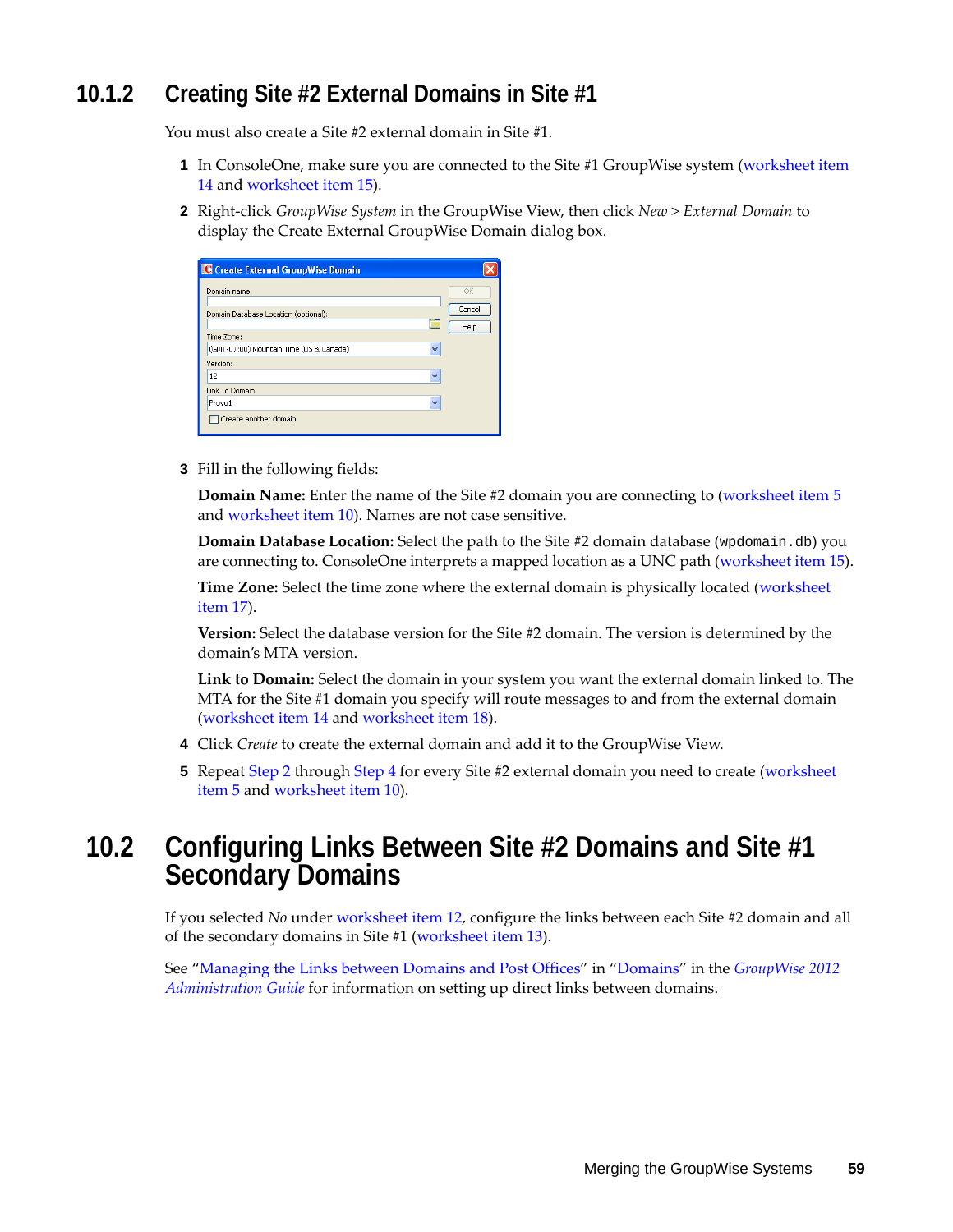### 10.1.2 Creating Site #2 External Domains in Site #1

You must also create a Site #2 external domain in Site #1.

1. In ConsoleOne, make sure you are connected to the Site #1 GroupWise system (worksheet item 14 and worksheet item 15).
2. Right-click *GroupWise System* in the GroupWise View, then click *New* > *External Domain* to display the Create External GroupWise Domain dialog box.
3. Fill in the following fields:

   **Domain Name:** Enter the name of the Site #2 domain you are connecting to (worksheet item 5 and worksheet item 10). Names are not case sensitive.

   **Domain Database Location:** Select the path to the Site #2 domain database (`wpdomain.db`) you are connecting to. ConsoleOne interprets a mapped location as a UNC path (worksheet item 15).

   **Time Zone:** Select the time zone where the external domain is physically located (worksheet item 17).

   **Version:** Select the database version for the Site #2 domain. The version is determined by the domain's MTA version.

   **Link to Domain:** Select the domain in your system you want the external domain linked to. The MTA for the Site #1 domain you specify will route messages to and from the external domain (worksheet item 14 and worksheet item 18).
4. Click *Create* to create the external domain and add it to the GroupWise View.
5. Repeat Step 2 through Step 4 for every Site #2 external domain you need to create (worksheet item 5 and worksheet item 10).

## 10.2 Configuring Links Between Site #2 Domains and Site #1 Secondary Domains

If you selected *No* under worksheet item 12, configure the links between each Site #2 domain and all of the secondary domains in Site #1 (worksheet item 13).

See "Managing the Links between Domains and Post Offices" in "Domains" in the *GroupWise 2012 Administration Guide* for information on setting up direct links between domains.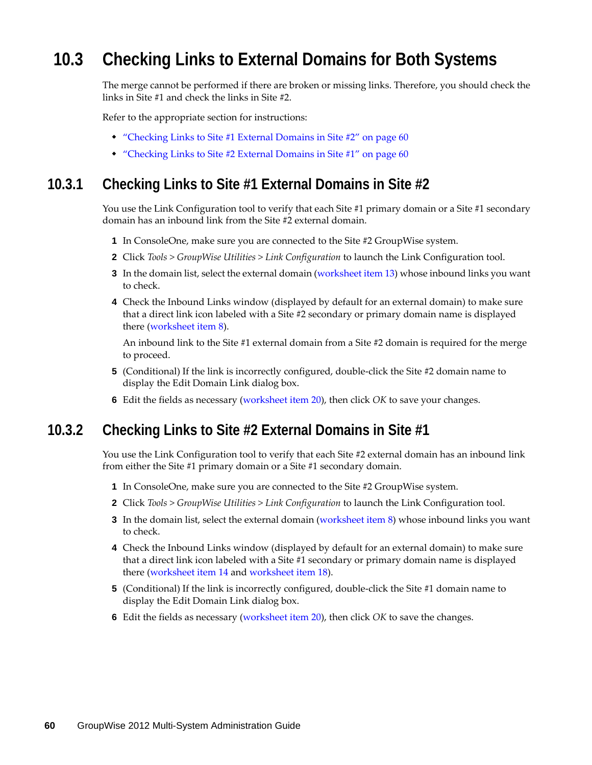## 10.3 Checking Links to External Domains for Both Systems

The merge cannot be performed if there are broken or missing links. Therefore, you should check the links in Site #1 and check the links in Site #2.

Refer to the appropriate section for instructions:

- "Checking Links to Site #1 External Domains in Site #2" on page 60
- "Checking Links to Site #2 External Domains in Site #1" on page 60

### 10.3.1 Checking Links to Site #1 External Domains in Site #2

You use the Link Configuration tool to verify that each Site #1 primary domain or a Site #1 secondary domain has an inbound link from the Site #2 external domain.

1. In ConsoleOne, make sure you are connected to the Site #2 GroupWise system.
2. Click *Tools* > *GroupWise Utilities* > *Link Configuration* to launch the Link Configuration tool.
3. In the domain list, select the external domain (worksheet item 13) whose inbound links you want to check.
4. Check the Inbound Links window (displayed by default for an external domain) to make sure that a direct link icon labeled with a Site #2 secondary or primary domain name is displayed there (worksheet item 8).

   An inbound link to the Site #1 external domain from a Site #2 domain is required for the merge to proceed.
5. (Conditional) If the link is incorrectly configured, double-click the Site #2 domain name to display the Edit Domain Link dialog box.
6. Edit the fields as necessary (worksheet item 20), then click *OK* to save your changes.

### 10.3.2 Checking Links to Site #2 External Domains in Site #1

You use the Link Configuration tool to verify that each Site #2 external domain has an inbound link from either the Site #1 primary domain or a Site #1 secondary domain.

1. In ConsoleOne, make sure you are connected to the Site #2 GroupWise system.
2. Click *Tools* > *GroupWise Utilities* > *Link Configuration* to launch the Link Configuration tool.
3. In the domain list, select the external domain (worksheet item 8) whose inbound links you want to check.
4. Check the Inbound Links window (displayed by default for an external domain) to make sure that a direct link icon labeled with a Site #1 secondary or primary domain name is displayed there (worksheet item 14 and worksheet item 18).
5. (Conditional) If the link is incorrectly configured, double-click the Site #1 domain name to display the Edit Domain Link dialog box.
6. Edit the fields as necessary (worksheet item 20), then click *OK* to save the changes.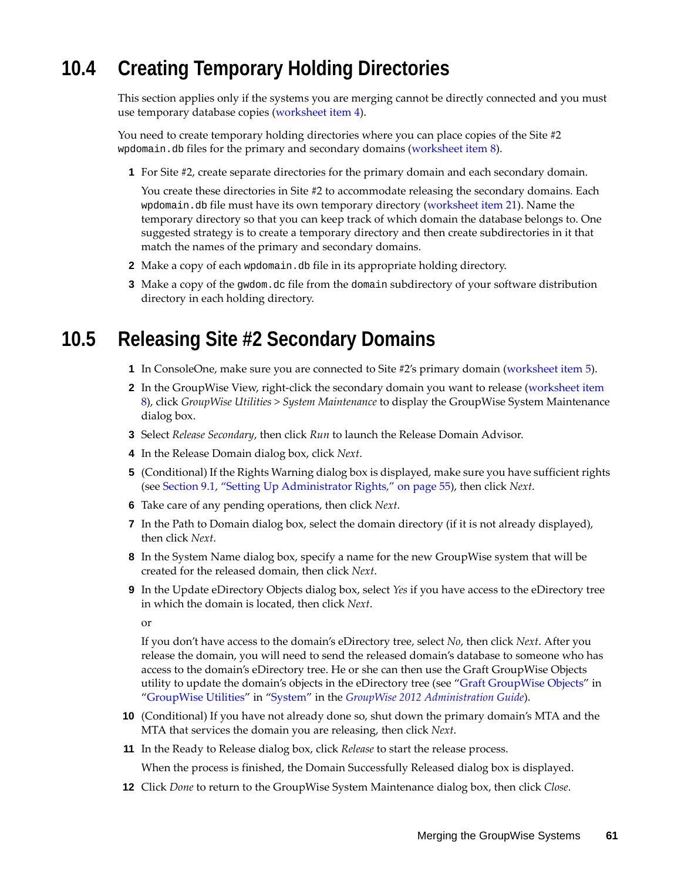## 10.4 Creating Temporary Holding Directories

This section applies only if the systems you are merging cannot be directly connected and you must use temporary database copies (worksheet item 4).

You need to create temporary holding directories where you can place copies of the Site #2 `wpdomain.db` files for the primary and secondary domains (worksheet item 8).

1. For Site #2, create separate directories for the primary domain and each secondary domain.

   You create these directories in Site #2 to accommodate releasing the secondary domains. Each `wpdomain.db` file must have its own temporary directory (worksheet item 21). Name the temporary directory so that you can keep track of which domain the database belongs to. One suggested strategy is to create a temporary directory and then create subdirectories in it that match the names of the primary and secondary domains.

2. Make a copy of each `wpdomain.db` file in its appropriate holding directory.
3. Make a copy of the `gwdom.dc` file from the `domain` subdirectory of your software distribution directory in each holding directory.

## 10.5 Releasing Site #2 Secondary Domains

1. In ConsoleOne, make sure you are connected to Site #2's primary domain (worksheet item 5).
2. In the GroupWise View, right-click the secondary domain you want to release (worksheet item 8), click *GroupWise Utilities* > *System Maintenance* to display the GroupWise System Maintenance dialog box.
3. Select *Release Secondary*, then click *Run* to launch the Release Domain Advisor.
4. In the Release Domain dialog box, click *Next*.
5. (Conditional) If the Rights Warning dialog box is displayed, make sure you have sufficient rights (see Section 9.1, "Setting Up Administrator Rights," on page 55), then click *Next*.
6. Take care of any pending operations, then click *Next*.
7. In the Path to Domain dialog box, select the domain directory (if it is not already displayed), then click *Next*.
8. In the System Name dialog box, specify a name for the new GroupWise system that will be created for the released domain, then click *Next*.
9. In the Update eDirectory Objects dialog box, select *Yes* if you have access to the eDirectory tree in which the domain is located, then click *Next*.

   or

   If you don't have access to the domain's eDirectory tree, select *No*, then click *Next*. After you release the domain, you will need to send the released domain's database to someone who has access to the domain's eDirectory tree. He or she can then use the Graft GroupWise Objects utility to update the domain's objects in the eDirectory tree (see "Graft GroupWise Objects" in "GroupWise Utilities" in "System" in the *GroupWise 2012 Administration Guide*).

10. (Conditional) If you have not already done so, shut down the primary domain's MTA and the MTA that services the domain you are releasing, then click *Next*.
11. In the Ready to Release dialog box, click *Release* to start the release process.

    When the process is finished, the Domain Successfully Released dialog box is displayed.

12. Click *Done* to return to the GroupWise System Maintenance dialog box, then click *Close*.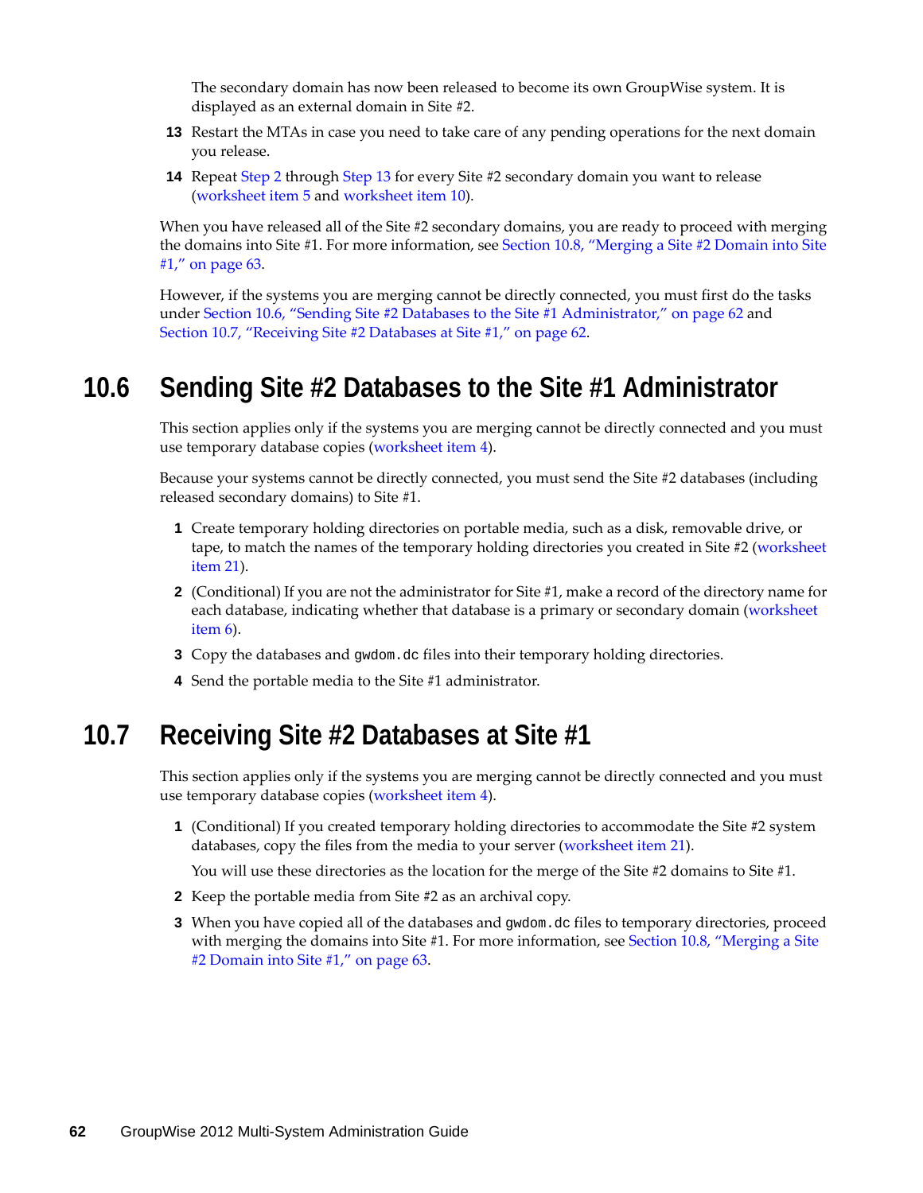The secondary domain has now been released to become its own GroupWise system. It is displayed as an external domain in Site #2.

13. Restart the MTAs in case you need to take care of any pending operations for the next domain you release.
14. Repeat Step 2 through Step 13 for every Site #2 secondary domain you want to release (worksheet item 5 and worksheet item 10).

When you have released all of the Site #2 secondary domains, you are ready to proceed with merging the domains into Site #1. For more information, see Section 10.8, "Merging a Site #2 Domain into Site #1," on page 63.

However, if the systems you are merging cannot be directly connected, you must first do the tasks under Section 10.6, "Sending Site #2 Databases to the Site #1 Administrator," on page 62 and Section 10.7, "Receiving Site #2 Databases at Site #1," on page 62.

## 10.6 Sending Site #2 Databases to the Site #1 Administrator

This section applies only if the systems you are merging cannot be directly connected and you must use temporary database copies (worksheet item 4).

Because your systems cannot be directly connected, you must send the Site #2 databases (including released secondary domains) to Site #1.

1. Create temporary holding directories on portable media, such as a disk, removable drive, or tape, to match the names of the temporary holding directories you created in Site #2 (worksheet item 21).
2. (Conditional) If you are not the administrator for Site #1, make a record of the directory name for each database, indicating whether that database is a primary or secondary domain (worksheet item 6).
3. Copy the databases and `gwdom.dc` files into their temporary holding directories.
4. Send the portable media to the Site #1 administrator.

## 10.7 Receiving Site #2 Databases at Site #1

This section applies only if the systems you are merging cannot be directly connected and you must use temporary database copies (worksheet item 4).

1. (Conditional) If you created temporary holding directories to accommodate the Site #2 system databases, copy the files from the media to your server (worksheet item 21).

   You will use these directories as the location for the merge of the Site #2 domains to Site #1.
2. Keep the portable media from Site #2 as an archival copy.
3. When you have copied all of the databases and `gwdom.dc` files to temporary directories, proceed with merging the domains into Site #1. For more information, see Section 10.8, "Merging a Site #2 Domain into Site #1," on page 63.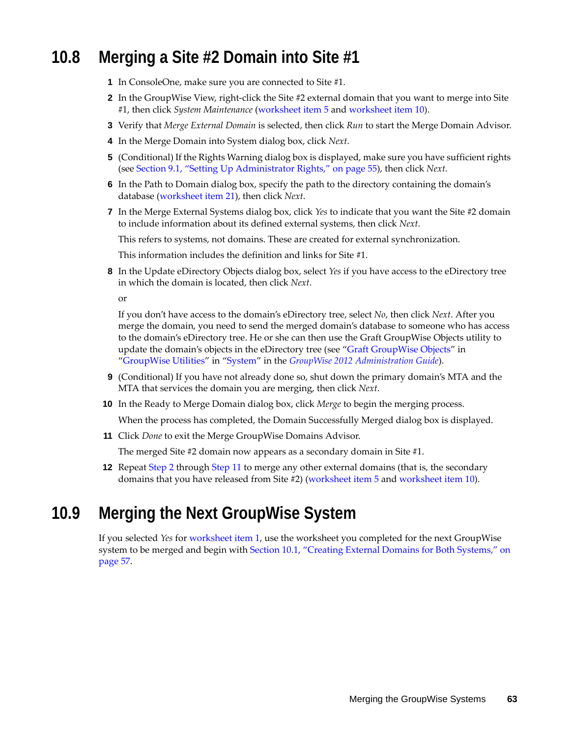## 10.8 Merging a Site #2 Domain into Site #1

1. In ConsoleOne, make sure you are connected to Site #1.
2. In the GroupWise View, right-click the Site #2 external domain that you want to merge into Site #1, then click *System Maintenance* (worksheet item 5 and worksheet item 10).
3. Verify that *Merge External Domain* is selected, then click *Run* to start the Merge Domain Advisor.
4. In the Merge Domain into System dialog box, click *Next*.
5. (Conditional) If the Rights Warning dialog box is displayed, make sure you have sufficient rights (see Section 9.1, "Setting Up Administrator Rights," on page 55), then click *Next*.
6. In the Path to Domain dialog box, specify the path to the directory containing the domain's database (worksheet item 21), then click *Next*.
7. In the Merge External Systems dialog box, click *Yes* to indicate that you want the Site #2 domain to include information about its defined external systems, then click *Next*.

   This refers to systems, not domains. These are created for external synchronization.

   This information includes the definition and links for Site #1.
8. In the Update eDirectory Objects dialog box, select *Yes* if you have access to the eDirectory tree in which the domain is located, then click *Next*.

   or

   If you don't have access to the domain's eDirectory tree, select *No*, then click *Next*. After you merge the domain, you need to send the merged domain's database to someone who has access to the domain's eDirectory tree. He or she can then use the Graft GroupWise Objects utility to update the domain's objects in the eDirectory tree (see "Graft GroupWise Objects" in "GroupWise Utilities" in "System" in the *GroupWise 2012 Administration Guide*).
9. (Conditional) If you have not already done so, shut down the primary domain's MTA and the MTA that services the domain you are merging, then click *Next*.
10. In the Ready to Merge Domain dialog box, click *Merge* to begin the merging process.

    When the process has completed, the Domain Successfully Merged dialog box is displayed.
11. Click *Done* to exit the Merge GroupWise Domains Advisor.

    The merged Site #2 domain now appears as a secondary domain in Site #1.
12. Repeat Step 2 through Step 11 to merge any other external domains (that is, the secondary domains that you have released from Site #2) (worksheet item 5 and worksheet item 10).

## 10.9 Merging the Next GroupWise System

If you selected *Yes* for worksheet item 1, use the worksheet you completed for the next GroupWise system to be merged and begin with Section 10.1, "Creating External Domains for Both Systems," on page 57.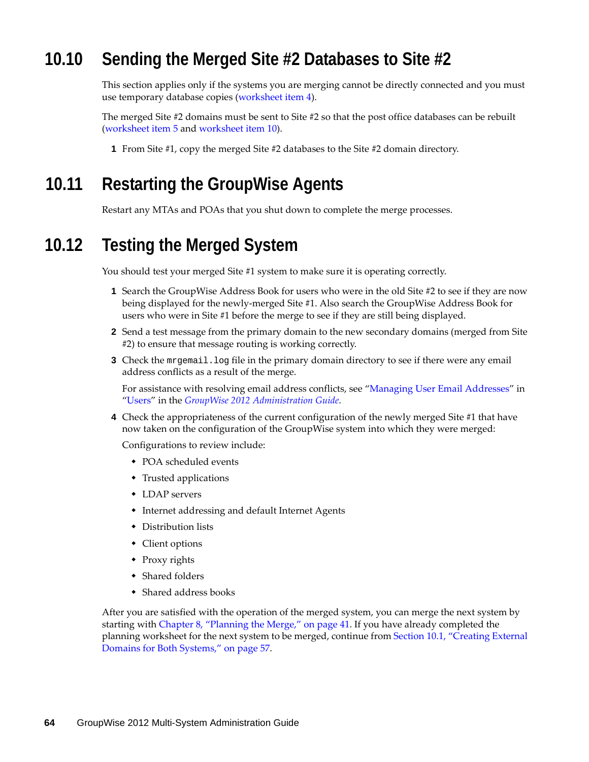## 10.10 Sending the Merged Site #2 Databases to Site #2

This section applies only if the systems you are merging cannot be directly connected and you must use temporary database copies (worksheet item 4).

The merged Site #2 domains must be sent to Site #2 so that the post office databases can be rebuilt (worksheet item 5 and worksheet item 10).

1 From Site #1, copy the merged Site #2 databases to the Site #2 domain directory.

## 10.11 Restarting the GroupWise Agents

Restart any MTAs and POAs that you shut down to complete the merge processes.

## 10.12 Testing the Merged System

You should test your merged Site #1 system to make sure it is operating correctly.

1. Search the GroupWise Address Book for users who were in the old Site #2 to see if they are now being displayed for the newly-merged Site #1. Also search the GroupWise Address Book for users who were in Site #1 before the merge to see if they are still being displayed.
2. Send a test message from the primary domain to the new secondary domains (merged from Site #2) to ensure that message routing is working correctly.
3. Check the `mrgemail.log` file in the primary domain directory to see if there were any email address conflicts as a result of the merge.

   For assistance with resolving email address conflicts, see "Managing User Email Addresses" in "Users" in the *GroupWise 2012 Administration Guide*.
4. Check the appropriateness of the current configuration of the newly merged Site #1 that have now taken on the configuration of the GroupWise system into which they were merged:

   Configurations to review include:

   - POA scheduled events
   - Trusted applications
   - LDAP servers
   - Internet addressing and default Internet Agents
   - Distribution lists
   - Client options
   - Proxy rights
   - Shared folders
   - Shared address books

After you are satisfied with the operation of the merged system, you can merge the next system by starting with Chapter 8, "Planning the Merge," on page 41. If you have already completed the planning worksheet for the next system to be merged, continue from Section 10.1, "Creating External Domains for Both Systems," on page 57.